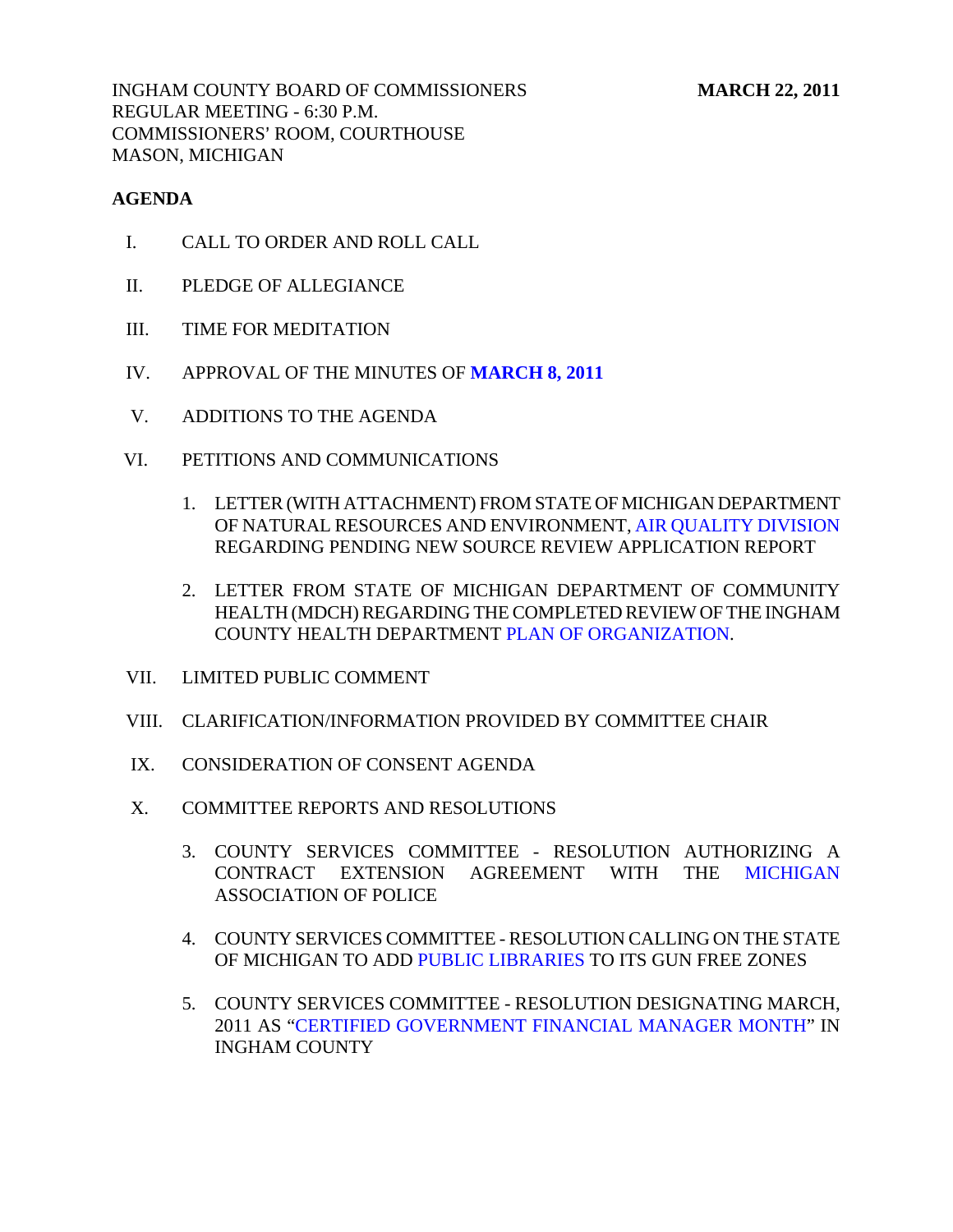INGHAM COUNTY BOARD OF COMMISSIONERS **MARCH 22, 2011**
REGULAR MEETING - 6:30 P.M.
COMMISSIONERS' ROOM, COURTHOUSE
MASON, MICHIGAN

**AGENDA**

I. CALL TO ORDER AND ROLL CALL

II. PLEDGE OF ALLEGIANCE

III. TIME FOR MEDITATION

IV. APPROVAL OF THE MINUTES OF **MARCH 8, 2011**

V. ADDITIONS TO THE AGENDA

VI. PETITIONS AND COMMUNICATIONS

1. LETTER (WITH ATTACHMENT) FROM STATE OF MICHIGAN DEPARTMENT OF NATURAL RESOURCES AND ENVIRONMENT, AIR QUALITY DIVISION REGARDING PENDING NEW SOURCE REVIEW APPLICATION REPORT

2. LETTER FROM STATE OF MICHIGAN DEPARTMENT OF COMMUNITY HEALTH (MDCH) REGARDING THE COMPLETED REVIEW OF THE INGHAM COUNTY HEALTH DEPARTMENT PLAN OF ORGANIZATION.

VII. LIMITED PUBLIC COMMENT

VIII. CLARIFICATION/INFORMATION PROVIDED BY COMMITTEE CHAIR

IX. CONSIDERATION OF CONSENT AGENDA

X. COMMITTEE REPORTS AND RESOLUTIONS

3. COUNTY SERVICES COMMITTEE - RESOLUTION AUTHORIZING A CONTRACT EXTENSION AGREEMENT WITH THE MICHIGAN ASSOCIATION OF POLICE

4. COUNTY SERVICES COMMITTEE - RESOLUTION CALLING ON THE STATE OF MICHIGAN TO ADD PUBLIC LIBRARIES TO ITS GUN FREE ZONES

5. COUNTY SERVICES COMMITTEE - RESOLUTION DESIGNATING MARCH, 2011 AS "CERTIFIED GOVERNMENT FINANCIAL MANAGER MONTH" IN INGHAM COUNTY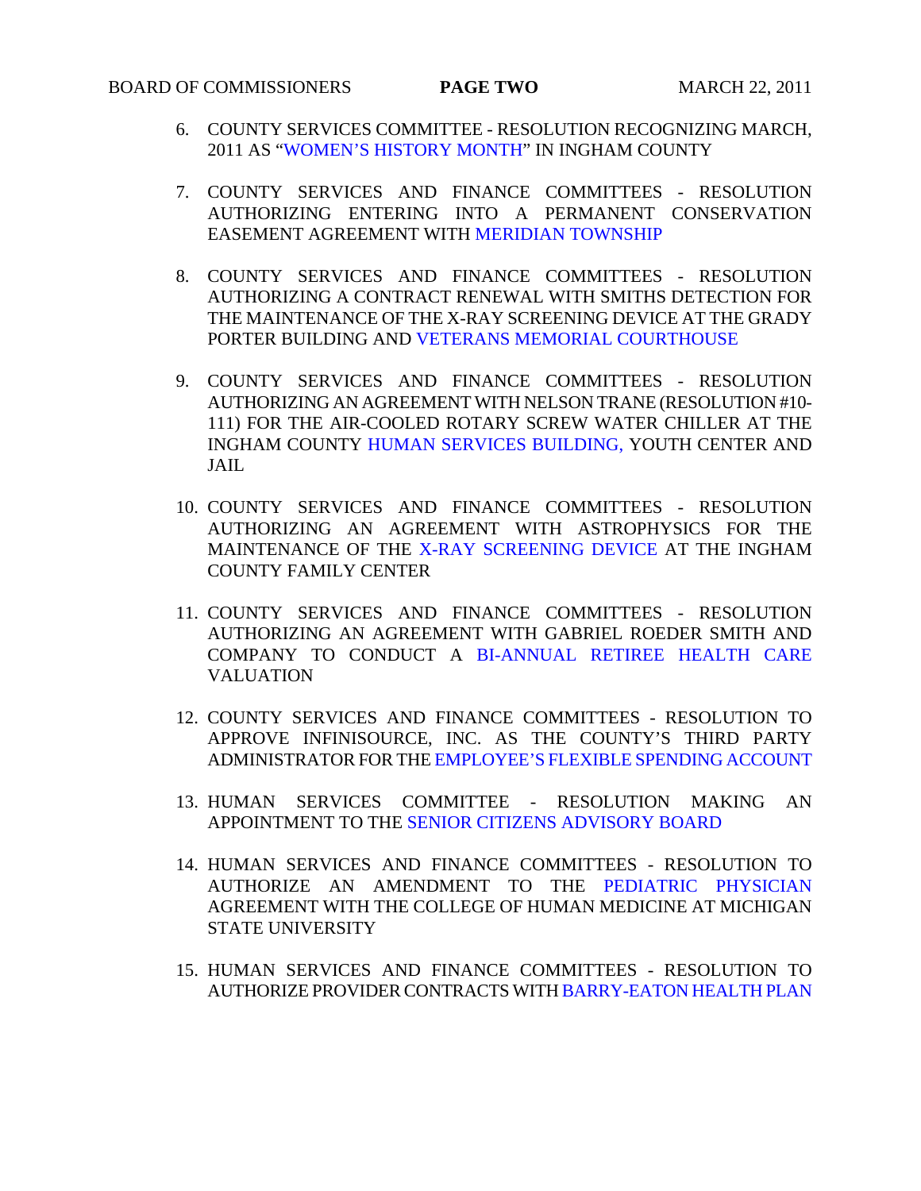6. COUNTY SERVICES COMMITTEE - RESOLUTION RECOGNIZING MARCH, 2011 AS "WOMEN'S HISTORY MONTH" IN INGHAM COUNTY

7. COUNTY SERVICES AND FINANCE COMMITTEES - RESOLUTION AUTHORIZING ENTERING INTO A PERMANENT CONSERVATION EASEMENT AGREEMENT WITH MERIDIAN TOWNSHIP

8. COUNTY SERVICES AND FINANCE COMMITTEES - RESOLUTION AUTHORIZING A CONTRACT RENEWAL WITH SMITHS DETECTION FOR THE MAINTENANCE OF THE X-RAY SCREENING DEVICE AT THE GRADY PORTER BUILDING AND VETERANS MEMORIAL COURTHOUSE

9. COUNTY SERVICES AND FINANCE COMMITTEES - RESOLUTION AUTHORIZING AN AGREEMENT WITH NELSON TRANE (RESOLUTION #10-111) FOR THE AIR-COOLED ROTARY SCREW WATER CHILLER AT THE INGHAM COUNTY HUMAN SERVICES BUILDING, YOUTH CENTER AND JAIL

10. COUNTY SERVICES AND FINANCE COMMITTEES - RESOLUTION AUTHORIZING AN AGREEMENT WITH ASTROPHYSICS FOR THE MAINTENANCE OF THE X-RAY SCREENING DEVICE AT THE INGHAM COUNTY FAMILY CENTER

11. COUNTY SERVICES AND FINANCE COMMITTEES - RESOLUTION AUTHORIZING AN AGREEMENT WITH GABRIEL ROEDER SMITH AND COMPANY TO CONDUCT A BI-ANNUAL RETIREE HEALTH CARE VALUATION

12. COUNTY SERVICES AND FINANCE COMMITTEES - RESOLUTION TO APPROVE INFINISOURCE, INC. AS THE COUNTY'S THIRD PARTY ADMINISTRATOR FOR THE EMPLOYEE'S FLEXIBLE SPENDING ACCOUNT

13. HUMAN SERVICES COMMITTEE - RESOLUTION MAKING AN APPOINTMENT TO THE SENIOR CITIZENS ADVISORY BOARD

14. HUMAN SERVICES AND FINANCE COMMITTEES - RESOLUTION TO AUTHORIZE AN AMENDMENT TO THE PEDIATRIC PHYSICIAN AGREEMENT WITH THE COLLEGE OF HUMAN MEDICINE AT MICHIGAN STATE UNIVERSITY

15. HUMAN SERVICES AND FINANCE COMMITTEES - RESOLUTION TO AUTHORIZE PROVIDER CONTRACTS WITH BARRY-EATON HEALTH PLAN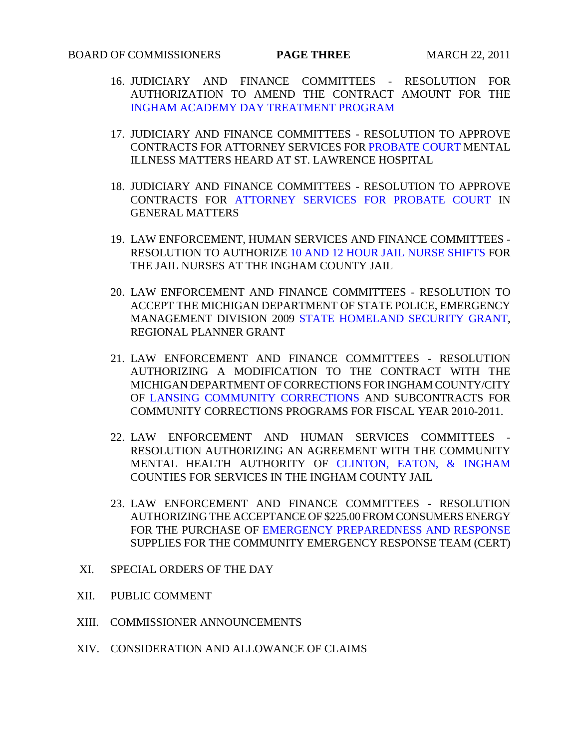16. JUDICIARY AND FINANCE COMMITTEES - RESOLUTION FOR AUTHORIZATION TO AMEND THE CONTRACT AMOUNT FOR THE INGHAM ACADEMY DAY TREATMENT PROGRAM

17. JUDICIARY AND FINANCE COMMITTEES - RESOLUTION TO APPROVE CONTRACTS FOR ATTORNEY SERVICES FOR PROBATE COURT MENTAL ILLNESS MATTERS HEARD AT ST. LAWRENCE HOSPITAL

18. JUDICIARY AND FINANCE COMMITTEES - RESOLUTION TO APPROVE CONTRACTS FOR ATTORNEY SERVICES FOR PROBATE COURT IN GENERAL MATTERS

19. LAW ENFORCEMENT, HUMAN SERVICES AND FINANCE COMMITTEES - RESOLUTION TO AUTHORIZE 10 AND 12 HOUR JAIL NURSE SHIFTS FOR THE JAIL NURSES AT THE INGHAM COUNTY JAIL

20. LAW ENFORCEMENT AND FINANCE COMMITTEES - RESOLUTION TO ACCEPT THE MICHIGAN DEPARTMENT OF STATE POLICE, EMERGENCY MANAGEMENT DIVISION 2009 STATE HOMELAND SECURITY GRANT, REGIONAL PLANNER GRANT

21. LAW ENFORCEMENT AND FINANCE COMMITTEES - RESOLUTION AUTHORIZING A MODIFICATION TO THE CONTRACT WITH THE MICHIGAN DEPARTMENT OF CORRECTIONS FOR INGHAM COUNTY/CITY OF LANSING COMMUNITY CORRECTIONS AND SUBCONTRACTS FOR COMMUNITY CORRECTIONS PROGRAMS FOR FISCAL YEAR 2010-2011.

22. LAW ENFORCEMENT AND HUMAN SERVICES COMMITTEES - RESOLUTION AUTHORIZING AN AGREEMENT WITH THE COMMUNITY MENTAL HEALTH AUTHORITY OF CLINTON, EATON, & INGHAM COUNTIES FOR SERVICES IN THE INGHAM COUNTY JAIL

23. LAW ENFORCEMENT AND FINANCE COMMITTEES - RESOLUTION AUTHORIZING THE ACCEPTANCE OF $225.00 FROM CONSUMERS ENERGY FOR THE PURCHASE OF EMERGENCY PREPAREDNESS AND RESPONSE SUPPLIES FOR THE COMMUNITY EMERGENCY RESPONSE TEAM (CERT)

XI. SPECIAL ORDERS OF THE DAY

XII. PUBLIC COMMENT

XIII. COMMISSIONER ANNOUNCEMENTS

XIV. CONSIDERATION AND ALLOWANCE OF CLAIMS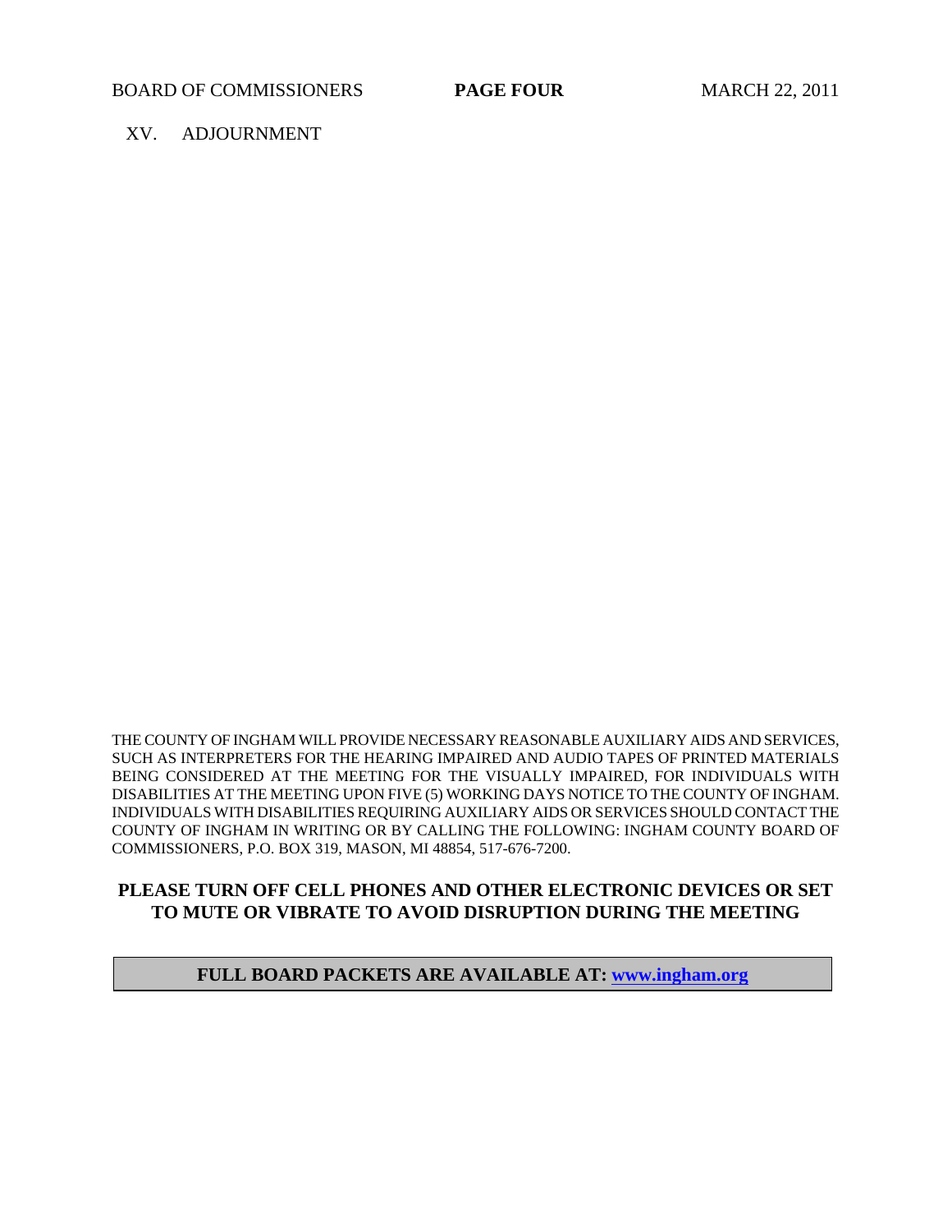XV. ADJOURNMENT

THE COUNTY OF INGHAM WILL PROVIDE NECESSARY REASONABLE AUXILIARY AIDS AND SERVICES, SUCH AS INTERPRETERS FOR THE HEARING IMPAIRED AND AUDIO TAPES OF PRINTED MATERIALS BEING CONSIDERED AT THE MEETING FOR THE VISUALLY IMPAIRED, FOR INDIVIDUALS WITH DISABILITIES AT THE MEETING UPON FIVE (5) WORKING DAYS NOTICE TO THE COUNTY OF INGHAM. INDIVIDUALS WITH DISABILITIES REQUIRING AUXILIARY AIDS OR SERVICES SHOULD CONTACT THE COUNTY OF INGHAM IN WRITING OR BY CALLING THE FOLLOWING: INGHAM COUNTY BOARD OF COMMISSIONERS, P.O. BOX 319, MASON, MI 48854, 517-676-7200.

**PLEASE TURN OFF CELL PHONES AND OTHER ELECTRONIC DEVICES OR SET TO MUTE OR VIBRATE TO AVOID DISRUPTION DURING THE MEETING**

**FULL BOARD PACKETS ARE AVAILABLE AT: [www.ingham.org](http://www.ingham.org)**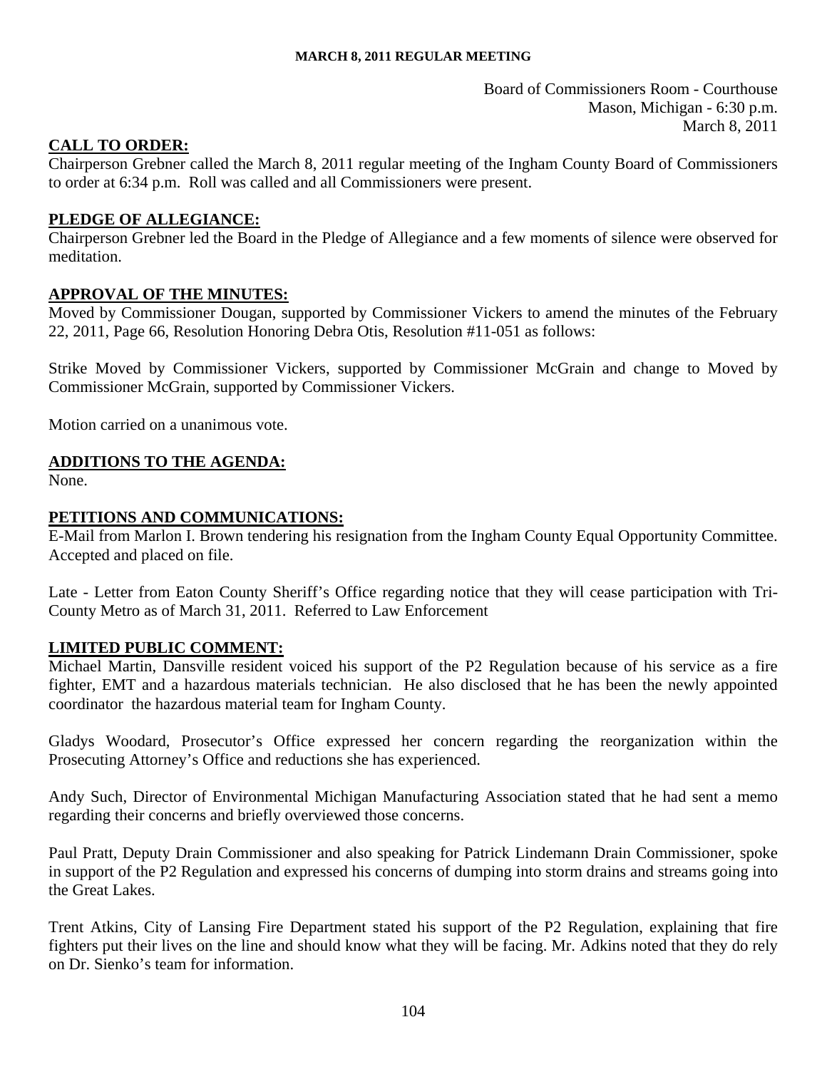**MARCH 8, 2011 REGULAR MEETING**

Board of Commissioners Room - Courthouse
Mason, Michigan - 6:30 p.m.
March 8, 2011

## CALL TO ORDER:

Chairperson Grebner called the March 8, 2011 regular meeting of the Ingham County Board of Commissioners to order at 6:34 p.m. Roll was called and all Commissioners were present.

## PLEDGE OF ALLEGIANCE:

Chairperson Grebner led the Board in the Pledge of Allegiance and a few moments of silence were observed for meditation.

## APPROVAL OF THE MINUTES:

Moved by Commissioner Dougan, supported by Commissioner Vickers to amend the minutes of the February 22, 2011, Page 66, Resolution Honoring Debra Otis, Resolution #11-051 as follows:

Strike Moved by Commissioner Vickers, supported by Commissioner McGrain and change to Moved by Commissioner McGrain, supported by Commissioner Vickers.

Motion carried on a unanimous vote.

## ADDITIONS TO THE AGENDA:

None.

## PETITIONS AND COMMUNICATIONS:

E-Mail from Marlon I. Brown tendering his resignation from the Ingham County Equal Opportunity Committee. Accepted and placed on file.

Late - Letter from Eaton County Sheriff's Office regarding notice that they will cease participation with Tri-County Metro as of March 31, 2011. Referred to Law Enforcement

## LIMITED PUBLIC COMMENT:

Michael Martin, Dansville resident voiced his support of the P2 Regulation because of his service as a fire fighter, EMT and a hazardous materials technician. He also disclosed that he has been the newly appointed coordinator the hazardous material team for Ingham County.

Gladys Woodard, Prosecutor's Office expressed her concern regarding the reorganization within the Prosecuting Attorney's Office and reductions she has experienced.

Andy Such, Director of Environmental Michigan Manufacturing Association stated that he had sent a memo regarding their concerns and briefly overviewed those concerns.

Paul Pratt, Deputy Drain Commissioner and also speaking for Patrick Lindemann Drain Commissioner, spoke in support of the P2 Regulation and expressed his concerns of dumping into storm drains and streams going into the Great Lakes.

Trent Atkins, City of Lansing Fire Department stated his support of the P2 Regulation, explaining that fire fighters put their lives on the line and should know what they will be facing. Mr. Adkins noted that they do rely on Dr. Sienko's team for information.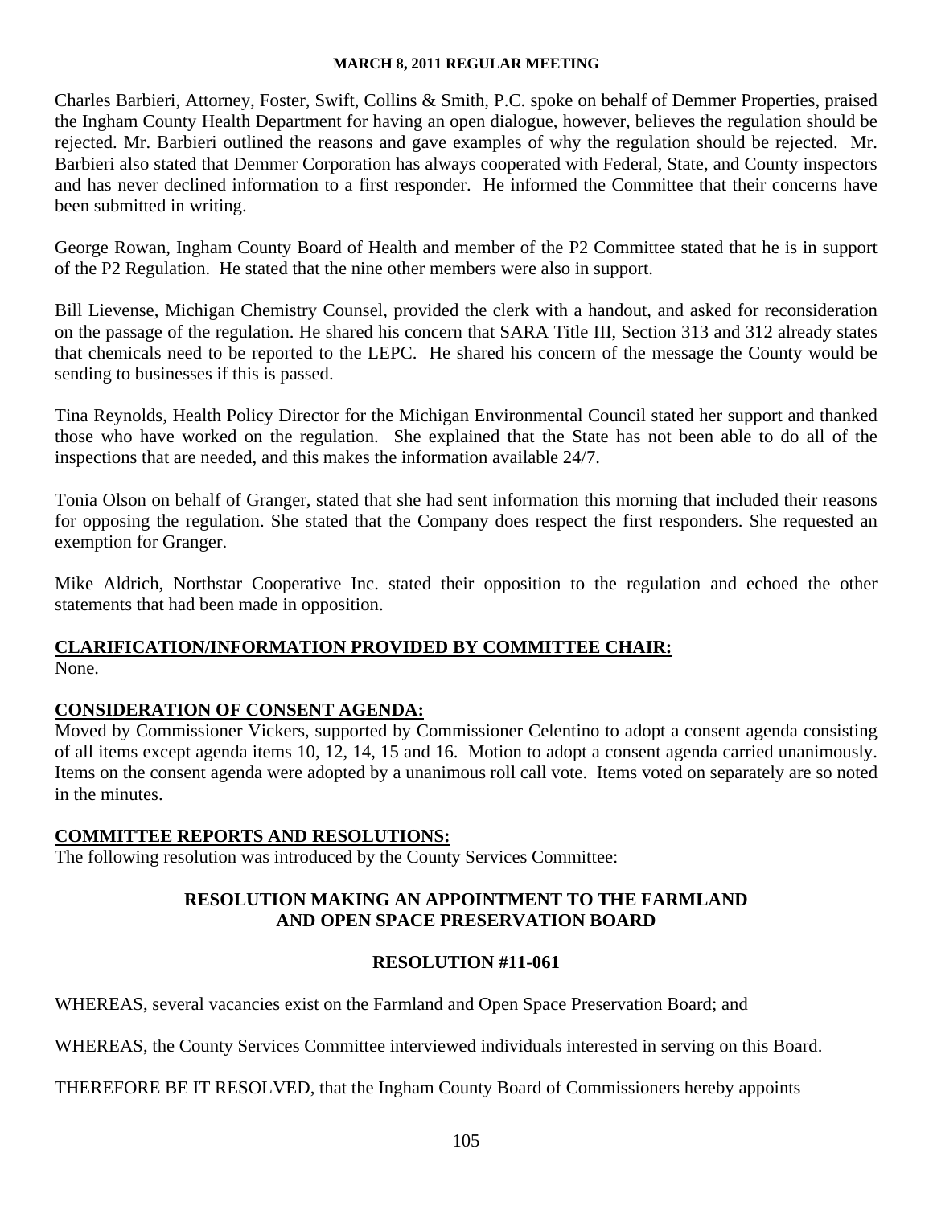Charles Barbieri, Attorney, Foster, Swift, Collins & Smith, P.C. spoke on behalf of Demmer Properties, praised the Ingham County Health Department for having an open dialogue, however, believes the regulation should be rejected. Mr. Barbieri outlined the reasons and gave examples of why the regulation should be rejected. Mr. Barbieri also stated that Demmer Corporation has always cooperated with Federal, State, and County inspectors and has never declined information to a first responder. He informed the Committee that their concerns have been submitted in writing.

George Rowan, Ingham County Board of Health and member of the P2 Committee stated that he is in support of the P2 Regulation. He stated that the nine other members were also in support.

Bill Lievense, Michigan Chemistry Counsel, provided the clerk with a handout, and asked for reconsideration on the passage of the regulation. He shared his concern that SARA Title III, Section 313 and 312 already states that chemicals need to be reported to the LEPC. He shared his concern of the message the County would be sending to businesses if this is passed.

Tina Reynolds, Health Policy Director for the Michigan Environmental Council stated her support and thanked those who have worked on the regulation. She explained that the State has not been able to do all of the inspections that are needed, and this makes the information available 24/7.

Tonia Olson on behalf of Granger, stated that she had sent information this morning that included their reasons for opposing the regulation. She stated that the Company does respect the first responders. She requested an exemption for Granger.

Mike Aldrich, Northstar Cooperative Inc. stated their opposition to the regulation and echoed the other statements that had been made in opposition.

## CLARIFICATION/INFORMATION PROVIDED BY COMMITTEE CHAIR:

None.

## CONSIDERATION OF CONSENT AGENDA:

Moved by Commissioner Vickers, supported by Commissioner Celentino to adopt a consent agenda consisting of all items except agenda items 10, 12, 14, 15 and 16. Motion to adopt a consent agenda carried unanimously. Items on the consent agenda were adopted by a unanimous roll call vote. Items voted on separately are so noted in the minutes.

## COMMITTEE REPORTS AND RESOLUTIONS:

The following resolution was introduced by the County Services Committee:

### RESOLUTION MAKING AN APPOINTMENT TO THE FARMLAND AND OPEN SPACE PRESERVATION BOARD

### RESOLUTION #11-061

WHEREAS, several vacancies exist on the Farmland and Open Space Preservation Board; and

WHEREAS, the County Services Committee interviewed individuals interested in serving on this Board.

THEREFORE BE IT RESOLVED, that the Ingham County Board of Commissioners hereby appoints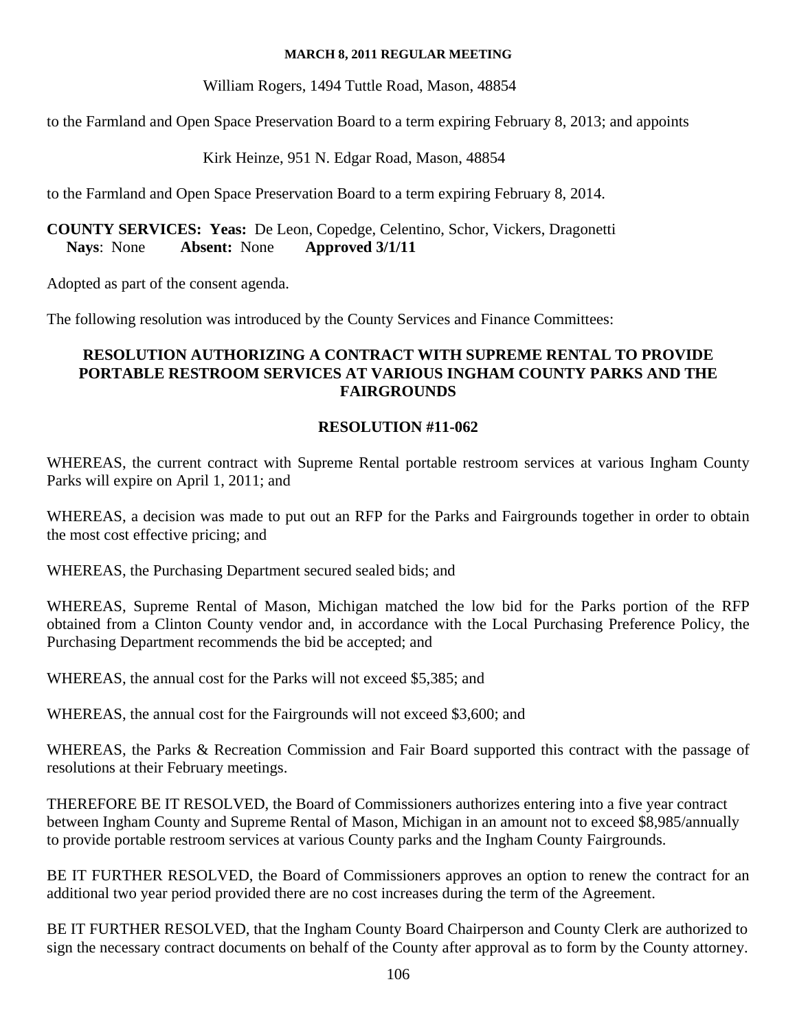William Rogers, 1494 Tuttle Road, Mason, 48854

to the Farmland and Open Space Preservation Board to a term expiring February 8, 2013; and appoints

Kirk Heinze, 951 N. Edgar Road, Mason, 48854

to the Farmland and Open Space Preservation Board to a term expiring February 8, 2014.

**COUNTY SERVICES: Yeas:** De Leon, Copedge, Celentino, Schor, Vickers, Dragonetti
**Nays**: None **Absent:** None **Approved 3/1/11**

Adopted as part of the consent agenda.

The following resolution was introduced by the County Services and Finance Committees:

## RESOLUTION AUTHORIZING A CONTRACT WITH SUPREME RENTAL TO PROVIDE PORTABLE RESTROOM SERVICES AT VARIOUS INGHAM COUNTY PARKS AND THE FAIRGROUNDS

### RESOLUTION #11-062

WHEREAS, the current contract with Supreme Rental portable restroom services at various Ingham County Parks will expire on April 1, 2011; and

WHEREAS, a decision was made to put out an RFP for the Parks and Fairgrounds together in order to obtain the most cost effective pricing; and

WHEREAS, the Purchasing Department secured sealed bids; and

WHEREAS, Supreme Rental of Mason, Michigan matched the low bid for the Parks portion of the RFP obtained from a Clinton County vendor and, in accordance with the Local Purchasing Preference Policy, the Purchasing Department recommends the bid be accepted; and

WHEREAS, the annual cost for the Parks will not exceed $5,385; and

WHEREAS, the annual cost for the Fairgrounds will not exceed $3,600; and

WHEREAS, the Parks & Recreation Commission and Fair Board supported this contract with the passage of resolutions at their February meetings.

THEREFORE BE IT RESOLVED, the Board of Commissioners authorizes entering into a five year contract between Ingham County and Supreme Rental of Mason, Michigan in an amount not to exceed $8,985/annually to provide portable restroom services at various County parks and the Ingham County Fairgrounds.

BE IT FURTHER RESOLVED, the Board of Commissioners approves an option to renew the contract for an additional two year period provided there are no cost increases during the term of the Agreement.

BE IT FURTHER RESOLVED, that the Ingham County Board Chairperson and County Clerk are authorized to sign the necessary contract documents on behalf of the County after approval as to form by the County attorney.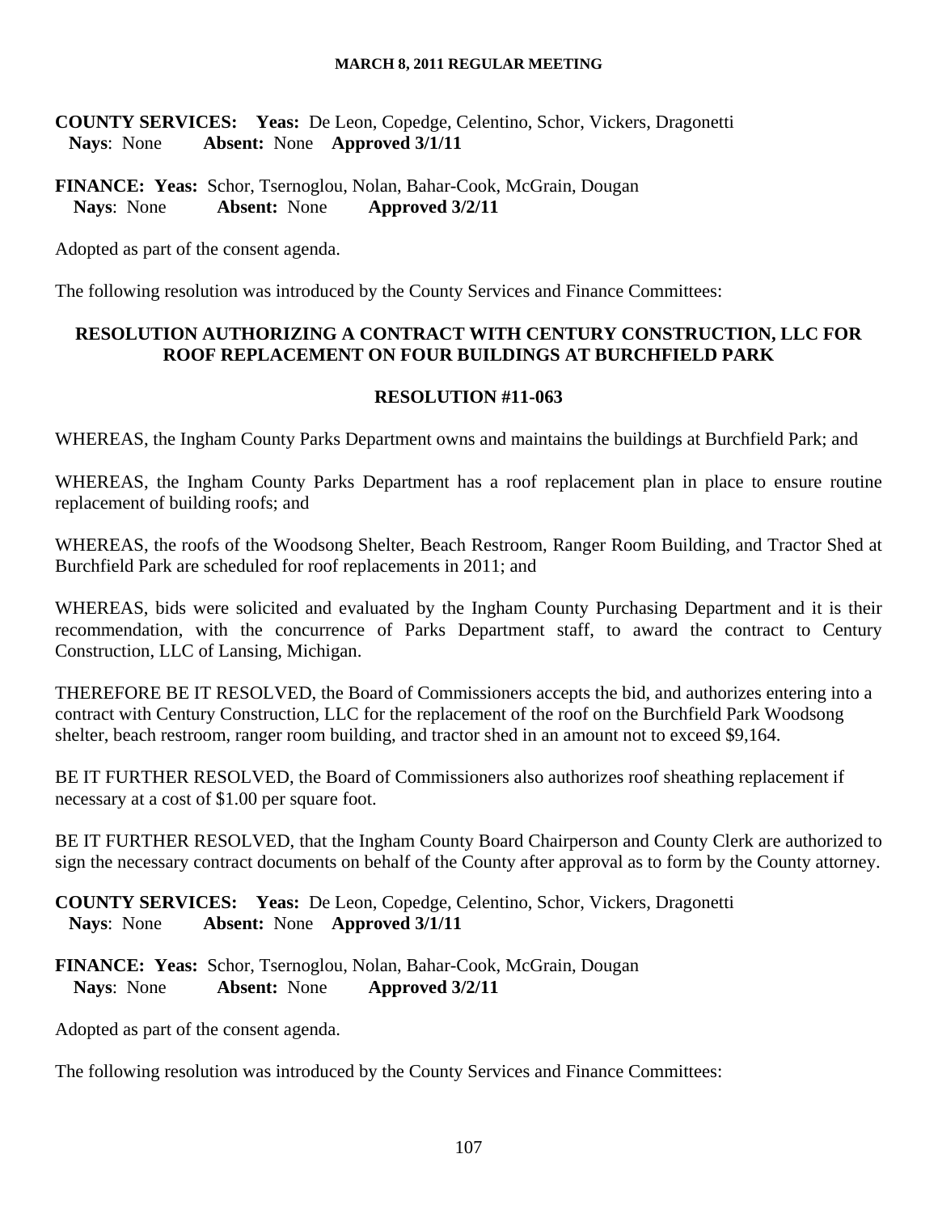**COUNTY SERVICES: Yeas:** De Leon, Copedge, Celentino, Schor, Vickers, Dragonetti
**Nays**: None **Absent:** None **Approved 3/1/11**

**FINANCE: Yeas:** Schor, Tsernoglou, Nolan, Bahar-Cook, McGrain, Dougan
**Nays**: None **Absent:** None **Approved 3/2/11**

Adopted as part of the consent agenda.

The following resolution was introduced by the County Services and Finance Committees:

**RESOLUTION AUTHORIZING A CONTRACT WITH CENTURY CONSTRUCTION, LLC FOR ROOF REPLACEMENT ON FOUR BUILDINGS AT BURCHFIELD PARK**

**RESOLUTION #11-063**

WHEREAS, the Ingham County Parks Department owns and maintains the buildings at Burchfield Park; and

WHEREAS, the Ingham County Parks Department has a roof replacement plan in place to ensure routine replacement of building roofs; and

WHEREAS, the roofs of the Woodsong Shelter, Beach Restroom, Ranger Room Building, and Tractor Shed at Burchfield Park are scheduled for roof replacements in 2011; and

WHEREAS, bids were solicited and evaluated by the Ingham County Purchasing Department and it is their recommendation, with the concurrence of Parks Department staff, to award the contract to Century Construction, LLC of Lansing, Michigan.

THEREFORE BE IT RESOLVED, the Board of Commissioners accepts the bid, and authorizes entering into a contract with Century Construction, LLC for the replacement of the roof on the Burchfield Park Woodsong shelter, beach restroom, ranger room building, and tractor shed in an amount not to exceed $9,164.

BE IT FURTHER RESOLVED, the Board of Commissioners also authorizes roof sheathing replacement if necessary at a cost of $1.00 per square foot.

BE IT FURTHER RESOLVED, that the Ingham County Board Chairperson and County Clerk are authorized to sign the necessary contract documents on behalf of the County after approval as to form by the County attorney.

**COUNTY SERVICES: Yeas:** De Leon, Copedge, Celentino, Schor, Vickers, Dragonetti
**Nays**: None **Absent:** None **Approved 3/1/11**

**FINANCE: Yeas:** Schor, Tsernoglou, Nolan, Bahar-Cook, McGrain, Dougan
**Nays**: None **Absent:** None **Approved 3/2/11**

Adopted as part of the consent agenda.

The following resolution was introduced by the County Services and Finance Committees: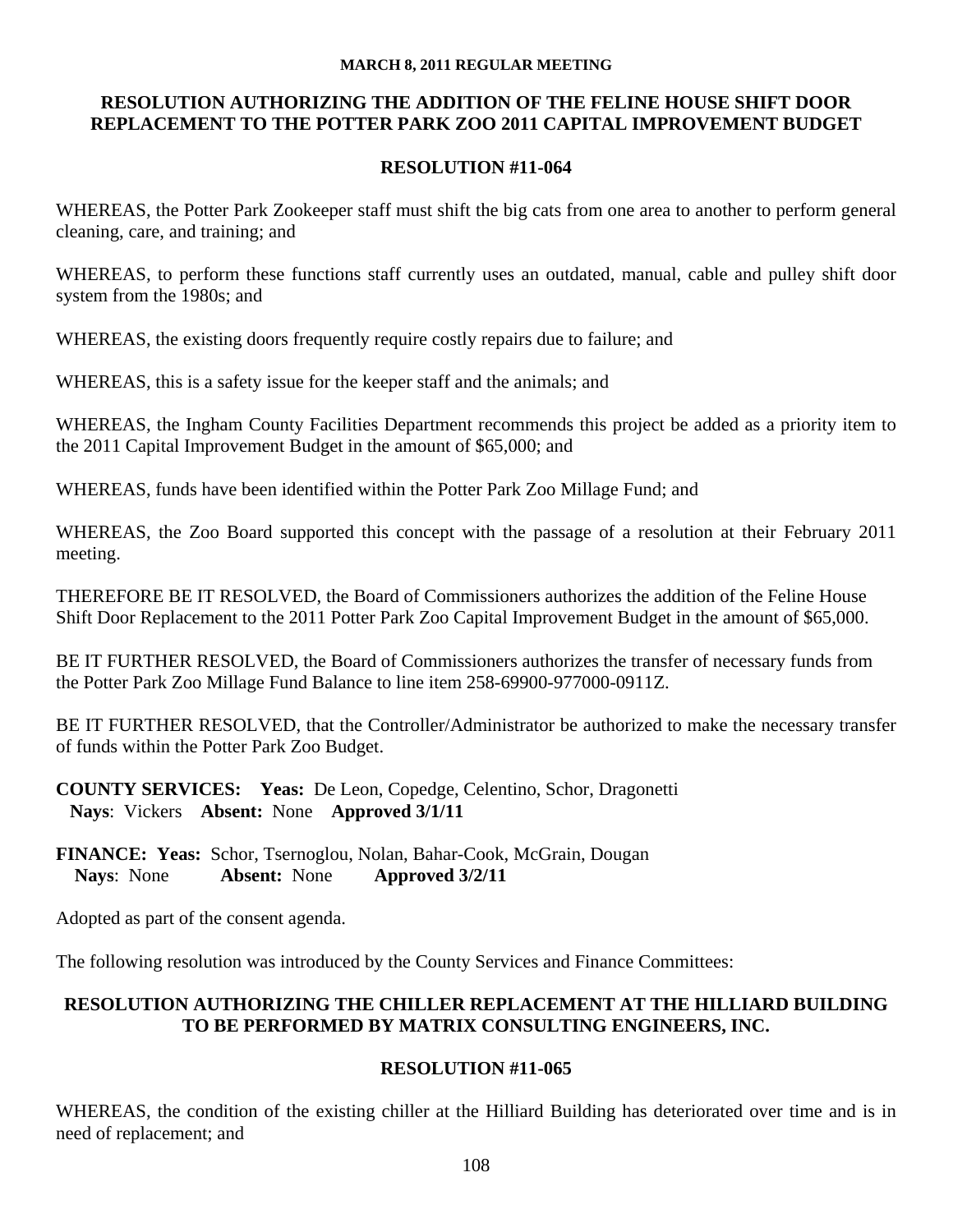## RESOLUTION AUTHORIZING THE ADDITION OF THE FELINE HOUSE SHIFT DOOR REPLACEMENT TO THE POTTER PARK ZOO 2011 CAPITAL IMPROVEMENT BUDGET

### RESOLUTION #11-064

WHEREAS, the Potter Park Zookeeper staff must shift the big cats from one area to another to perform general cleaning, care, and training; and

WHEREAS, to perform these functions staff currently uses an outdated, manual, cable and pulley shift door system from the 1980s; and

WHEREAS, the existing doors frequently require costly repairs due to failure; and

WHEREAS, this is a safety issue for the keeper staff and the animals; and

WHEREAS, the Ingham County Facilities Department recommends this project be added as a priority item to the 2011 Capital Improvement Budget in the amount of $65,000; and

WHEREAS, funds have been identified within the Potter Park Zoo Millage Fund; and

WHEREAS, the Zoo Board supported this concept with the passage of a resolution at their February 2011 meeting.

THEREFORE BE IT RESOLVED, the Board of Commissioners authorizes the addition of the Feline House Shift Door Replacement to the 2011 Potter Park Zoo Capital Improvement Budget in the amount of $65,000.

BE IT FURTHER RESOLVED, the Board of Commissioners authorizes the transfer of necessary funds from the Potter Park Zoo Millage Fund Balance to line item 258-69900-977000-0911Z.

BE IT FURTHER RESOLVED, that the Controller/Administrator be authorized to make the necessary transfer of funds within the Potter Park Zoo Budget.

**COUNTY SERVICES: Yeas:** De Leon, Copedge, Celentino, Schor, Dragonetti
**Nays**: Vickers **Absent:** None **Approved 3/1/11**

**FINANCE: Yeas:** Schor, Tsernoglou, Nolan, Bahar-Cook, McGrain, Dougan
**Nays**: None **Absent:** None **Approved 3/2/11**

Adopted as part of the consent agenda.

The following resolution was introduced by the County Services and Finance Committees:

## RESOLUTION AUTHORIZING THE CHILLER REPLACEMENT AT THE HILLIARD BUILDING TO BE PERFORMED BY MATRIX CONSULTING ENGINEERS, INC.

### RESOLUTION #11-065

WHEREAS, the condition of the existing chiller at the Hilliard Building has deteriorated over time and is in need of replacement; and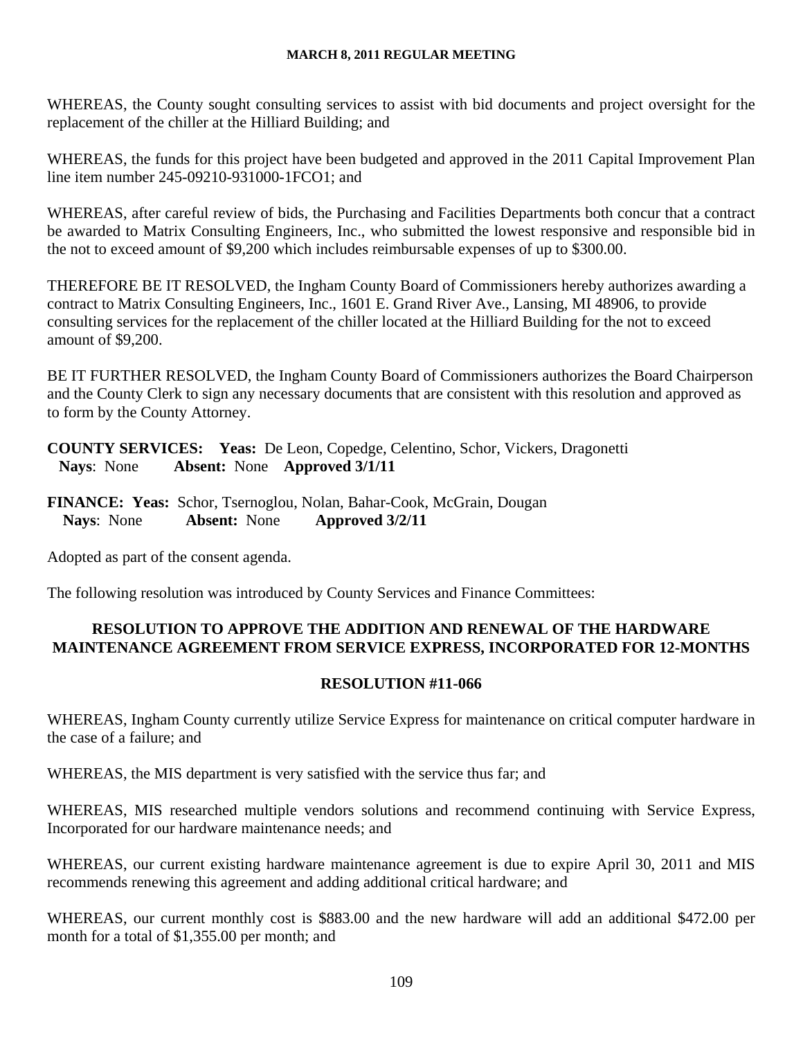WHEREAS, the County sought consulting services to assist with bid documents and project oversight for the replacement of the chiller at the Hilliard Building; and

WHEREAS, the funds for this project have been budgeted and approved in the 2011 Capital Improvement Plan line item number 245-09210-931000-1FCO1; and

WHEREAS, after careful review of bids, the Purchasing and Facilities Departments both concur that a contract be awarded to Matrix Consulting Engineers, Inc., who submitted the lowest responsive and responsible bid in the not to exceed amount of $9,200 which includes reimbursable expenses of up to $300.00.

THEREFORE BE IT RESOLVED, the Ingham County Board of Commissioners hereby authorizes awarding a contract to Matrix Consulting Engineers, Inc., 1601 E. Grand River Ave., Lansing, MI 48906, to provide consulting services for the replacement of the chiller located at the Hilliard Building for the not to exceed amount of $9,200.

BE IT FURTHER RESOLVED, the Ingham County Board of Commissioners authorizes the Board Chairperson and the County Clerk to sign any necessary documents that are consistent with this resolution and approved as to form by the County Attorney.

**COUNTY SERVICES: Yeas:** De Leon, Copedge, Celentino, Schor, Vickers, Dragonetti
**Nays**: None **Absent:** None **Approved 3/1/11**

**FINANCE: Yeas:** Schor, Tsernoglou, Nolan, Bahar-Cook, McGrain, Dougan
**Nays**: None **Absent:** None **Approved 3/2/11**

Adopted as part of the consent agenda.

The following resolution was introduced by County Services and Finance Committees:

### RESOLUTION TO APPROVE THE ADDITION AND RENEWAL OF THE HARDWARE MAINTENANCE AGREEMENT FROM SERVICE EXPRESS, INCORPORATED FOR 12-MONTHS

### RESOLUTION #11-066

WHEREAS, Ingham County currently utilize Service Express for maintenance on critical computer hardware in the case of a failure; and

WHEREAS, the MIS department is very satisfied with the service thus far; and

WHEREAS, MIS researched multiple vendors solutions and recommend continuing with Service Express, Incorporated for our hardware maintenance needs; and

WHEREAS, our current existing hardware maintenance agreement is due to expire April 30, 2011 and MIS recommends renewing this agreement and adding additional critical hardware; and

WHEREAS, our current monthly cost is $883.00 and the new hardware will add an additional $472.00 per month for a total of $1,355.00 per month; and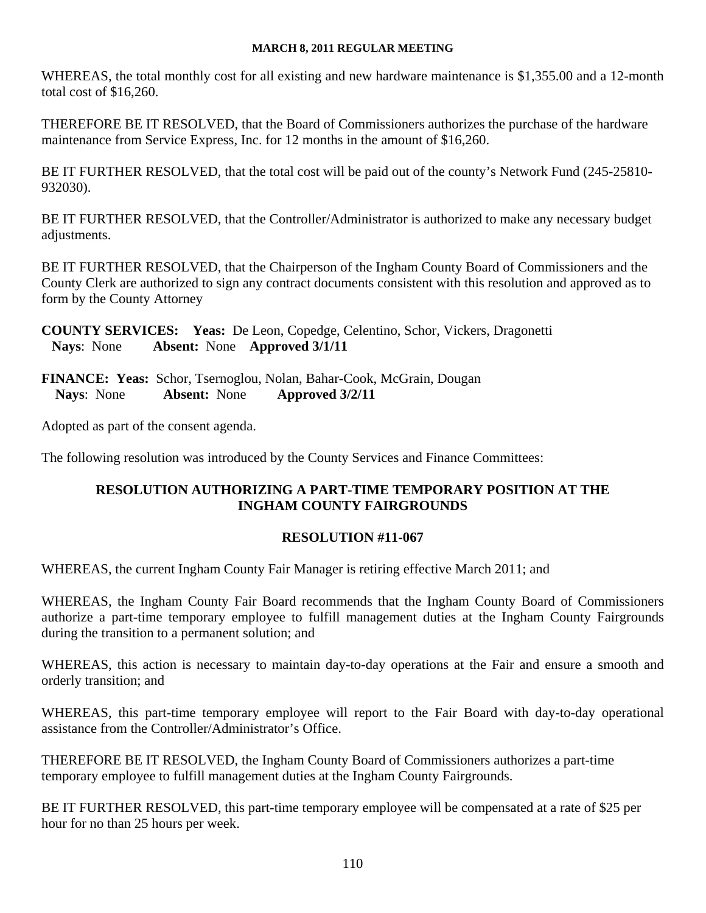WHEREAS, the total monthly cost for all existing and new hardware maintenance is $1,355.00 and a 12-month total cost of $16,260.

THEREFORE BE IT RESOLVED, that the Board of Commissioners authorizes the purchase of the hardware maintenance from Service Express, Inc. for 12 months in the amount of $16,260.

BE IT FURTHER RESOLVED, that the total cost will be paid out of the county's Network Fund (245-25810-932030).

BE IT FURTHER RESOLVED, that the Controller/Administrator is authorized to make any necessary budget adjustments.

BE IT FURTHER RESOLVED, that the Chairperson of the Ingham County Board of Commissioners and the County Clerk are authorized to sign any contract documents consistent with this resolution and approved as to form by the County Attorney

**COUNTY SERVICES: Yeas:** De Leon, Copedge, Celentino, Schor, Vickers, Dragonetti
**Nays**: None **Absent:** None **Approved 3/1/11**

**FINANCE: Yeas:** Schor, Tsernoglou, Nolan, Bahar-Cook, McGrain, Dougan
**Nays**: None **Absent:** None **Approved 3/2/11**

Adopted as part of the consent agenda.

The following resolution was introduced by the County Services and Finance Committees:

## RESOLUTION AUTHORIZING A PART-TIME TEMPORARY POSITION AT THE INGHAM COUNTY FAIRGROUNDS

## RESOLUTION #11-067

WHEREAS, the current Ingham County Fair Manager is retiring effective March 2011; and

WHEREAS, the Ingham County Fair Board recommends that the Ingham County Board of Commissioners authorize a part-time temporary employee to fulfill management duties at the Ingham County Fairgrounds during the transition to a permanent solution; and

WHEREAS, this action is necessary to maintain day-to-day operations at the Fair and ensure a smooth and orderly transition; and

WHEREAS, this part-time temporary employee will report to the Fair Board with day-to-day operational assistance from the Controller/Administrator's Office.

THEREFORE BE IT RESOLVED, the Ingham County Board of Commissioners authorizes a part-time temporary employee to fulfill management duties at the Ingham County Fairgrounds.

BE IT FURTHER RESOLVED, this part-time temporary employee will be compensated at a rate of $25 per hour for no than 25 hours per week.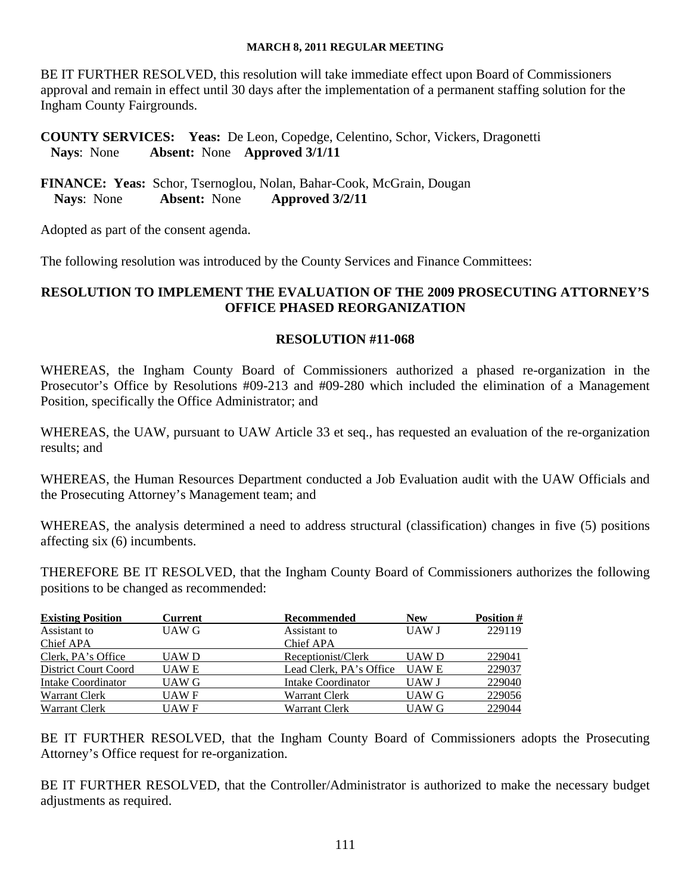BE IT FURTHER RESOLVED, this resolution will take immediate effect upon Board of Commissioners approval and remain in effect until 30 days after the implementation of a permanent staffing solution for the Ingham County Fairgrounds.

**COUNTY SERVICES: Yeas:** De Leon, Copedge, Celentino, Schor, Vickers, Dragonetti
**Nays**: None **Absent:** None **Approved 3/1/11**

**FINANCE: Yeas:** Schor, Tsernoglou, Nolan, Bahar-Cook, McGrain, Dougan
**Nays**: None **Absent:** None **Approved 3/2/11**

Adopted as part of the consent agenda.

The following resolution was introduced by the County Services and Finance Committees:

## RESOLUTION TO IMPLEMENT THE EVALUATION OF THE 2009 PROSECUTING ATTORNEY'S OFFICE PHASED REORGANIZATION

### RESOLUTION #11-068

WHEREAS, the Ingham County Board of Commissioners authorized a phased re-organization in the Prosecutor's Office by Resolutions #09-213 and #09-280 which included the elimination of a Management Position, specifically the Office Administrator; and

WHEREAS, the UAW, pursuant to UAW Article 33 et seq., has requested an evaluation of the re-organization results; and

WHEREAS, the Human Resources Department conducted a Job Evaluation audit with the UAW Officials and the Prosecuting Attorney's Management team; and

WHEREAS, the analysis determined a need to address structural (classification) changes in five (5) positions affecting six (6) incumbents.

THEREFORE BE IT RESOLVED, that the Ingham County Board of Commissioners authorizes the following positions to be changed as recommended:

| Existing Position | Current | Recommended | New | Position # |
|---|---|---|---|---|
| Assistant to Chief APA | UAW G | Assistant to Chief APA | UAW J | 229119 |
| Clerk, PA's Office | UAW D | Receptionist/Clerk | UAW D | 229041 |
| District Court Coord | UAW E | Lead Clerk, PA's Office | UAW E | 229037 |
| Intake Coordinator | UAW G | Intake Coordinator | UAW J | 229040 |
| Warrant Clerk | UAW F | Warrant Clerk | UAW G | 229056 |
| Warrant Clerk | UAW F | Warrant Clerk | UAW G | 229044 |

BE IT FURTHER RESOLVED, that the Ingham County Board of Commissioners adopts the Prosecuting Attorney's Office request for re-organization.

BE IT FURTHER RESOLVED, that the Controller/Administrator is authorized to make the necessary budget adjustments as required.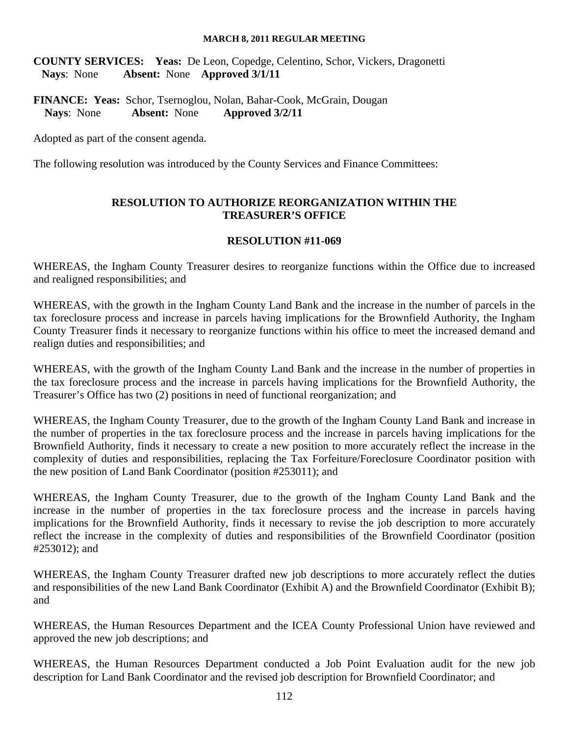**COUNTY SERVICES: Yeas:** De Leon, Copedge, Celentino, Schor, Vickers, Dragonetti
**Nays**: None **Absent:** None **Approved 3/1/11**

**FINANCE: Yeas:** Schor, Tsernoglou, Nolan, Bahar-Cook, McGrain, Dougan
**Nays**: None **Absent:** None **Approved 3/2/11**

Adopted as part of the consent agenda.

The following resolution was introduced by the County Services and Finance Committees:

## RESOLUTION TO AUTHORIZE REORGANIZATION WITHIN THE TREASURER'S OFFICE

## RESOLUTION #11-069

WHEREAS, the Ingham County Treasurer desires to reorganize functions within the Office due to increased and realigned responsibilities; and

WHEREAS, with the growth in the Ingham County Land Bank and the increase in the number of parcels in the tax foreclosure process and increase in parcels having implications for the Brownfield Authority, the Ingham County Treasurer finds it necessary to reorganize functions within his office to meet the increased demand and realign duties and responsibilities; and

WHEREAS, with the growth of the Ingham County Land Bank and the increase in the number of properties in the tax foreclosure process and the increase in parcels having implications for the Brownfield Authority, the Treasurer's Office has two (2) positions in need of functional reorganization; and

WHEREAS, the Ingham County Treasurer, due to the growth of the Ingham County Land Bank and increase in the number of properties in the tax foreclosure process and the increase in parcels having implications for the Brownfield Authority, finds it necessary to create a new position to more accurately reflect the increase in the complexity of duties and responsibilities, replacing the Tax Forfeiture/Foreclosure Coordinator position with the new position of Land Bank Coordinator (position #253011); and

WHEREAS, the Ingham County Treasurer, due to the growth of the Ingham County Land Bank and the increase in the number of properties in the tax foreclosure process and the increase in parcels having implications for the Brownfield Authority, finds it necessary to revise the job description to more accurately reflect the increase in the complexity of duties and responsibilities of the Brownfield Coordinator (position #253012); and

WHEREAS, the Ingham County Treasurer drafted new job descriptions to more accurately reflect the duties and responsibilities of the new Land Bank Coordinator (Exhibit A) and the Brownfield Coordinator (Exhibit B); and

WHEREAS, the Human Resources Department and the ICEA County Professional Union have reviewed and approved the new job descriptions; and

WHEREAS, the Human Resources Department conducted a Job Point Evaluation audit for the new job description for Land Bank Coordinator and the revised job description for Brownfield Coordinator; and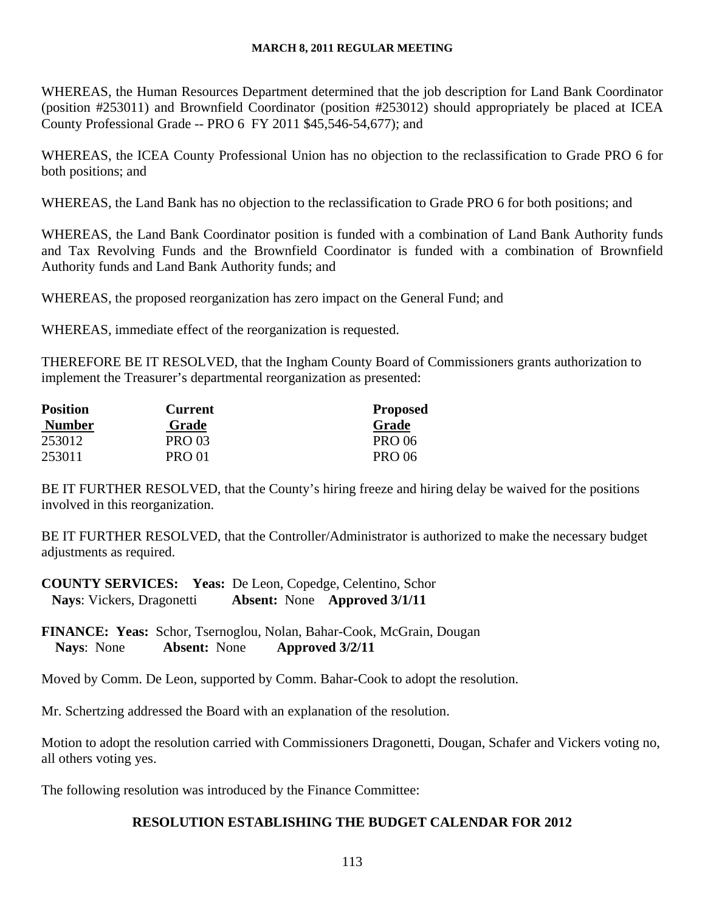WHEREAS, the Human Resources Department determined that the job description for Land Bank Coordinator (position #253011) and Brownfield Coordinator (position #253012) should appropriately be placed at ICEA County Professional Grade -- PRO 6 FY 2011 $45,546-54,677); and

WHEREAS, the ICEA County Professional Union has no objection to the reclassification to Grade PRO 6 for both positions; and

WHEREAS, the Land Bank has no objection to the reclassification to Grade PRO 6 for both positions; and

WHEREAS, the Land Bank Coordinator position is funded with a combination of Land Bank Authority funds and Tax Revolving Funds and the Brownfield Coordinator is funded with a combination of Brownfield Authority funds and Land Bank Authority funds; and

WHEREAS, the proposed reorganization has zero impact on the General Fund; and

WHEREAS, immediate effect of the reorganization is requested.

THEREFORE BE IT RESOLVED, that the Ingham County Board of Commissioners grants authorization to implement the Treasurer's departmental reorganization as presented:

| Position Number | Current Grade | Proposed Grade |
|---|---|---|
| 253012 | PRO 03 | PRO 06 |
| 253011 | PRO 01 | PRO 06 |

BE IT FURTHER RESOLVED, that the County's hiring freeze and hiring delay be waived for the positions involved in this reorganization.

BE IT FURTHER RESOLVED, that the Controller/Administrator is authorized to make the necessary budget adjustments as required.

**COUNTY SERVICES: Yeas:** De Leon, Copedge, Celentino, Schor
**Nays**: Vickers, Dragonetti **Absent:** None **Approved 3/1/11**

**FINANCE: Yeas:** Schor, Tsernoglou, Nolan, Bahar-Cook, McGrain, Dougan
**Nays**: None **Absent:** None **Approved 3/2/11**

Moved by Comm. De Leon, supported by Comm. Bahar-Cook to adopt the resolution.

Mr. Schertzing addressed the Board with an explanation of the resolution.

Motion to adopt the resolution carried with Commissioners Dragonetti, Dougan, Schafer and Vickers voting no, all others voting yes.

The following resolution was introduced by the Finance Committee:

## RESOLUTION ESTABLISHING THE BUDGET CALENDAR FOR 2012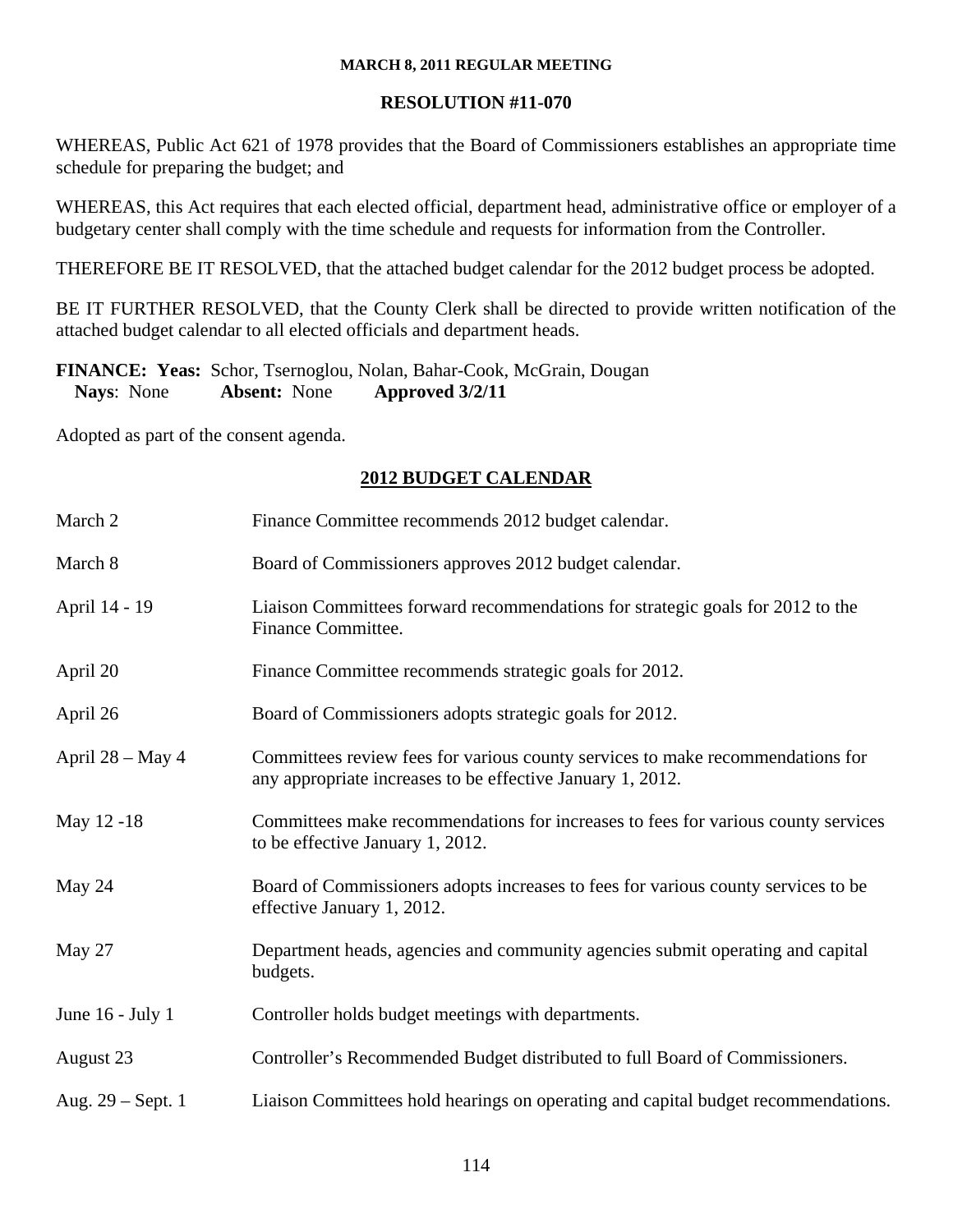**MARCH 8, 2011 REGULAR MEETING**

**RESOLUTION #11-070**

WHEREAS, Public Act 621 of 1978 provides that the Board of Commissioners establishes an appropriate time schedule for preparing the budget; and

WHEREAS, this Act requires that each elected official, department head, administrative office or employer of a budgetary center shall comply with the time schedule and requests for information from the Controller.

THEREFORE BE IT RESOLVED, that the attached budget calendar for the 2012 budget process be adopted.

BE IT FURTHER RESOLVED, that the County Clerk shall be directed to provide written notification of the attached budget calendar to all elected officials and department heads.

**FINANCE: Yeas:** Schor, Tsernoglou, Nolan, Bahar-Cook, McGrain, Dougan
**Nays**: None **Absent:** None **Approved 3/2/11**

Adopted as part of the consent agenda.

## 2012 BUDGET CALENDAR

| | |
|---|---|
| March 2 | Finance Committee recommends 2012 budget calendar. |
| March 8 | Board of Commissioners approves 2012 budget calendar. |
| April 14 - 19 | Liaison Committees forward recommendations for strategic goals for 2012 to the Finance Committee. |
| April 20 | Finance Committee recommends strategic goals for 2012. |
| April 26 | Board of Commissioners adopts strategic goals for 2012. |
| April 28 – May 4 | Committees review fees for various county services to make recommendations for any appropriate increases to be effective January 1, 2012. |
| May 12 -18 | Committees make recommendations for increases to fees for various county services to be effective January 1, 2012. |
| May 24 | Board of Commissioners adopts increases to fees for various county services to be effective January 1, 2012. |
| May 27 | Department heads, agencies and community agencies submit operating and capital budgets. |
| June 16 - July 1 | Controller holds budget meetings with departments. |
| August 23 | Controller's Recommended Budget distributed to full Board of Commissioners. |
| Aug. 29 – Sept. 1 | Liaison Committees hold hearings on operating and capital budget recommendations. |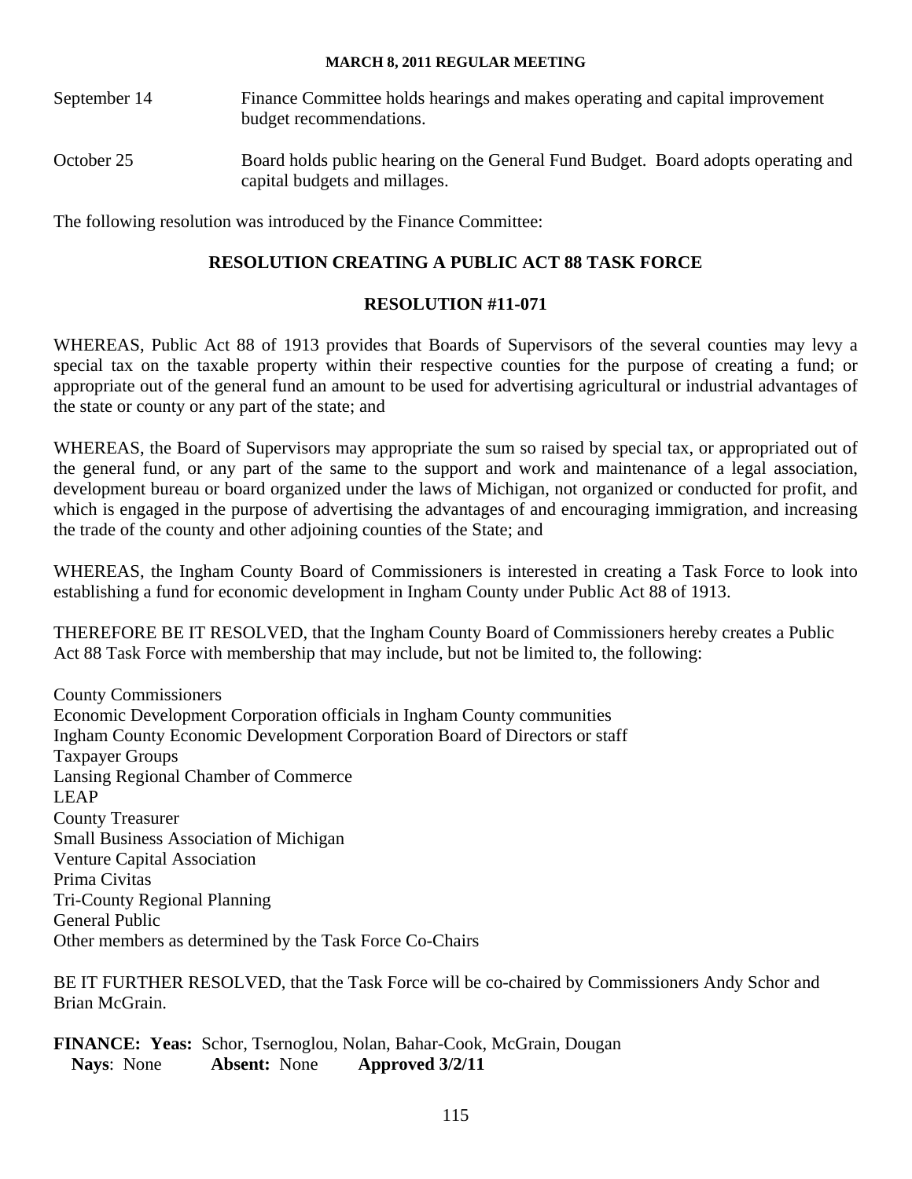September 14 Finance Committee holds hearings and makes operating and capital improvement budget recommendations.

October 25 Board holds public hearing on the General Fund Budget. Board adopts operating and capital budgets and millages.

The following resolution was introduced by the Finance Committee:

## RESOLUTION CREATING A PUBLIC ACT 88 TASK FORCE

## RESOLUTION #11-071

WHEREAS, Public Act 88 of 1913 provides that Boards of Supervisors of the several counties may levy a special tax on the taxable property within their respective counties for the purpose of creating a fund; or appropriate out of the general fund an amount to be used for advertising agricultural or industrial advantages of the state or county or any part of the state; and

WHEREAS, the Board of Supervisors may appropriate the sum so raised by special tax, or appropriated out of the general fund, or any part of the same to the support and work and maintenance of a legal association, development bureau or board organized under the laws of Michigan, not organized or conducted for profit, and which is engaged in the purpose of advertising the advantages of and encouraging immigration, and increasing the trade of the county and other adjoining counties of the State; and

WHEREAS, the Ingham County Board of Commissioners is interested in creating a Task Force to look into establishing a fund for economic development in Ingham County under Public Act 88 of 1913.

THEREFORE BE IT RESOLVED, that the Ingham County Board of Commissioners hereby creates a Public Act 88 Task Force with membership that may include, but not be limited to, the following:

County Commissioners
Economic Development Corporation officials in Ingham County communities
Ingham County Economic Development Corporation Board of Directors or staff
Taxpayer Groups
Lansing Regional Chamber of Commerce
LEAP
County Treasurer
Small Business Association of Michigan
Venture Capital Association
Prima Civitas
Tri-County Regional Planning
General Public
Other members as determined by the Task Force Co-Chairs

BE IT FURTHER RESOLVED, that the Task Force will be co-chaired by Commissioners Andy Schor and Brian McGrain.

**FINANCE: Yeas:** Schor, Tsernoglou, Nolan, Bahar-Cook, McGrain, Dougan
**Nays**: None **Absent:** None **Approved 3/2/11**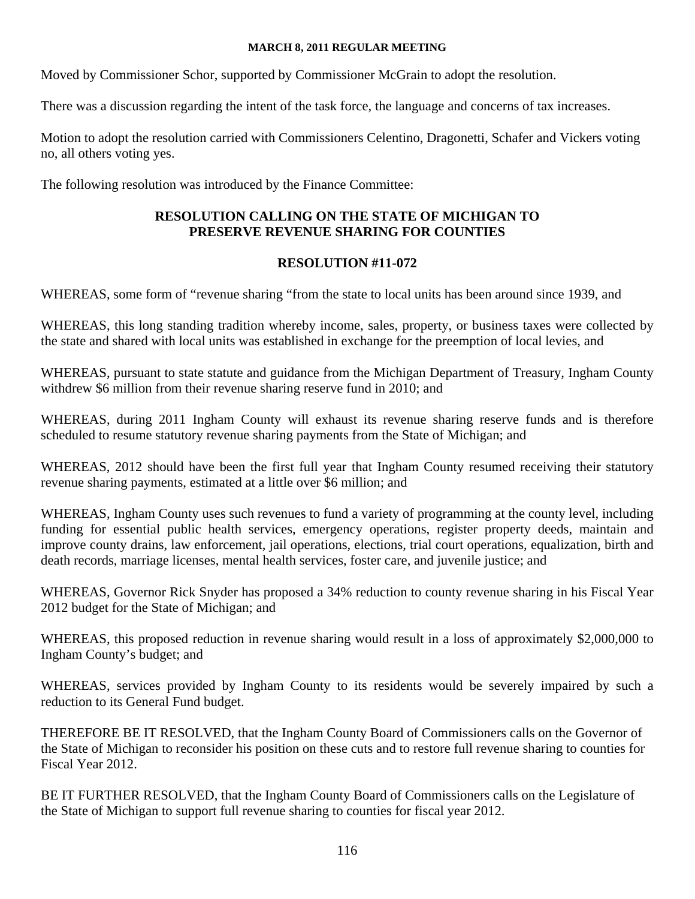Moved by Commissioner Schor, supported by Commissioner McGrain to adopt the resolution.

There was a discussion regarding the intent of the task force, the language and concerns of tax increases.

Motion to adopt the resolution carried with Commissioners Celentino, Dragonetti, Schafer and Vickers voting no, all others voting yes.

The following resolution was introduced by the Finance Committee:

## RESOLUTION CALLING ON THE STATE OF MICHIGAN TO PRESERVE REVENUE SHARING FOR COUNTIES

## RESOLUTION #11-072

WHEREAS, some form of "revenue sharing "from the state to local units has been around since 1939, and

WHEREAS, this long standing tradition whereby income, sales, property, or business taxes were collected by the state and shared with local units was established in exchange for the preemption of local levies, and

WHEREAS, pursuant to state statute and guidance from the Michigan Department of Treasury, Ingham County withdrew $6 million from their revenue sharing reserve fund in 2010; and

WHEREAS, during 2011 Ingham County will exhaust its revenue sharing reserve funds and is therefore scheduled to resume statutory revenue sharing payments from the State of Michigan; and

WHEREAS, 2012 should have been the first full year that Ingham County resumed receiving their statutory revenue sharing payments, estimated at a little over $6 million; and

WHEREAS, Ingham County uses such revenues to fund a variety of programming at the county level, including funding for essential public health services, emergency operations, register property deeds, maintain and improve county drains, law enforcement, jail operations, elections, trial court operations, equalization, birth and death records, marriage licenses, mental health services, foster care, and juvenile justice; and

WHEREAS, Governor Rick Snyder has proposed a 34% reduction to county revenue sharing in his Fiscal Year 2012 budget for the State of Michigan; and

WHEREAS, this proposed reduction in revenue sharing would result in a loss of approximately $2,000,000 to Ingham County's budget; and

WHEREAS, services provided by Ingham County to its residents would be severely impaired by such a reduction to its General Fund budget.

THEREFORE BE IT RESOLVED, that the Ingham County Board of Commissioners calls on the Governor of the State of Michigan to reconsider his position on these cuts and to restore full revenue sharing to counties for Fiscal Year 2012.

BE IT FURTHER RESOLVED, that the Ingham County Board of Commissioners calls on the Legislature of the State of Michigan to support full revenue sharing to counties for fiscal year 2012.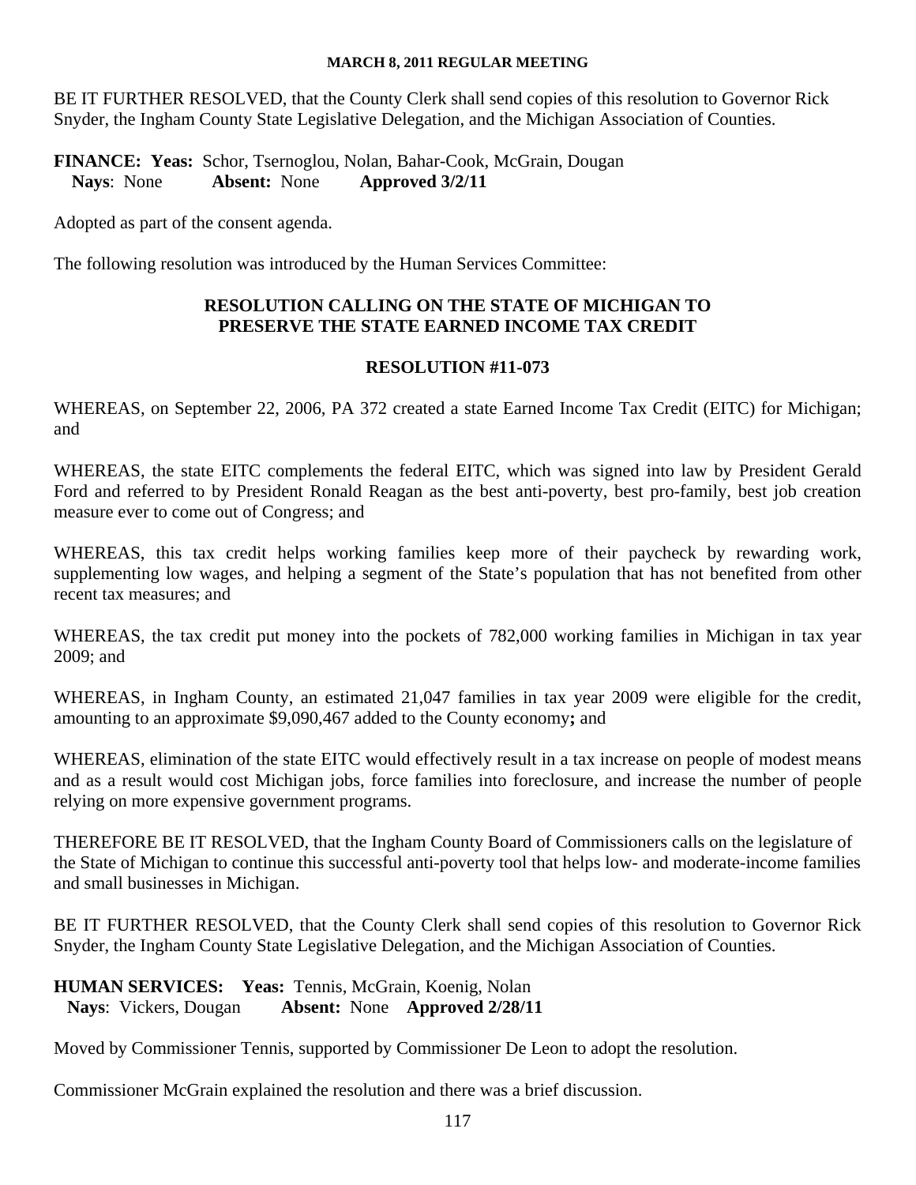BE IT FURTHER RESOLVED, that the County Clerk shall send copies of this resolution to Governor Rick Snyder, the Ingham County State Legislative Delegation, and the Michigan Association of Counties.

**FINANCE: Yeas:** Schor, Tsernoglou, Nolan, Bahar-Cook, McGrain, Dougan
**Nays**: None **Absent:** None **Approved 3/2/11**

Adopted as part of the consent agenda.

The following resolution was introduced by the Human Services Committee:

**RESOLUTION CALLING ON THE STATE OF MICHIGAN TO PRESERVE THE STATE EARNED INCOME TAX CREDIT**

**RESOLUTION #11-073**

WHEREAS, on September 22, 2006, PA 372 created a state Earned Income Tax Credit (EITC) for Michigan; and

WHEREAS, the state EITC complements the federal EITC, which was signed into law by President Gerald Ford and referred to by President Ronald Reagan as the best anti-poverty, best pro-family, best job creation measure ever to come out of Congress; and

WHEREAS, this tax credit helps working families keep more of their paycheck by rewarding work, supplementing low wages, and helping a segment of the State's population that has not benefited from other recent tax measures; and

WHEREAS, the tax credit put money into the pockets of 782,000 working families in Michigan in tax year 2009; and

WHEREAS, in Ingham County, an estimated 21,047 families in tax year 2009 were eligible for the credit, amounting to an approximate $9,090,467 added to the County economy**;** and

WHEREAS, elimination of the state EITC would effectively result in a tax increase on people of modest means and as a result would cost Michigan jobs, force families into foreclosure, and increase the number of people relying on more expensive government programs.

THEREFORE BE IT RESOLVED, that the Ingham County Board of Commissioners calls on the legislature of the State of Michigan to continue this successful anti-poverty tool that helps low- and moderate-income families and small businesses in Michigan.

BE IT FURTHER RESOLVED, that the County Clerk shall send copies of this resolution to Governor Rick Snyder, the Ingham County State Legislative Delegation, and the Michigan Association of Counties.

**HUMAN SERVICES: Yeas:** Tennis, McGrain, Koenig, Nolan
**Nays**: Vickers, Dougan **Absent:** None **Approved 2/28/11**

Moved by Commissioner Tennis, supported by Commissioner De Leon to adopt the resolution.

Commissioner McGrain explained the resolution and there was a brief discussion.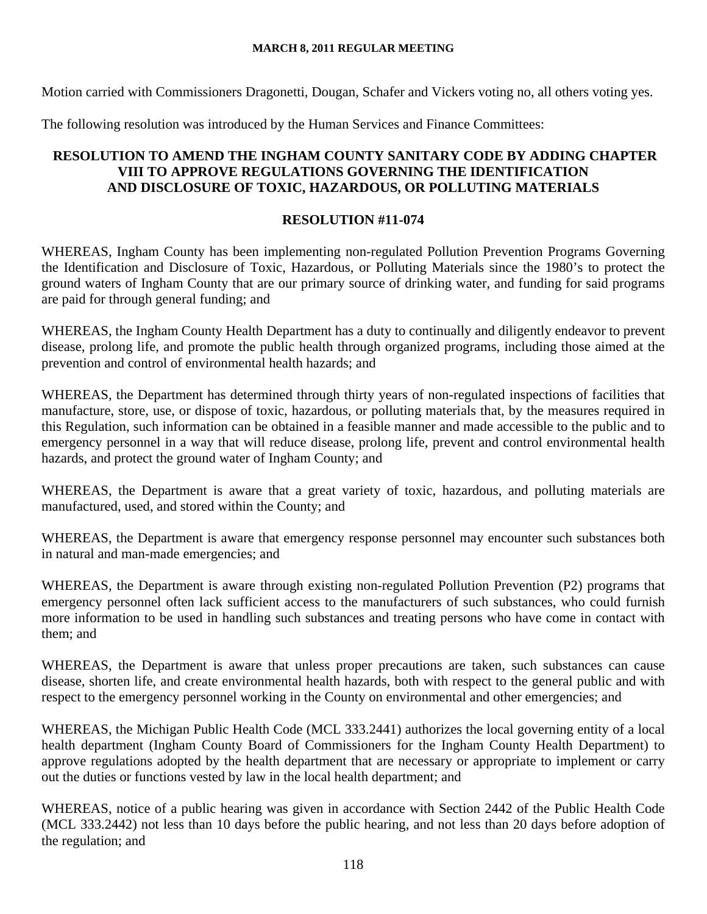Motion carried with Commissioners Dragonetti, Dougan, Schafer and Vickers voting no, all others voting yes.

The following resolution was introduced by the Human Services and Finance Committees:

## RESOLUTION TO AMEND THE INGHAM COUNTY SANITARY CODE BY ADDING CHAPTER VIII TO APPROVE REGULATIONS GOVERNING THE IDENTIFICATION AND DISCLOSURE OF TOXIC, HAZARDOUS, OR POLLUTING MATERIALS

## RESOLUTION #11-074

WHEREAS, Ingham County has been implementing non-regulated Pollution Prevention Programs Governing the Identification and Disclosure of Toxic, Hazardous, or Polluting Materials since the 1980's to protect the ground waters of Ingham County that are our primary source of drinking water, and funding for said programs are paid for through general funding; and

WHEREAS, the Ingham County Health Department has a duty to continually and diligently endeavor to prevent disease, prolong life, and promote the public health through organized programs, including those aimed at the prevention and control of environmental health hazards; and

WHEREAS, the Department has determined through thirty years of non-regulated inspections of facilities that manufacture, store, use, or dispose of toxic, hazardous, or polluting materials that, by the measures required in this Regulation, such information can be obtained in a feasible manner and made accessible to the public and to emergency personnel in a way that will reduce disease, prolong life, prevent and control environmental health hazards, and protect the ground water of Ingham County; and

WHEREAS, the Department is aware that a great variety of toxic, hazardous, and polluting materials are manufactured, used, and stored within the County; and

WHEREAS, the Department is aware that emergency response personnel may encounter such substances both in natural and man-made emergencies; and

WHEREAS, the Department is aware through existing non-regulated Pollution Prevention (P2) programs that emergency personnel often lack sufficient access to the manufacturers of such substances, who could furnish more information to be used in handling such substances and treating persons who have come in contact with them; and

WHEREAS, the Department is aware that unless proper precautions are taken, such substances can cause disease, shorten life, and create environmental health hazards, both with respect to the general public and with respect to the emergency personnel working in the County on environmental and other emergencies; and

WHEREAS, the Michigan Public Health Code (MCL 333.2441) authorizes the local governing entity of a local health department (Ingham County Board of Commissioners for the Ingham County Health Department) to approve regulations adopted by the health department that are necessary or appropriate to implement or carry out the duties or functions vested by law in the local health department; and

WHEREAS, notice of a public hearing was given in accordance with Section 2442 of the Public Health Code (MCL 333.2442) not less than 10 days before the public hearing, and not less than 20 days before adoption of the regulation; and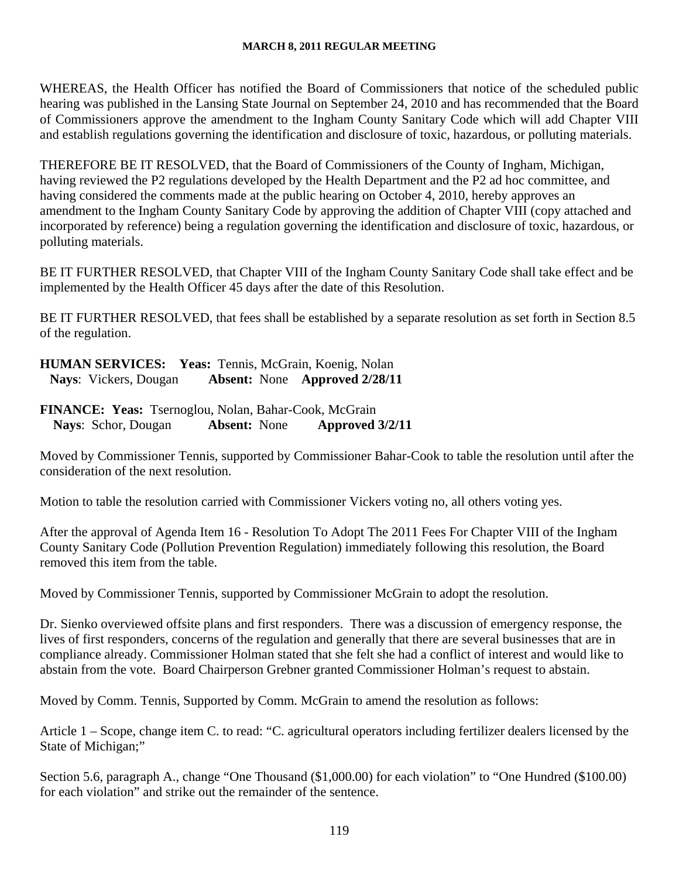WHEREAS, the Health Officer has notified the Board of Commissioners that notice of the scheduled public hearing was published in the Lansing State Journal on September 24, 2010 and has recommended that the Board of Commissioners approve the amendment to the Ingham County Sanitary Code which will add Chapter VIII and establish regulations governing the identification and disclosure of toxic, hazardous, or polluting materials.

THEREFORE BE IT RESOLVED, that the Board of Commissioners of the County of Ingham, Michigan, having reviewed the P2 regulations developed by the Health Department and the P2 ad hoc committee, and having considered the comments made at the public hearing on October 4, 2010, hereby approves an amendment to the Ingham County Sanitary Code by approving the addition of Chapter VIII (copy attached and incorporated by reference) being a regulation governing the identification and disclosure of toxic, hazardous, or polluting materials.

BE IT FURTHER RESOLVED, that Chapter VIII of the Ingham County Sanitary Code shall take effect and be implemented by the Health Officer 45 days after the date of this Resolution.

BE IT FURTHER RESOLVED, that fees shall be established by a separate resolution as set forth in Section 8.5 of the regulation.

**HUMAN SERVICES: Yeas:** Tennis, McGrain, Koenig, Nolan
**Nays**: Vickers, Dougan **Absent:** None **Approved 2/28/11**

**FINANCE: Yeas:** Tsernoglou, Nolan, Bahar-Cook, McGrain
**Nays**: Schor, Dougan **Absent:** None **Approved 3/2/11**

Moved by Commissioner Tennis, supported by Commissioner Bahar-Cook to table the resolution until after the consideration of the next resolution.

Motion to table the resolution carried with Commissioner Vickers voting no, all others voting yes.

After the approval of Agenda Item 16 - Resolution To Adopt The 2011 Fees For Chapter VIII of the Ingham County Sanitary Code (Pollution Prevention Regulation) immediately following this resolution, the Board removed this item from the table.

Moved by Commissioner Tennis, supported by Commissioner McGrain to adopt the resolution.

Dr. Sienko overviewed offsite plans and first responders. There was a discussion of emergency response, the lives of first responders, concerns of the regulation and generally that there are several businesses that are in compliance already. Commissioner Holman stated that she felt she had a conflict of interest and would like to abstain from the vote. Board Chairperson Grebner granted Commissioner Holman's request to abstain.

Moved by Comm. Tennis, Supported by Comm. McGrain to amend the resolution as follows:

Article 1 – Scope, change item C. to read: "C. agricultural operators including fertilizer dealers licensed by the State of Michigan;"

Section 5.6, paragraph A., change "One Thousand ($1,000.00) for each violation" to "One Hundred ($100.00) for each violation" and strike out the remainder of the sentence.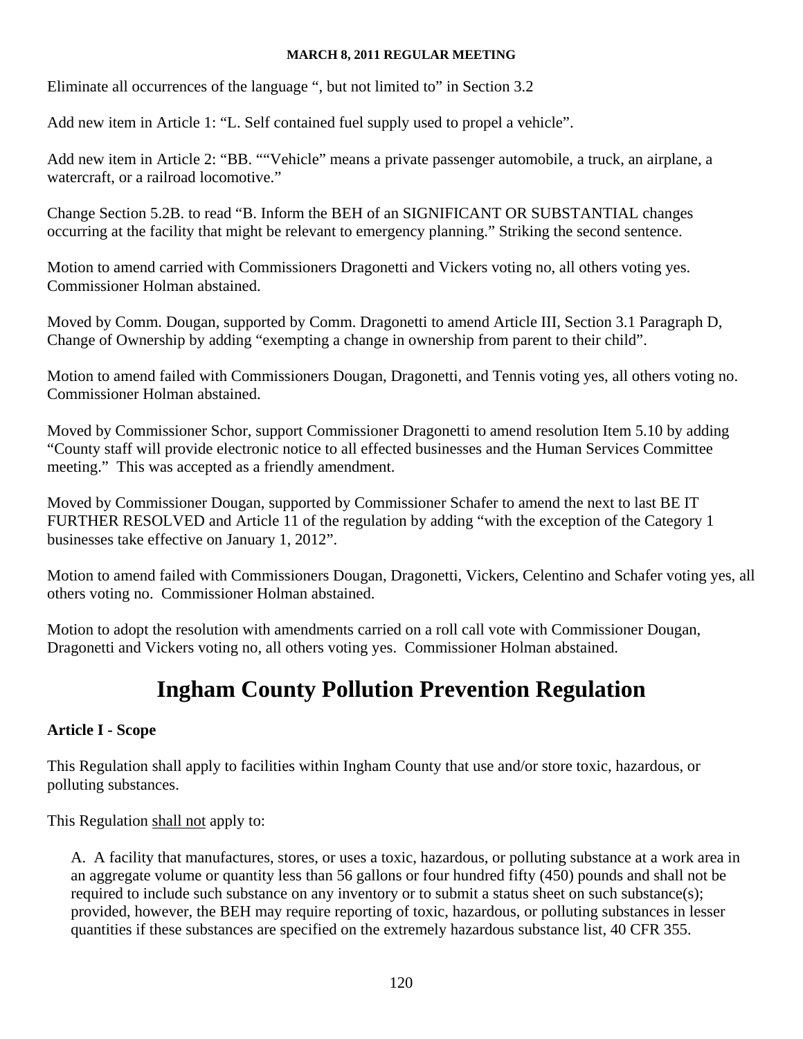Eliminate all occurrences of the language ", but not limited to" in Section 3.2

Add new item in Article 1: "L. Self contained fuel supply used to propel a vehicle".

Add new item in Article 2: "BB. ""Vehicle" means a private passenger automobile, a truck, an airplane, a watercraft, or a railroad locomotive."

Change Section 5.2B. to read "B. Inform the BEH of an SIGNIFICANT OR SUBSTANTIAL changes occurring at the facility that might be relevant to emergency planning." Striking the second sentence.

Motion to amend carried with Commissioners Dragonetti and Vickers voting no, all others voting yes. Commissioner Holman abstained.

Moved by Comm. Dougan, supported by Comm. Dragonetti to amend Article III, Section 3.1 Paragraph D, Change of Ownership by adding "exempting a change in ownership from parent to their child".

Motion to amend failed with Commissioners Dougan, Dragonetti, and Tennis voting yes, all others voting no. Commissioner Holman abstained.

Moved by Commissioner Schor, support Commissioner Dragonetti to amend resolution Item 5.10 by adding "County staff will provide electronic notice to all effected businesses and the Human Services Committee meeting." This was accepted as a friendly amendment.

Moved by Commissioner Dougan, supported by Commissioner Schafer to amend the next to last BE IT FURTHER RESOLVED and Article 11 of the regulation by adding "with the exception of the Category 1 businesses take effective on January 1, 2012".

Motion to amend failed with Commissioners Dougan, Dragonetti, Vickers, Celentino and Schafer voting yes, all others voting no. Commissioner Holman abstained.

Motion to adopt the resolution with amendments carried on a roll call vote with Commissioner Dougan, Dragonetti and Vickers voting no, all others voting yes. Commissioner Holman abstained.

# Ingham County Pollution Prevention Regulation

**Article I - Scope**

This Regulation shall apply to facilities within Ingham County that use and/or store toxic, hazardous, or polluting substances.

This Regulation shall not apply to:

A. A facility that manufactures, stores, or uses a toxic, hazardous, or polluting substance at a work area in an aggregate volume or quantity less than 56 gallons or four hundred fifty (450) pounds and shall not be required to include such substance on any inventory or to submit a status sheet on such substance(s); provided, however, the BEH may require reporting of toxic, hazardous, or polluting substances in lesser quantities if these substances are specified on the extremely hazardous substance list, 40 CFR 355.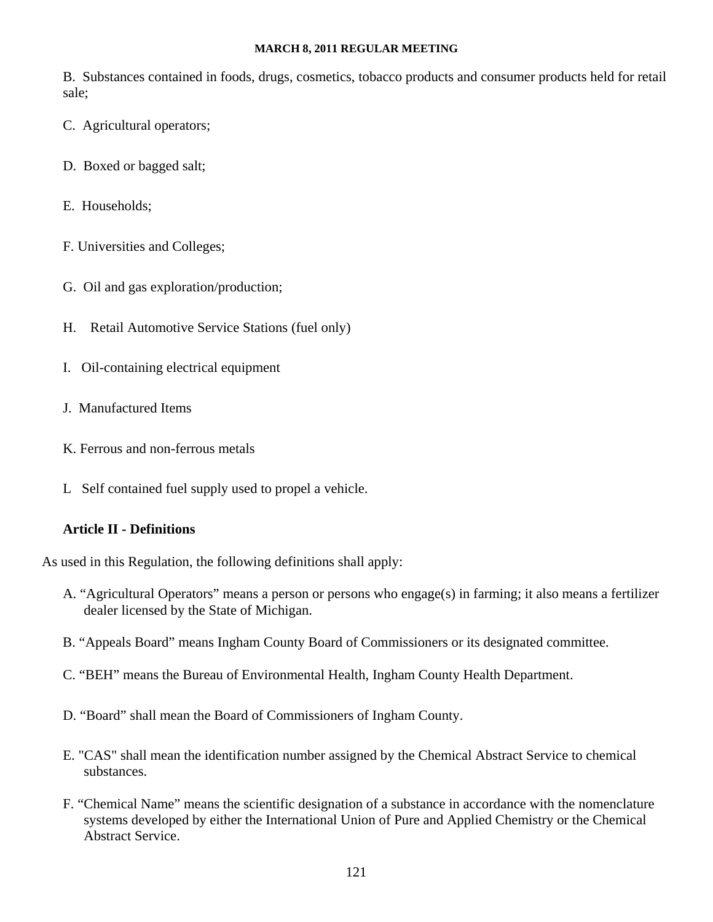B. Substances contained in foods, drugs, cosmetics, tobacco products and consumer products held for retail sale;

C. Agricultural operators;

D. Boxed or bagged salt;

E. Households;

F. Universities and Colleges;

G. Oil and gas exploration/production;

H. Retail Automotive Service Stations (fuel only)

I. Oil-containing electrical equipment

J. Manufactured Items

K. Ferrous and non-ferrous metals

L Self contained fuel supply used to propel a vehicle.

**Article II - Definitions**

As used in this Regulation, the following definitions shall apply:

A. "Agricultural Operators" means a person or persons who engage(s) in farming; it also means a fertilizer dealer licensed by the State of Michigan.

B. "Appeals Board" means Ingham County Board of Commissioners or its designated committee.

C. "BEH" means the Bureau of Environmental Health, Ingham County Health Department.

D. "Board" shall mean the Board of Commissioners of Ingham County.

E. "CAS" shall mean the identification number assigned by the Chemical Abstract Service to chemical substances.

F. "Chemical Name" means the scientific designation of a substance in accordance with the nomenclature systems developed by either the International Union of Pure and Applied Chemistry or the Chemical Abstract Service.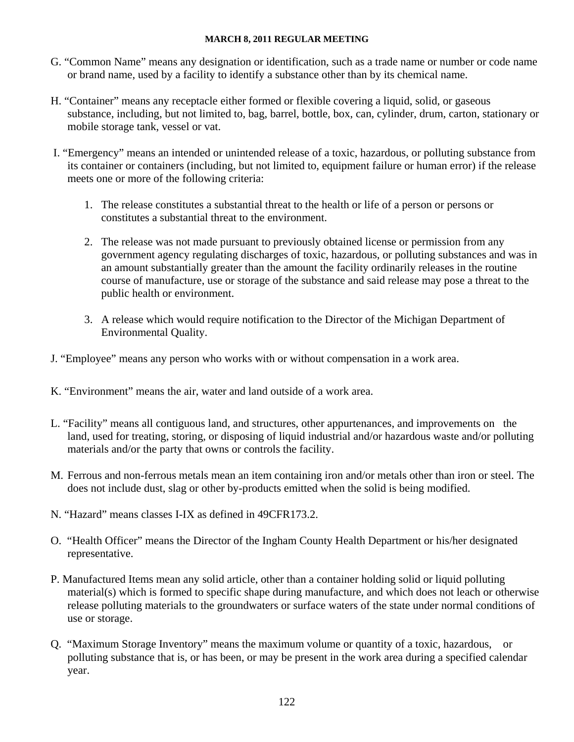G. "Common Name" means any designation or identification, such as a trade name or number or code name or brand name, used by a facility to identify a substance other than by its chemical name.

H. "Container" means any receptacle either formed or flexible covering a liquid, solid, or gaseous substance, including, but not limited to, bag, barrel, bottle, box, can, cylinder, drum, carton, stationary or mobile storage tank, vessel or vat.

I. "Emergency" means an intended or unintended release of a toxic, hazardous, or polluting substance from its container or containers (including, but not limited to, equipment failure or human error) if the release meets one or more of the following criteria:

   1. The release constitutes a substantial threat to the health or life of a person or persons or constitutes a substantial threat to the environment.

   2. The release was not made pursuant to previously obtained license or permission from any government agency regulating discharges of toxic, hazardous, or polluting substances and was in an amount substantially greater than the amount the facility ordinarily releases in the routine course of manufacture, use or storage of the substance and said release may pose a threat to the public health or environment.

   3. A release which would require notification to the Director of the Michigan Department of Environmental Quality.

J. "Employee" means any person who works with or without compensation in a work area.

K. "Environment" means the air, water and land outside of a work area.

L. "Facility" means all contiguous land, and structures, other appurtenances, and improvements on the land, used for treating, storing, or disposing of liquid industrial and/or hazardous waste and/or polluting materials and/or the party that owns or controls the facility.

M. Ferrous and non-ferrous metals mean an item containing iron and/or metals other than iron or steel. The does not include dust, slag or other by-products emitted when the solid is being modified.

N. "Hazard" means classes I-IX as defined in 49CFR173.2.

O. "Health Officer" means the Director of the Ingham County Health Department or his/her designated representative.

P. Manufactured Items mean any solid article, other than a container holding solid or liquid polluting material(s) which is formed to specific shape during manufacture, and which does not leach or otherwise release polluting materials to the groundwaters or surface waters of the state under normal conditions of use or storage.

Q. "Maximum Storage Inventory" means the maximum volume or quantity of a toxic, hazardous, or polluting substance that is, or has been, or may be present in the work area during a specified calendar year.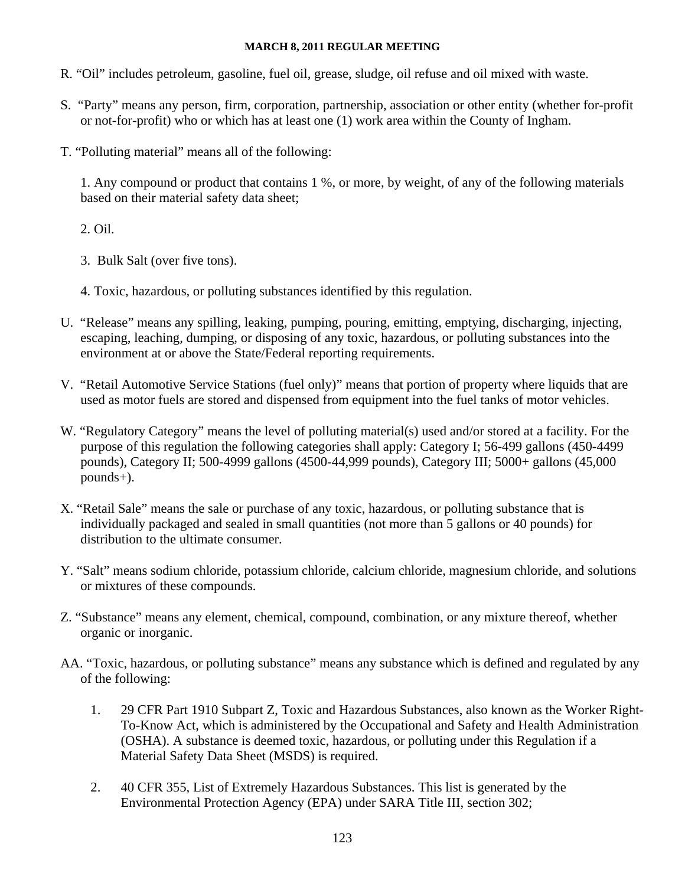R. "Oil" includes petroleum, gasoline, fuel oil, grease, sludge, oil refuse and oil mixed with waste.

S. "Party" means any person, firm, corporation, partnership, association or other entity (whether for-profit or not-for-profit) who or which has at least one (1) work area within the County of Ingham.

T. "Polluting material" means all of the following:

1. Any compound or product that contains 1 %, or more, by weight, of any of the following materials based on their material safety data sheet;

2. Oil.

3. Bulk Salt (over five tons).

4. Toxic, hazardous, or polluting substances identified by this regulation.

U. "Release" means any spilling, leaking, pumping, pouring, emitting, emptying, discharging, injecting, escaping, leaching, dumping, or disposing of any toxic, hazardous, or polluting substances into the environment at or above the State/Federal reporting requirements.

V. "Retail Automotive Service Stations (fuel only)" means that portion of property where liquids that are used as motor fuels are stored and dispensed from equipment into the fuel tanks of motor vehicles.

W. "Regulatory Category" means the level of polluting material(s) used and/or stored at a facility. For the purpose of this regulation the following categories shall apply: Category I; 56-499 gallons (450-4499 pounds), Category II; 500-4999 gallons (4500-44,999 pounds), Category III; 5000+ gallons (45,000 pounds+).

X. "Retail Sale" means the sale or purchase of any toxic, hazardous, or polluting substance that is individually packaged and sealed in small quantities (not more than 5 gallons or 40 pounds) for distribution to the ultimate consumer.

Y. "Salt" means sodium chloride, potassium chloride, calcium chloride, magnesium chloride, and solutions or mixtures of these compounds.

Z. "Substance" means any element, chemical, compound, combination, or any mixture thereof, whether organic or inorganic.

AA. "Toxic, hazardous, or polluting substance" means any substance which is defined and regulated by any of the following:

1. 29 CFR Part 1910 Subpart Z, Toxic and Hazardous Substances, also known as the Worker Right-To-Know Act, which is administered by the Occupational and Safety and Health Administration (OSHA). A substance is deemed toxic, hazardous, or polluting under this Regulation if a Material Safety Data Sheet (MSDS) is required.

2. 40 CFR 355, List of Extremely Hazardous Substances. This list is generated by the Environmental Protection Agency (EPA) under SARA Title III, section 302;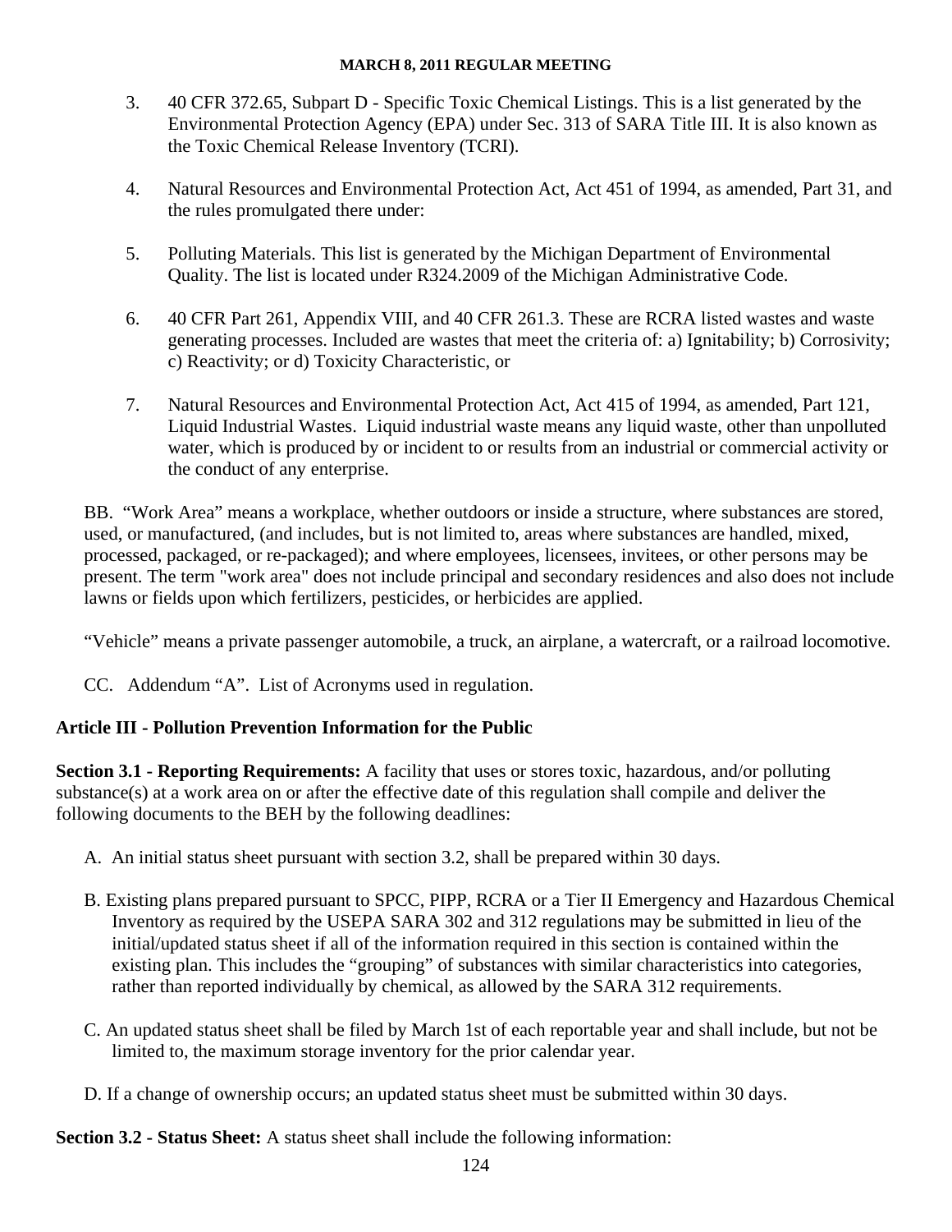3. 40 CFR 372.65, Subpart D - Specific Toxic Chemical Listings. This is a list generated by the Environmental Protection Agency (EPA) under Sec. 313 of SARA Title III. It is also known as the Toxic Chemical Release Inventory (TCRI).

4. Natural Resources and Environmental Protection Act, Act 451 of 1994, as amended, Part 31, and the rules promulgated there under:

5. Polluting Materials. This list is generated by the Michigan Department of Environmental Quality. The list is located under R324.2009 of the Michigan Administrative Code.

6. 40 CFR Part 261, Appendix VIII, and 40 CFR 261.3. These are RCRA listed wastes and waste generating processes. Included are wastes that meet the criteria of: a) Ignitability; b) Corrosivity; c) Reactivity; or d) Toxicity Characteristic, or

7. Natural Resources and Environmental Protection Act, Act 415 of 1994, as amended, Part 121, Liquid Industrial Wastes. Liquid industrial waste means any liquid waste, other than unpolluted water, which is produced by or incident to or results from an industrial or commercial activity or the conduct of any enterprise.

BB. "Work Area" means a workplace, whether outdoors or inside a structure, where substances are stored, used, or manufactured, (and includes, but is not limited to, areas where substances are handled, mixed, processed, packaged, or re-packaged); and where employees, licensees, invitees, or other persons may be present. The term "work area" does not include principal and secondary residences and also does not include lawns or fields upon which fertilizers, pesticides, or herbicides are applied.

"Vehicle" means a private passenger automobile, a truck, an airplane, a watercraft, or a railroad locomotive.

CC. Addendum "A". List of Acronyms used in regulation.

## Article III - Pollution Prevention Information for the Public

**Section 3.1 - Reporting Requirements:** A facility that uses or stores toxic, hazardous, and/or polluting substance(s) at a work area on or after the effective date of this regulation shall compile and deliver the following documents to the BEH by the following deadlines:

A. An initial status sheet pursuant with section 3.2, shall be prepared within 30 days.

B. Existing plans prepared pursuant to SPCC, PIPP, RCRA or a Tier II Emergency and Hazardous Chemical Inventory as required by the USEPA SARA 302 and 312 regulations may be submitted in lieu of the initial/updated status sheet if all of the information required in this section is contained within the existing plan. This includes the "grouping" of substances with similar characteristics into categories, rather than reported individually by chemical, as allowed by the SARA 312 requirements.

C. An updated status sheet shall be filed by March 1st of each reportable year and shall include, but not be limited to, the maximum storage inventory for the prior calendar year.

D. If a change of ownership occurs; an updated status sheet must be submitted within 30 days.

**Section 3.2 - Status Sheet:** A status sheet shall include the following information: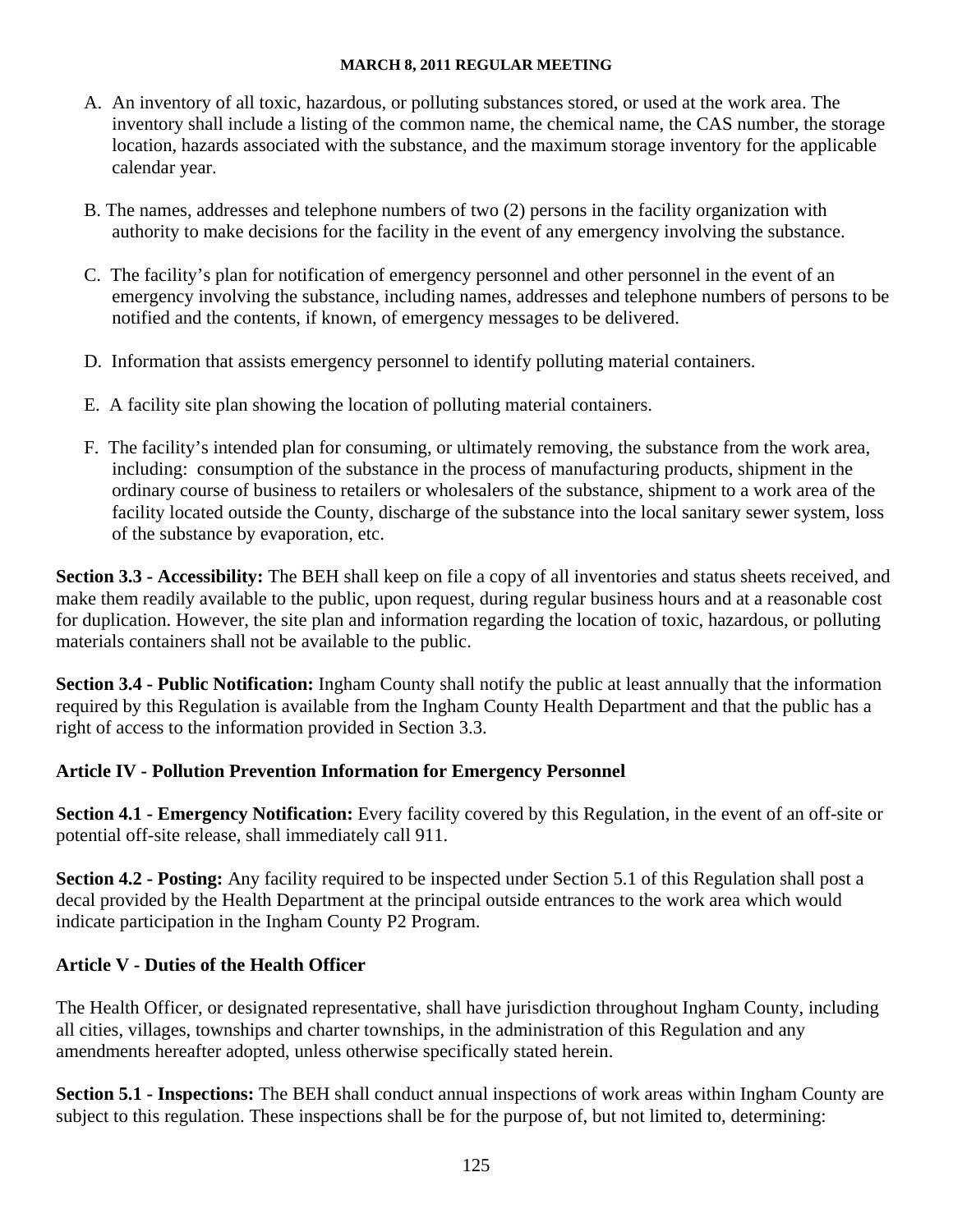A. An inventory of all toxic, hazardous, or polluting substances stored, or used at the work area. The inventory shall include a listing of the common name, the chemical name, the CAS number, the storage location, hazards associated with the substance, and the maximum storage inventory for the applicable calendar year.

B. The names, addresses and telephone numbers of two (2) persons in the facility organization with authority to make decisions for the facility in the event of any emergency involving the substance.

C. The facility's plan for notification of emergency personnel and other personnel in the event of an emergency involving the substance, including names, addresses and telephone numbers of persons to be notified and the contents, if known, of emergency messages to be delivered.

D. Information that assists emergency personnel to identify polluting material containers.

E. A facility site plan showing the location of polluting material containers.

F. The facility's intended plan for consuming, or ultimately removing, the substance from the work area, including: consumption of the substance in the process of manufacturing products, shipment in the ordinary course of business to retailers or wholesalers of the substance, shipment to a work area of the facility located outside the County, discharge of the substance into the local sanitary sewer system, loss of the substance by evaporation, etc.

**Section 3.3 - Accessibility:** The BEH shall keep on file a copy of all inventories and status sheets received, and make them readily available to the public, upon request, during regular business hours and at a reasonable cost for duplication. However, the site plan and information regarding the location of toxic, hazardous, or polluting materials containers shall not be available to the public.

**Section 3.4 - Public Notification:** Ingham County shall notify the public at least annually that the information required by this Regulation is available from the Ingham County Health Department and that the public has a right of access to the information provided in Section 3.3.

## Article IV - Pollution Prevention Information for Emergency Personnel

**Section 4.1 - Emergency Notification:** Every facility covered by this Regulation, in the event of an off-site or potential off-site release, shall immediately call 911.

**Section 4.2 - Posting:** Any facility required to be inspected under Section 5.1 of this Regulation shall post a decal provided by the Health Department at the principal outside entrances to the work area which would indicate participation in the Ingham County P2 Program.

## Article V - Duties of the Health Officer

The Health Officer, or designated representative, shall have jurisdiction throughout Ingham County, including all cities, villages, townships and charter townships, in the administration of this Regulation and any amendments hereafter adopted, unless otherwise specifically stated herein.

**Section 5.1 - Inspections:** The BEH shall conduct annual inspections of work areas within Ingham County are subject to this regulation. These inspections shall be for the purpose of, but not limited to, determining: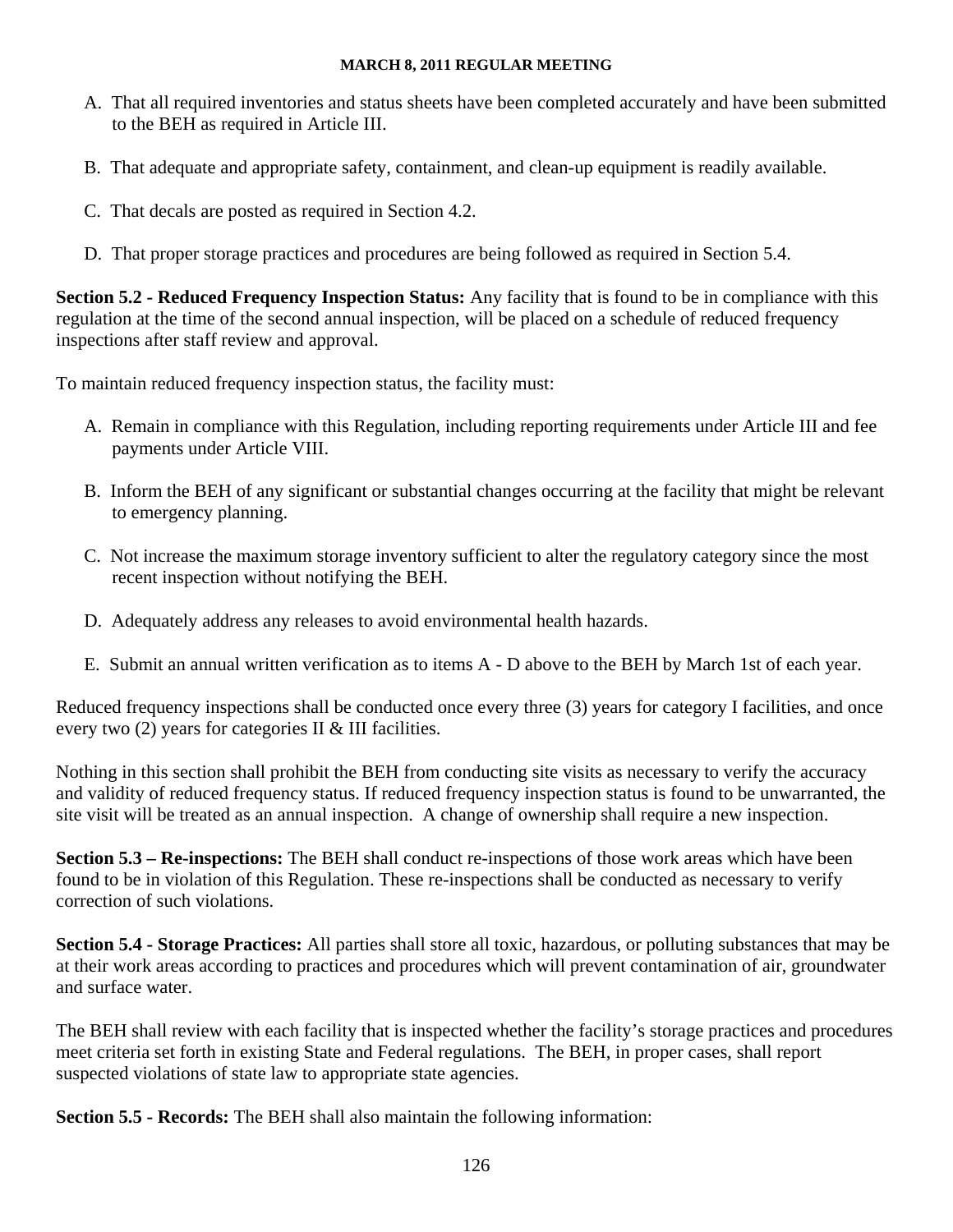A. That all required inventories and status sheets have been completed accurately and have been submitted to the BEH as required in Article III.

B. That adequate and appropriate safety, containment, and clean-up equipment is readily available.

C. That decals are posted as required in Section 4.2.

D. That proper storage practices and procedures are being followed as required in Section 5.4.

**Section 5.2 - Reduced Frequency Inspection Status:** Any facility that is found to be in compliance with this regulation at the time of the second annual inspection, will be placed on a schedule of reduced frequency inspections after staff review and approval.

To maintain reduced frequency inspection status, the facility must:

A. Remain in compliance with this Regulation, including reporting requirements under Article III and fee payments under Article VIII.

B. Inform the BEH of any significant or substantial changes occurring at the facility that might be relevant to emergency planning.

C. Not increase the maximum storage inventory sufficient to alter the regulatory category since the most recent inspection without notifying the BEH.

D. Adequately address any releases to avoid environmental health hazards.

E. Submit an annual written verification as to items A - D above to the BEH by March 1st of each year.

Reduced frequency inspections shall be conducted once every three (3) years for category I facilities, and once every two (2) years for categories II & III facilities.

Nothing in this section shall prohibit the BEH from conducting site visits as necessary to verify the accuracy and validity of reduced frequency status. If reduced frequency inspection status is found to be unwarranted, the site visit will be treated as an annual inspection. A change of ownership shall require a new inspection.

**Section 5.3 – Re-inspections:** The BEH shall conduct re-inspections of those work areas which have been found to be in violation of this Regulation. These re-inspections shall be conducted as necessary to verify correction of such violations.

**Section 5.4 - Storage Practices:** All parties shall store all toxic, hazardous, or polluting substances that may be at their work areas according to practices and procedures which will prevent contamination of air, groundwater and surface water.

The BEH shall review with each facility that is inspected whether the facility's storage practices and procedures meet criteria set forth in existing State and Federal regulations. The BEH, in proper cases, shall report suspected violations of state law to appropriate state agencies.

**Section 5.5 - Records:** The BEH shall also maintain the following information: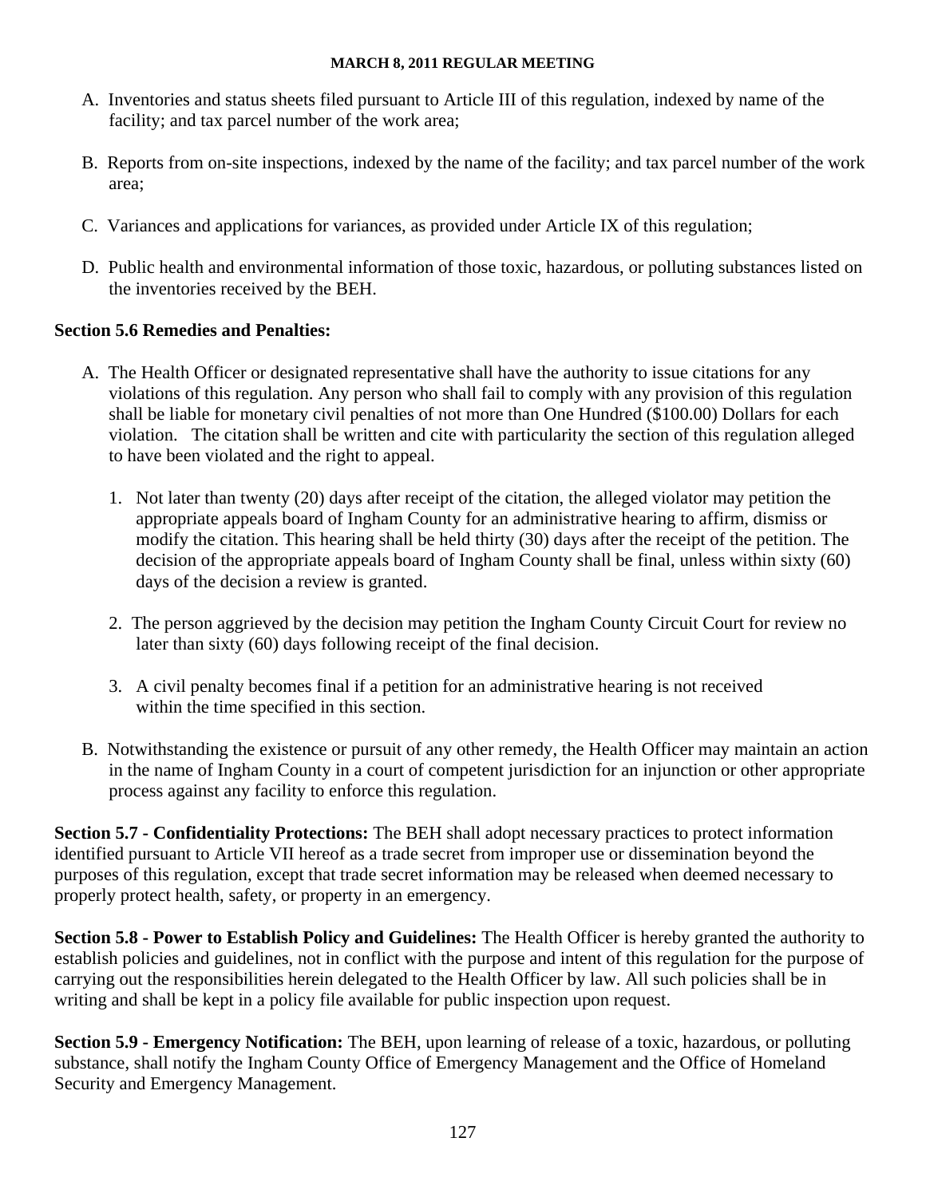A. Inventories and status sheets filed pursuant to Article III of this regulation, indexed by name of the facility; and tax parcel number of the work area;

B. Reports from on-site inspections, indexed by the name of the facility; and tax parcel number of the work area;

C. Variances and applications for variances, as provided under Article IX of this regulation;

D. Public health and environmental information of those toxic, hazardous, or polluting substances listed on the inventories received by the BEH.

**Section 5.6 Remedies and Penalties:**

A. The Health Officer or designated representative shall have the authority to issue citations for any violations of this regulation. Any person who shall fail to comply with any provision of this regulation shall be liable for monetary civil penalties of not more than One Hundred ($100.00) Dollars for each violation. The citation shall be written and cite with particularity the section of this regulation alleged to have been violated and the right to appeal.

   1. Not later than twenty (20) days after receipt of the citation, the alleged violator may petition the appropriate appeals board of Ingham County for an administrative hearing to affirm, dismiss or modify the citation. This hearing shall be held thirty (30) days after the receipt of the petition. The decision of the appropriate appeals board of Ingham County shall be final, unless within sixty (60) days of the decision a review is granted.

   2. The person aggrieved by the decision may petition the Ingham County Circuit Court for review no later than sixty (60) days following receipt of the final decision.

   3. A civil penalty becomes final if a petition for an administrative hearing is not received within the time specified in this section.

B. Notwithstanding the existence or pursuit of any other remedy, the Health Officer may maintain an action in the name of Ingham County in a court of competent jurisdiction for an injunction or other appropriate process against any facility to enforce this regulation.

**Section 5.7 - Confidentiality Protections:** The BEH shall adopt necessary practices to protect information identified pursuant to Article VII hereof as a trade secret from improper use or dissemination beyond the purposes of this regulation, except that trade secret information may be released when deemed necessary to properly protect health, safety, or property in an emergency.

**Section 5.8 - Power to Establish Policy and Guidelines:** The Health Officer is hereby granted the authority to establish policies and guidelines, not in conflict with the purpose and intent of this regulation for the purpose of carrying out the responsibilities herein delegated to the Health Officer by law. All such policies shall be in writing and shall be kept in a policy file available for public inspection upon request.

**Section 5.9 - Emergency Notification:** The BEH, upon learning of release of a toxic, hazardous, or polluting substance, shall notify the Ingham County Office of Emergency Management and the Office of Homeland Security and Emergency Management.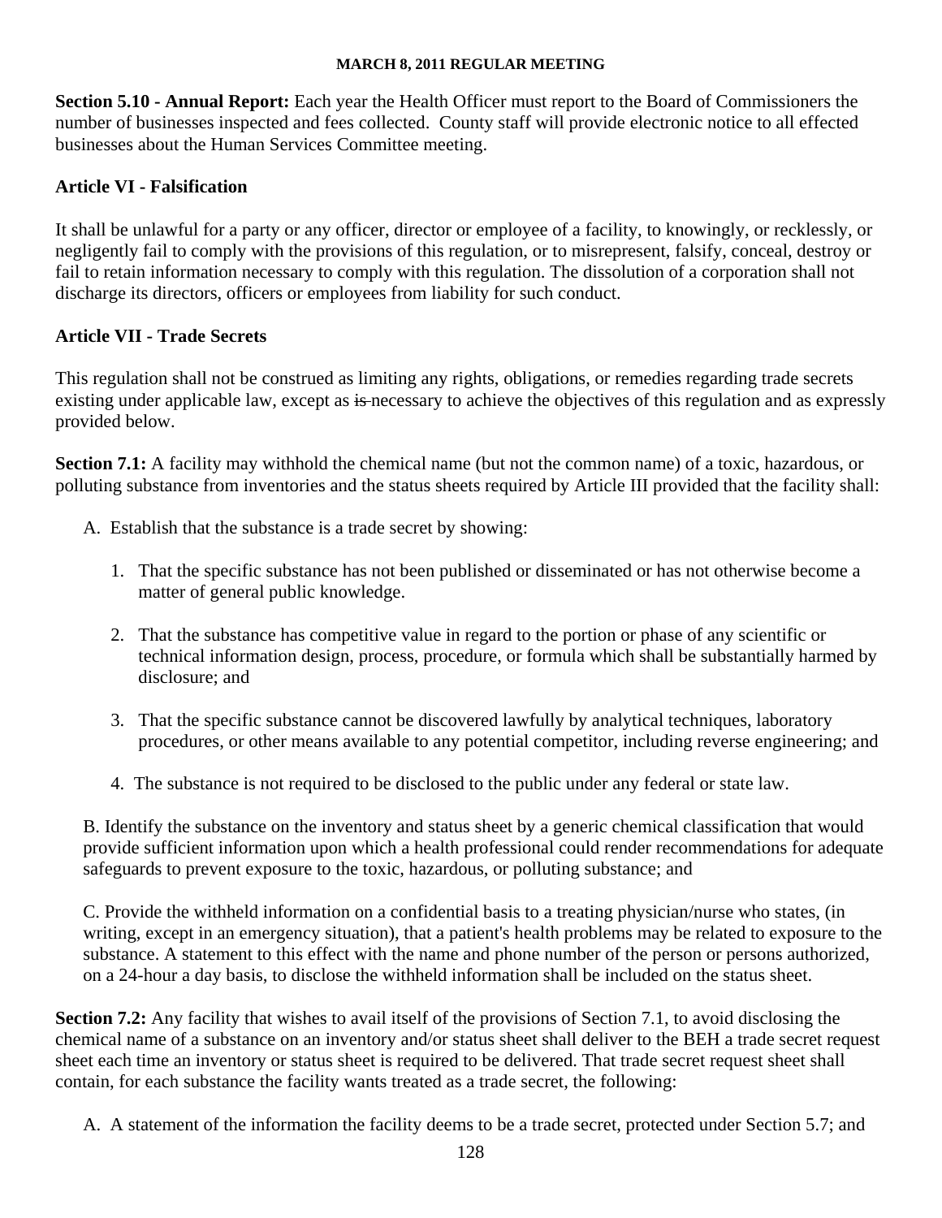**Section 5.10 - Annual Report:** Each year the Health Officer must report to the Board of Commissioners the number of businesses inspected and fees collected. County staff will provide electronic notice to all effected businesses about the Human Services Committee meeting.

**Article VI - Falsification**

It shall be unlawful for a party or any officer, director or employee of a facility, to knowingly, or recklessly, or negligently fail to comply with the provisions of this regulation, or to misrepresent, falsify, conceal, destroy or fail to retain information necessary to comply with this regulation. The dissolution of a corporation shall not discharge its directors, officers or employees from liability for such conduct.

**Article VII - Trade Secrets**

This regulation shall not be construed as limiting any rights, obligations, or remedies regarding trade secrets existing under applicable law, except as ~~is~~ necessary to achieve the objectives of this regulation and as expressly provided below.

**Section 7.1:** A facility may withhold the chemical name (but not the common name) of a toxic, hazardous, or polluting substance from inventories and the status sheets required by Article III provided that the facility shall:

A. Establish that the substance is a trade secret by showing:

1. That the specific substance has not been published or disseminated or has not otherwise become a matter of general public knowledge.
2. That the substance has competitive value in regard to the portion or phase of any scientific or technical information design, process, procedure, or formula which shall be substantially harmed by disclosure; and
3. That the specific substance cannot be discovered lawfully by analytical techniques, laboratory procedures, or other means available to any potential competitor, including reverse engineering; and
4. The substance is not required to be disclosed to the public under any federal or state law.

B. Identify the substance on the inventory and status sheet by a generic chemical classification that would provide sufficient information upon which a health professional could render recommendations for adequate safeguards to prevent exposure to the toxic, hazardous, or polluting substance; and

C. Provide the withheld information on a confidential basis to a treating physician/nurse who states, (in writing, except in an emergency situation), that a patient's health problems may be related to exposure to the substance. A statement to this effect with the name and phone number of the person or persons authorized, on a 24-hour a day basis, to disclose the withheld information shall be included on the status sheet.

**Section 7.2:** Any facility that wishes to avail itself of the provisions of Section 7.1, to avoid disclosing the chemical name of a substance on an inventory and/or status sheet shall deliver to the BEH a trade secret request sheet each time an inventory or status sheet is required to be delivered. That trade secret request sheet shall contain, for each substance the facility wants treated as a trade secret, the following:

A. A statement of the information the facility deems to be a trade secret, protected under Section 5.7; and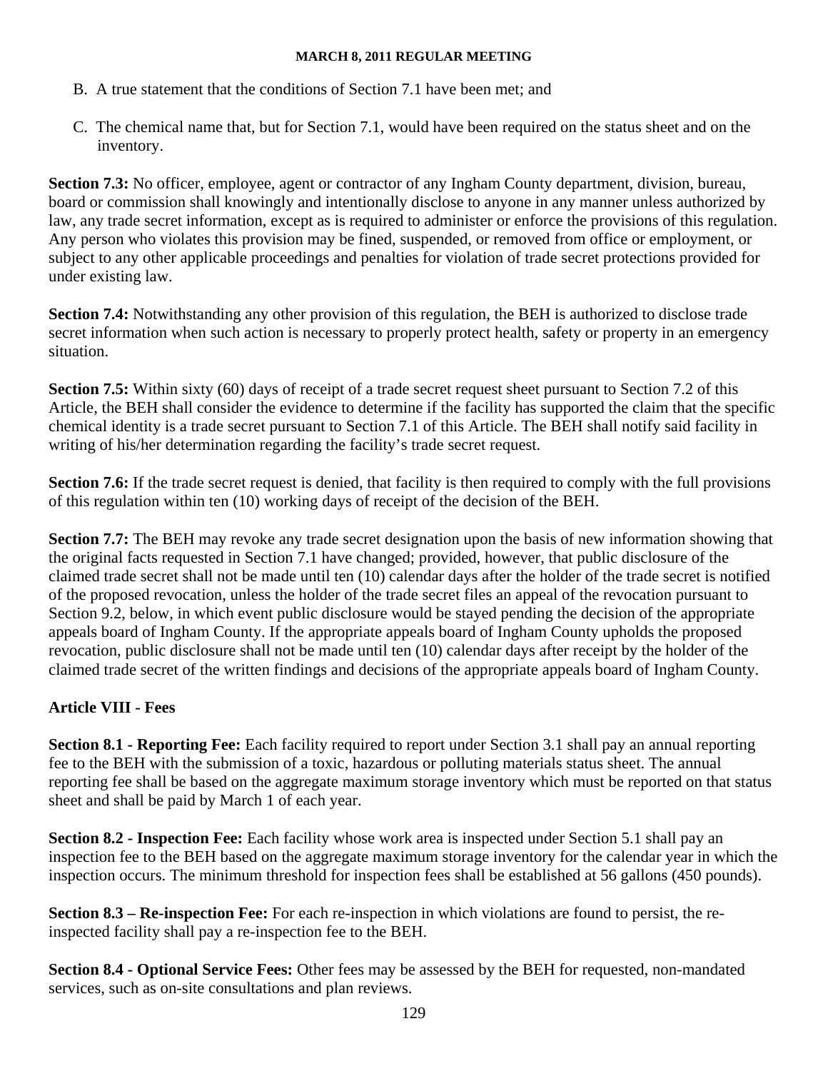B. A true statement that the conditions of Section 7.1 have been met; and

C. The chemical name that, but for Section 7.1, would have been required on the status sheet and on the inventory.

**Section 7.3:** No officer, employee, agent or contractor of any Ingham County department, division, bureau, board or commission shall knowingly and intentionally disclose to anyone in any manner unless authorized by law, any trade secret information, except as is required to administer or enforce the provisions of this regulation. Any person who violates this provision may be fined, suspended, or removed from office or employment, or subject to any other applicable proceedings and penalties for violation of trade secret protections provided for under existing law.

**Section 7.4:** Notwithstanding any other provision of this regulation, the BEH is authorized to disclose trade secret information when such action is necessary to properly protect health, safety or property in an emergency situation.

**Section 7.5:** Within sixty (60) days of receipt of a trade secret request sheet pursuant to Section 7.2 of this Article, the BEH shall consider the evidence to determine if the facility has supported the claim that the specific chemical identity is a trade secret pursuant to Section 7.1 of this Article. The BEH shall notify said facility in writing of his/her determination regarding the facility's trade secret request.

**Section 7.6:** If the trade secret request is denied, that facility is then required to comply with the full provisions of this regulation within ten (10) working days of receipt of the decision of the BEH.

**Section 7.7:** The BEH may revoke any trade secret designation upon the basis of new information showing that the original facts requested in Section 7.1 have changed; provided, however, that public disclosure of the claimed trade secret shall not be made until ten (10) calendar days after the holder of the trade secret is notified of the proposed revocation, unless the holder of the trade secret files an appeal of the revocation pursuant to Section 9.2, below, in which event public disclosure would be stayed pending the decision of the appropriate appeals board of Ingham County. If the appropriate appeals board of Ingham County upholds the proposed revocation, public disclosure shall not be made until ten (10) calendar days after receipt by the holder of the claimed trade secret of the written findings and decisions of the appropriate appeals board of Ingham County.

## Article VIII - Fees

**Section 8.1 - Reporting Fee:** Each facility required to report under Section 3.1 shall pay an annual reporting fee to the BEH with the submission of a toxic, hazardous or polluting materials status sheet. The annual reporting fee shall be based on the aggregate maximum storage inventory which must be reported on that status sheet and shall be paid by March 1 of each year.

**Section 8.2 - Inspection Fee:** Each facility whose work area is inspected under Section 5.1 shall pay an inspection fee to the BEH based on the aggregate maximum storage inventory for the calendar year in which the inspection occurs. The minimum threshold for inspection fees shall be established at 56 gallons (450 pounds).

**Section 8.3 – Re-inspection Fee:** For each re-inspection in which violations are found to persist, the re-inspected facility shall pay a re-inspection fee to the BEH.

**Section 8.4 - Optional Service Fees:** Other fees may be assessed by the BEH for requested, non-mandated services, such as on-site consultations and plan reviews.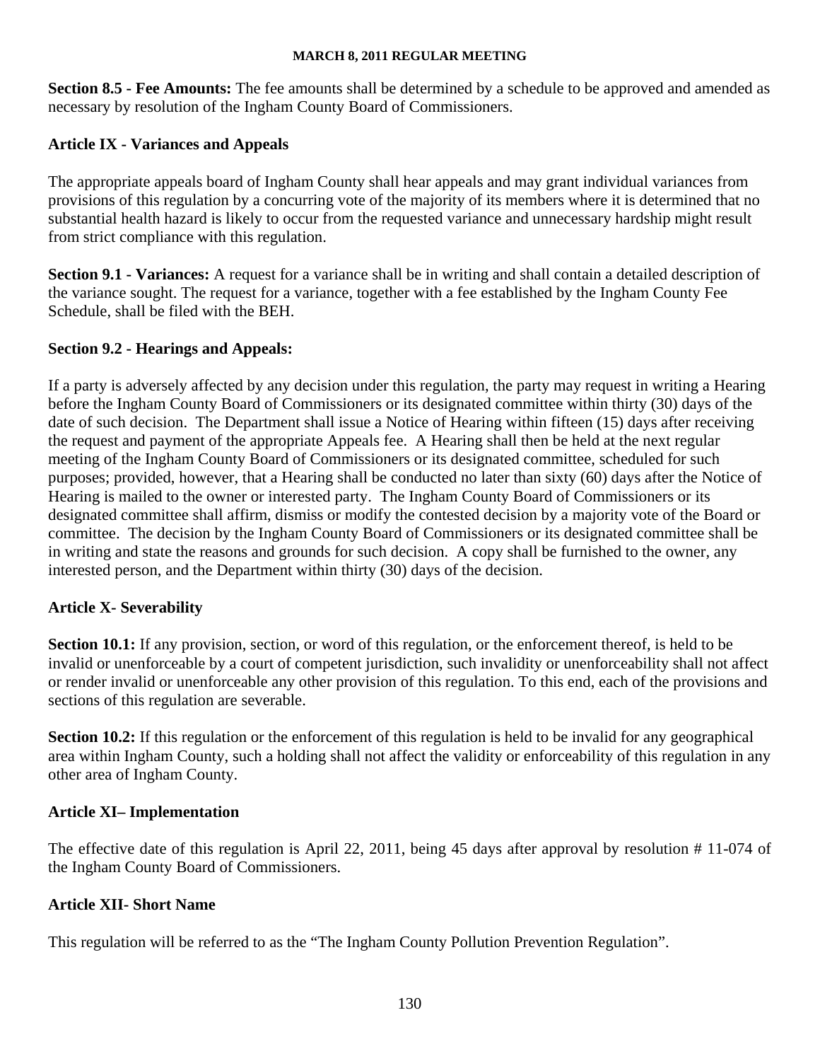**Section 8.5 - Fee Amounts:** The fee amounts shall be determined by a schedule to be approved and amended as necessary by resolution of the Ingham County Board of Commissioners.

## Article IX - Variances and Appeals

The appropriate appeals board of Ingham County shall hear appeals and may grant individual variances from provisions of this regulation by a concurring vote of the majority of its members where it is determined that no substantial health hazard is likely to occur from the requested variance and unnecessary hardship might result from strict compliance with this regulation.

**Section 9.1 - Variances:** A request for a variance shall be in writing and shall contain a detailed description of the variance sought. The request for a variance, together with a fee established by the Ingham County Fee Schedule, shall be filed with the BEH.

**Section 9.2 - Hearings and Appeals:**

If a party is adversely affected by any decision under this regulation, the party may request in writing a Hearing before the Ingham County Board of Commissioners or its designated committee within thirty (30) days of the date of such decision. The Department shall issue a Notice of Hearing within fifteen (15) days after receiving the request and payment of the appropriate Appeals fee. A Hearing shall then be held at the next regular meeting of the Ingham County Board of Commissioners or its designated committee, scheduled for such purposes; provided, however, that a Hearing shall be conducted no later than sixty (60) days after the Notice of Hearing is mailed to the owner or interested party. The Ingham County Board of Commissioners or its designated committee shall affirm, dismiss or modify the contested decision by a majority vote of the Board or committee. The decision by the Ingham County Board of Commissioners or its designated committee shall be in writing and state the reasons and grounds for such decision. A copy shall be furnished to the owner, any interested person, and the Department within thirty (30) days of the decision.

## Article X- Severability

**Section 10.1:** If any provision, section, or word of this regulation, or the enforcement thereof, is held to be invalid or unenforceable by a court of competent jurisdiction, such invalidity or unenforceability shall not affect or render invalid or unenforceable any other provision of this regulation. To this end, each of the provisions and sections of this regulation are severable.

**Section 10.2:** If this regulation or the enforcement of this regulation is held to be invalid for any geographical area within Ingham County, such a holding shall not affect the validity or enforceability of this regulation in any other area of Ingham County.

## Article XI– Implementation

The effective date of this regulation is April 22, 2011, being 45 days after approval by resolution # 11-074 of the Ingham County Board of Commissioners.

## Article XII- Short Name

This regulation will be referred to as the "The Ingham County Pollution Prevention Regulation".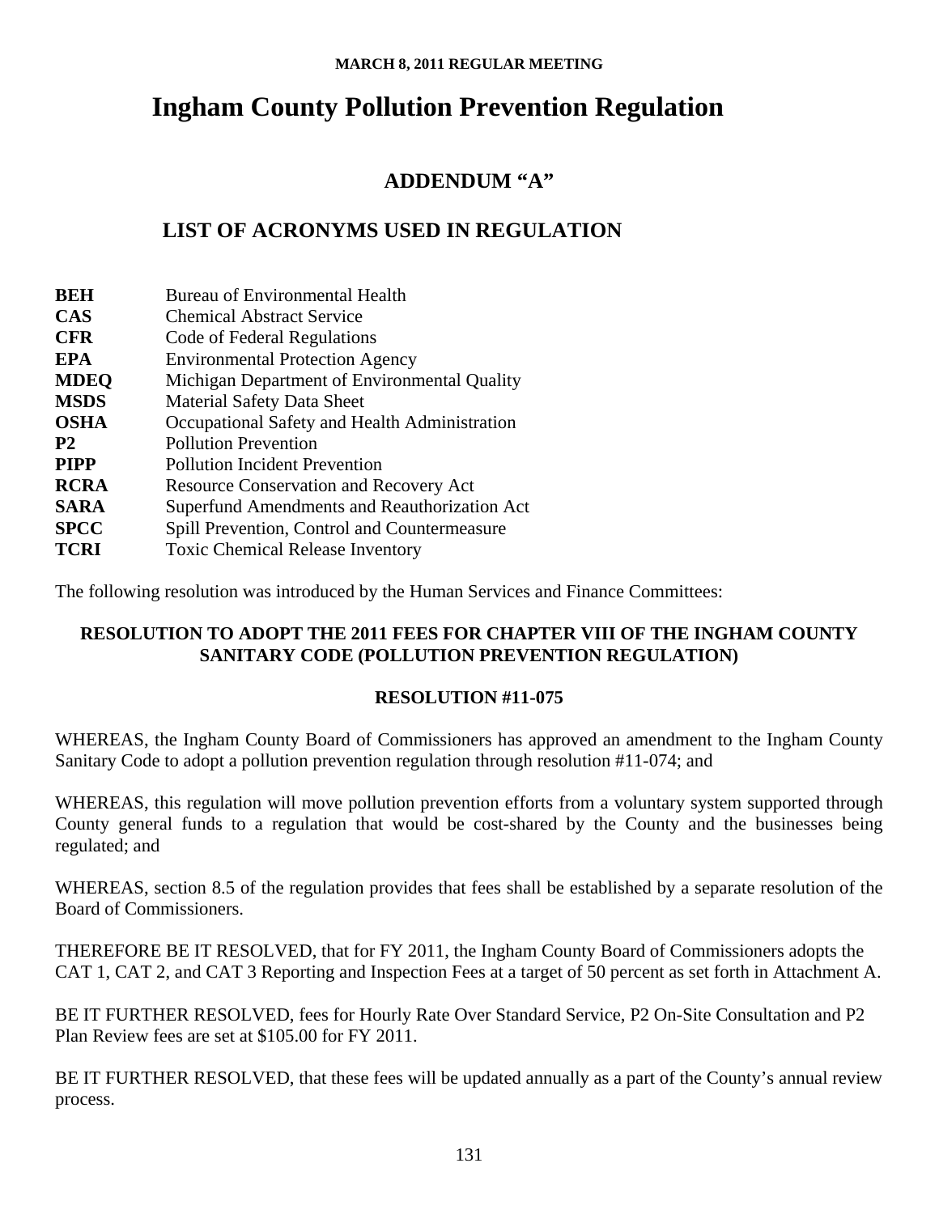# Ingham County Pollution Prevention Regulation

## ADDENDUM "A"

## LIST OF ACRONYMS USED IN REGULATION

| | |
|---|---|
| **BEH** | Bureau of Environmental Health |
| **CAS** | Chemical Abstract Service |
| **CFR** | Code of Federal Regulations |
| **EPA** | Environmental Protection Agency |
| **MDEQ** | Michigan Department of Environmental Quality |
| **MSDS** | Material Safety Data Sheet |
| **OSHA** | Occupational Safety and Health Administration |
| **P2** | Pollution Prevention |
| **PIPP** | Pollution Incident Prevention |
| **RCRA** | Resource Conservation and Recovery Act |
| **SARA** | Superfund Amendments and Reauthorization Act |
| **SPCC** | Spill Prevention, Control and Countermeasure |
| **TCRI** | Toxic Chemical Release Inventory |

The following resolution was introduced by the Human Services and Finance Committees:

**RESOLUTION TO ADOPT THE 2011 FEES FOR CHAPTER VIII OF THE INGHAM COUNTY SANITARY CODE (POLLUTION PREVENTION REGULATION)**

**RESOLUTION #11-075**

WHEREAS, the Ingham County Board of Commissioners has approved an amendment to the Ingham County Sanitary Code to adopt a pollution prevention regulation through resolution #11-074; and

WHEREAS, this regulation will move pollution prevention efforts from a voluntary system supported through County general funds to a regulation that would be cost-shared by the County and the businesses being regulated; and

WHEREAS, section 8.5 of the regulation provides that fees shall be established by a separate resolution of the Board of Commissioners.

THEREFORE BE IT RESOLVED, that for FY 2011, the Ingham County Board of Commissioners adopts the CAT 1, CAT 2, and CAT 3 Reporting and Inspection Fees at a target of 50 percent as set forth in Attachment A.

BE IT FURTHER RESOLVED, fees for Hourly Rate Over Standard Service, P2 On-Site Consultation and P2 Plan Review fees are set at $105.00 for FY 2011.

BE IT FURTHER RESOLVED, that these fees will be updated annually as a part of the County's annual review process.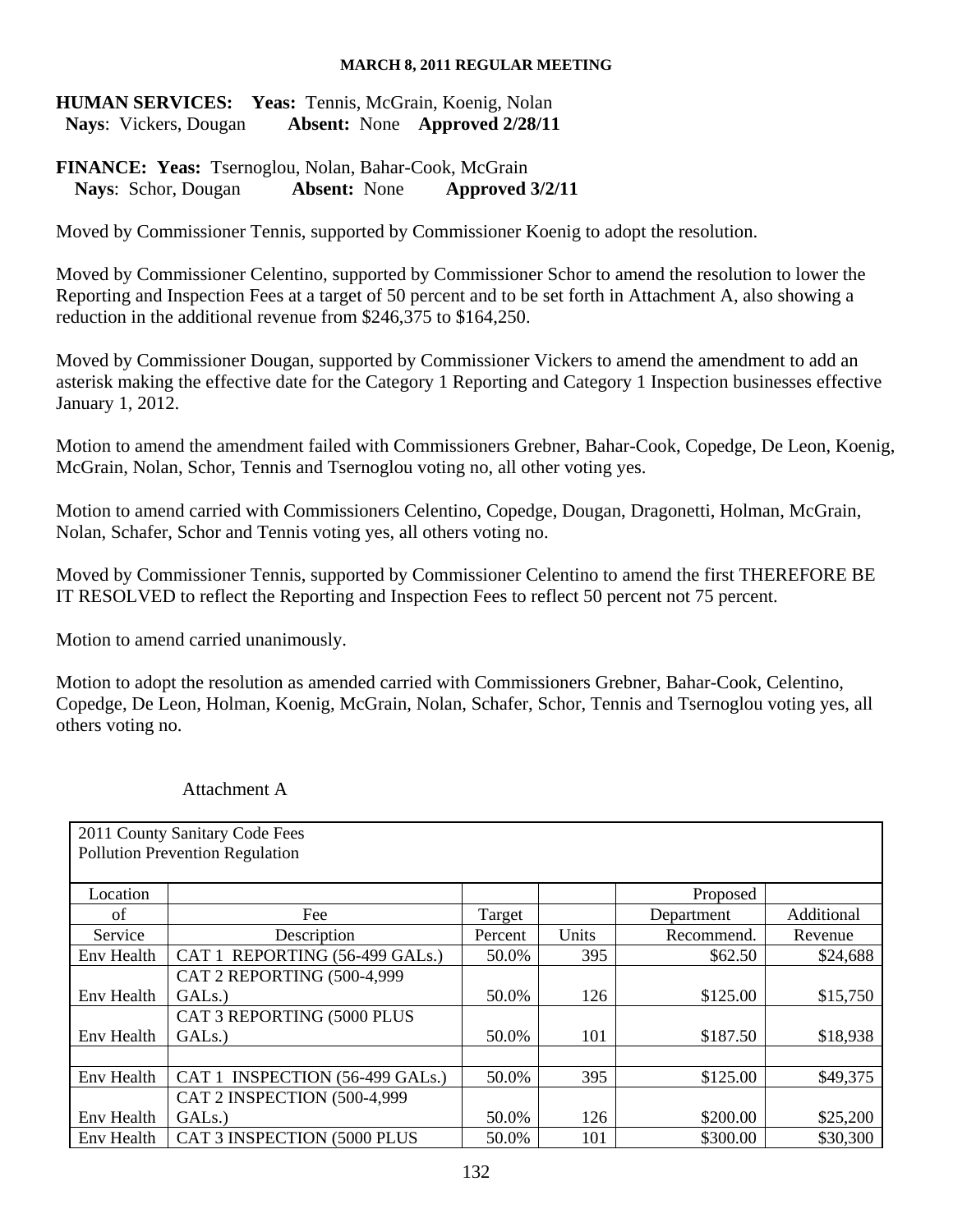**HUMAN SERVICES:** **Yeas:** Tennis, McGrain, Koenig, Nolan
**Nays**: Vickers, Dougan **Absent:** None **Approved 2/28/11**

**FINANCE:** **Yeas:** Tsernoglou, Nolan, Bahar-Cook, McGrain
**Nays**: Schor, Dougan **Absent:** None **Approved 3/2/11**

Moved by Commissioner Tennis, supported by Commissioner Koenig to adopt the resolution.

Moved by Commissioner Celentino, supported by Commissioner Schor to amend the resolution to lower the Reporting and Inspection Fees at a target of 50 percent and to be set forth in Attachment A, also showing a reduction in the additional revenue from $246,375 to $164,250.

Moved by Commissioner Dougan, supported by Commissioner Vickers to amend the amendment to add an asterisk making the effective date for the Category 1 Reporting and Category 1 Inspection businesses effective January 1, 2012.

Motion to amend the amendment failed with Commissioners Grebner, Bahar-Cook, Copedge, De Leon, Koenig, McGrain, Nolan, Schor, Tennis and Tsernoglou voting no, all other voting yes.

Motion to amend carried with Commissioners Celentino, Copedge, Dougan, Dragonetti, Holman, McGrain, Nolan, Schafer, Schor and Tennis voting yes, all others voting no.

Moved by Commissioner Tennis, supported by Commissioner Celentino to amend the first THEREFORE BE IT RESOLVED to reflect the Reporting and Inspection Fees to reflect 50 percent not 75 percent.

Motion to amend carried unanimously.

Motion to adopt the resolution as amended carried with Commissioners Grebner, Bahar-Cook, Celentino, Copedge, De Leon, Holman, Koenig, McGrain, Nolan, Schafer, Schor, Tennis and Tsernoglou voting yes, all others voting no.

Attachment A

2011 County Sanitary Code Fees
Pollution Prevention Regulation

| Location of Service | Fee Description | Target Percent | Units | Proposed Department Recommend. | Additional Revenue |
|---|---|---|---|---|---|
| Env Health | CAT 1 REPORTING (56-499 GALs.) | 50.0% | 395 | $62.50 | $24,688 |
| Env Health | CAT 2 REPORTING (500-4,999 GALs.) | 50.0% | 126 | $125.00 | $15,750 |
| Env Health | CAT 3 REPORTING (5000 PLUS GALs.) | 50.0% | 101 | $187.50 | $18,938 |
| | | | | | |
| Env Health | CAT 1 INSPECTION (56-499 GALs.) | 50.0% | 395 | $125.00 | $49,375 |
| Env Health | CAT 2 INSPECTION (500-4,999 GALs.) | 50.0% | 126 | $200.00 | $25,200 |
| Env Health | CAT 3 INSPECTION (5000 PLUS | 50.0% | 101 | $300.00 | $30,300 |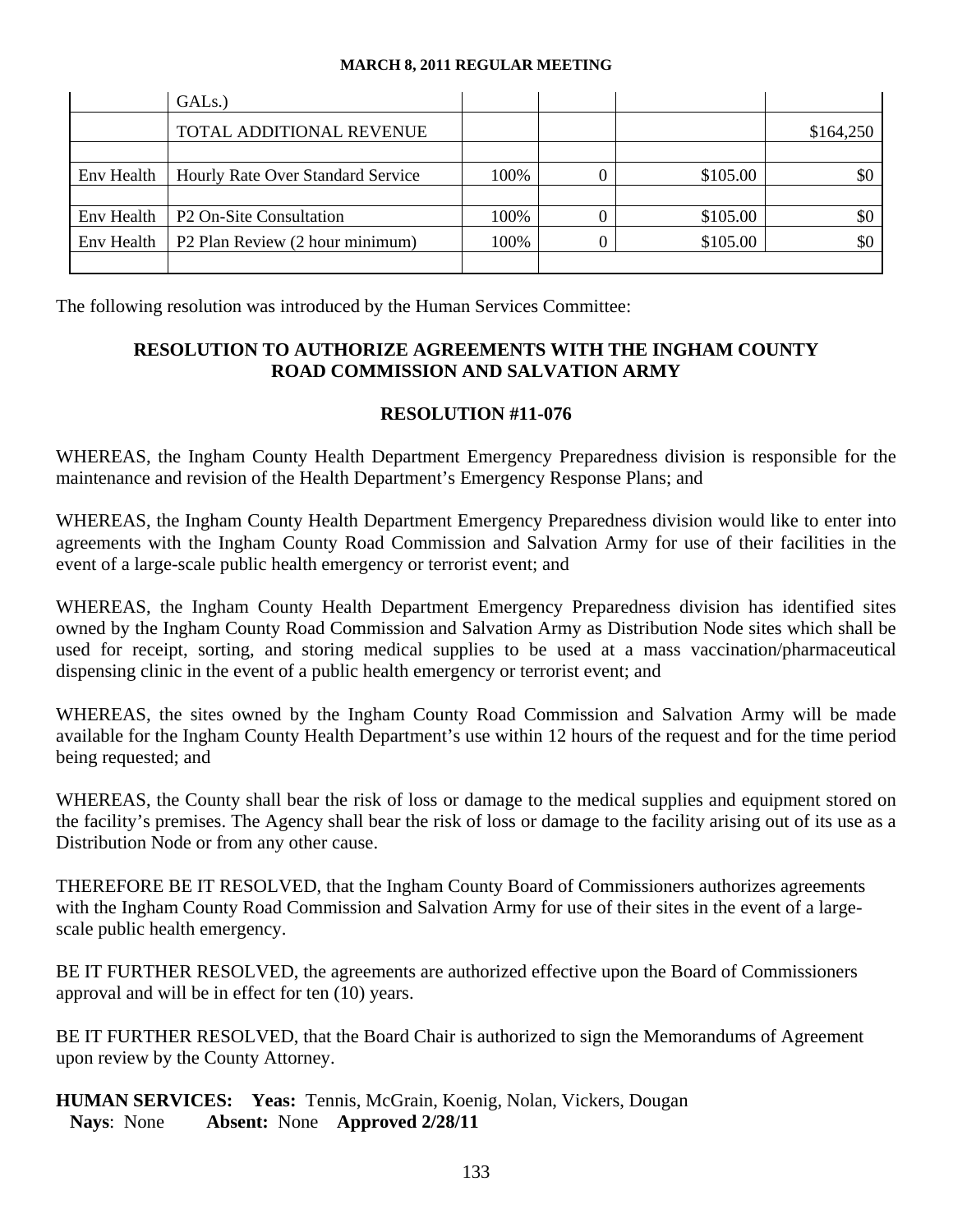|  | GALs.) |  |  |  |  |
| --- | --- | --- | --- | --- | --- |
|  | TOTAL ADDITIONAL REVENUE |  |  |  | $164,250 |
|  |  |  |  |  |  |
| Env Health | Hourly Rate Over Standard Service | 100% | 0 | $105.00 | $0 |
|  |  |  |  |  |  |
| Env Health | P2 On-Site Consultation | 100% | 0 | $105.00 | $0 |
| Env Health | P2 Plan Review (2 hour minimum) | 100% | 0 | $105.00 | $0 |
|  |  |  |  |  |  |

The following resolution was introduced by the Human Services Committee:

## RESOLUTION TO AUTHORIZE AGREEMENTS WITH THE INGHAM COUNTY ROAD COMMISSION AND SALVATION ARMY

## RESOLUTION #11-076

WHEREAS, the Ingham County Health Department Emergency Preparedness division is responsible for the maintenance and revision of the Health Department's Emergency Response Plans; and

WHEREAS, the Ingham County Health Department Emergency Preparedness division would like to enter into agreements with the Ingham County Road Commission and Salvation Army for use of their facilities in the event of a large-scale public health emergency or terrorist event; and

WHEREAS, the Ingham County Health Department Emergency Preparedness division has identified sites owned by the Ingham County Road Commission and Salvation Army as Distribution Node sites which shall be used for receipt, sorting, and storing medical supplies to be used at a mass vaccination/pharmaceutical dispensing clinic in the event of a public health emergency or terrorist event; and

WHEREAS, the sites owned by the Ingham County Road Commission and Salvation Army will be made available for the Ingham County Health Department's use within 12 hours of the request and for the time period being requested; and

WHEREAS, the County shall bear the risk of loss or damage to the medical supplies and equipment stored on the facility's premises. The Agency shall bear the risk of loss or damage to the facility arising out of its use as a Distribution Node or from any other cause.

THEREFORE BE IT RESOLVED, that the Ingham County Board of Commissioners authorizes agreements with the Ingham County Road Commission and Salvation Army for use of their sites in the event of a large-scale public health emergency.

BE IT FURTHER RESOLVED, the agreements are authorized effective upon the Board of Commissioners approval and will be in effect for ten (10) years.

BE IT FURTHER RESOLVED, that the Board Chair is authorized to sign the Memorandums of Agreement upon review by the County Attorney.

**HUMAN SERVICES: Yeas:** Tennis, McGrain, Koenig, Nolan, Vickers, Dougan
**Nays**: None **Absent:** None **Approved 2/28/11**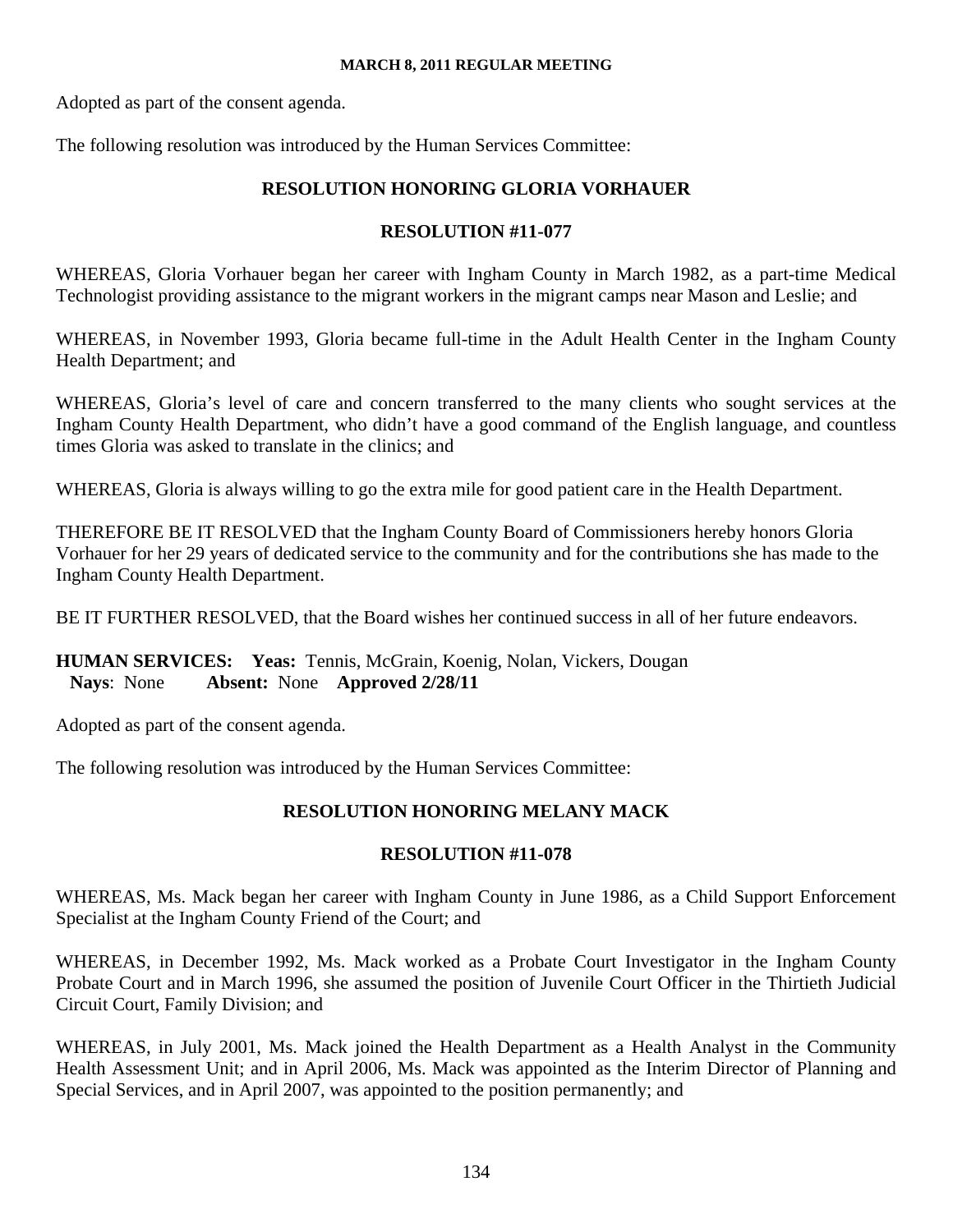Adopted as part of the consent agenda.

The following resolution was introduced by the Human Services Committee:

### RESOLUTION HONORING GLORIA VORHAUER

### RESOLUTION #11-077

WHEREAS, Gloria Vorhauer began her career with Ingham County in March 1982, as a part-time Medical Technologist providing assistance to the migrant workers in the migrant camps near Mason and Leslie; and

WHEREAS, in November 1993, Gloria became full-time in the Adult Health Center in the Ingham County Health Department; and

WHEREAS, Gloria's level of care and concern transferred to the many clients who sought services at the Ingham County Health Department, who didn't have a good command of the English language, and countless times Gloria was asked to translate in the clinics; and

WHEREAS, Gloria is always willing to go the extra mile for good patient care in the Health Department.

THEREFORE BE IT RESOLVED that the Ingham County Board of Commissioners hereby honors Gloria Vorhauer for her 29 years of dedicated service to the community and for the contributions she has made to the Ingham County Health Department.

BE IT FURTHER RESOLVED, that the Board wishes her continued success in all of her future endeavors.

**HUMAN SERVICES:** **Yeas:** Tennis, McGrain, Koenig, Nolan, Vickers, Dougan
**Nays**: None **Absent:** None **Approved 2/28/11**

Adopted as part of the consent agenda.

The following resolution was introduced by the Human Services Committee:

### RESOLUTION HONORING MELANY MACK

### RESOLUTION #11-078

WHEREAS, Ms. Mack began her career with Ingham County in June 1986, as a Child Support Enforcement Specialist at the Ingham County Friend of the Court; and

WHEREAS, in December 1992, Ms. Mack worked as a Probate Court Investigator in the Ingham County Probate Court and in March 1996, she assumed the position of Juvenile Court Officer in the Thirtieth Judicial Circuit Court, Family Division; and

WHEREAS, in July 2001, Ms. Mack joined the Health Department as a Health Analyst in the Community Health Assessment Unit; and in April 2006, Ms. Mack was appointed as the Interim Director of Planning and Special Services, and in April 2007, was appointed to the position permanently; and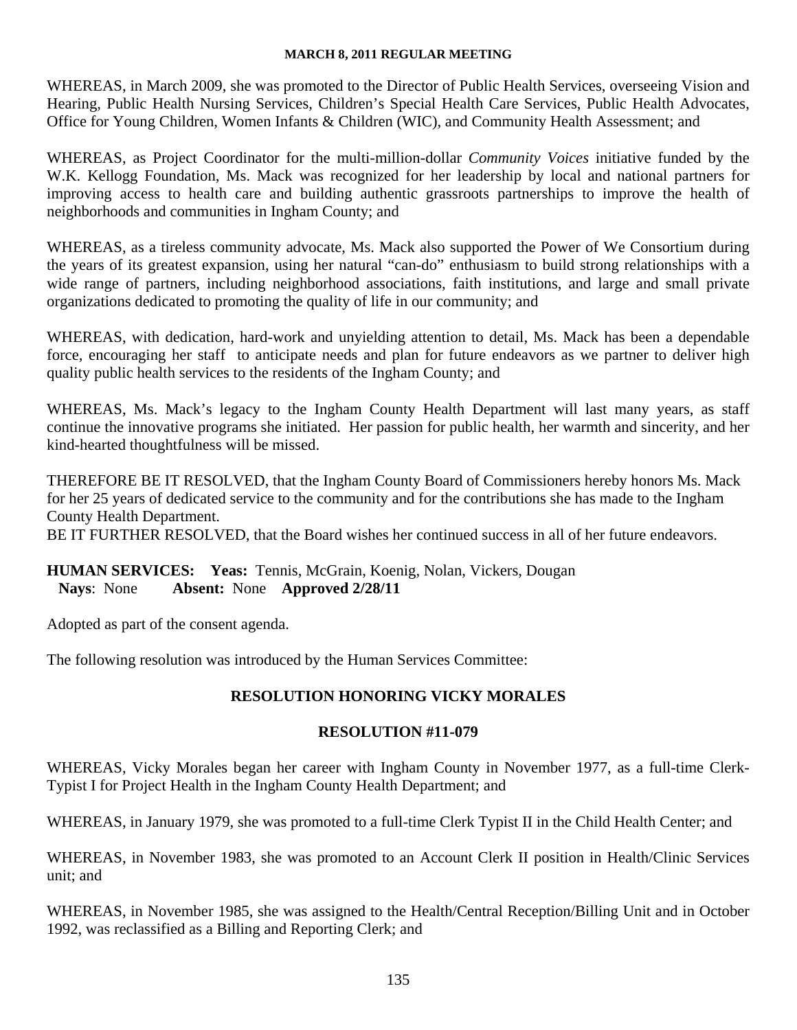WHEREAS, in March 2009, she was promoted to the Director of Public Health Services, overseeing Vision and Hearing, Public Health Nursing Services, Children's Special Health Care Services, Public Health Advocates, Office for Young Children, Women Infants & Children (WIC), and Community Health Assessment; and

WHEREAS, as Project Coordinator for the multi-million-dollar *Community Voices* initiative funded by the W.K. Kellogg Foundation, Ms. Mack was recognized for her leadership by local and national partners for improving access to health care and building authentic grassroots partnerships to improve the health of neighborhoods and communities in Ingham County; and

WHEREAS, as a tireless community advocate, Ms. Mack also supported the Power of We Consortium during the years of its greatest expansion, using her natural "can-do" enthusiasm to build strong relationships with a wide range of partners, including neighborhood associations, faith institutions, and large and small private organizations dedicated to promoting the quality of life in our community; and

WHEREAS, with dedication, hard-work and unyielding attention to detail, Ms. Mack has been a dependable force, encouraging her staff to anticipate needs and plan for future endeavors as we partner to deliver high quality public health services to the residents of the Ingham County; and

WHEREAS, Ms. Mack's legacy to the Ingham County Health Department will last many years, as staff continue the innovative programs she initiated. Her passion for public health, her warmth and sincerity, and her kind-hearted thoughtfulness will be missed.

THEREFORE BE IT RESOLVED, that the Ingham County Board of Commissioners hereby honors Ms. Mack for her 25 years of dedicated service to the community and for the contributions she has made to the Ingham County Health Department.
BE IT FURTHER RESOLVED, that the Board wishes her continued success in all of her future endeavors.

**HUMAN SERVICES: Yeas:** Tennis, McGrain, Koenig, Nolan, Vickers, Dougan
**Nays**: None **Absent:** None **Approved 2/28/11**

Adopted as part of the consent agenda.

The following resolution was introduced by the Human Services Committee:

## RESOLUTION HONORING VICKY MORALES

## RESOLUTION #11-079

WHEREAS, Vicky Morales began her career with Ingham County in November 1977, as a full-time Clerk-Typist I for Project Health in the Ingham County Health Department; and

WHEREAS, in January 1979, she was promoted to a full-time Clerk Typist II in the Child Health Center; and

WHEREAS, in November 1983, she was promoted to an Account Clerk II position in Health/Clinic Services unit; and

WHEREAS, in November 1985, she was assigned to the Health/Central Reception/Billing Unit and in October 1992, was reclassified as a Billing and Reporting Clerk; and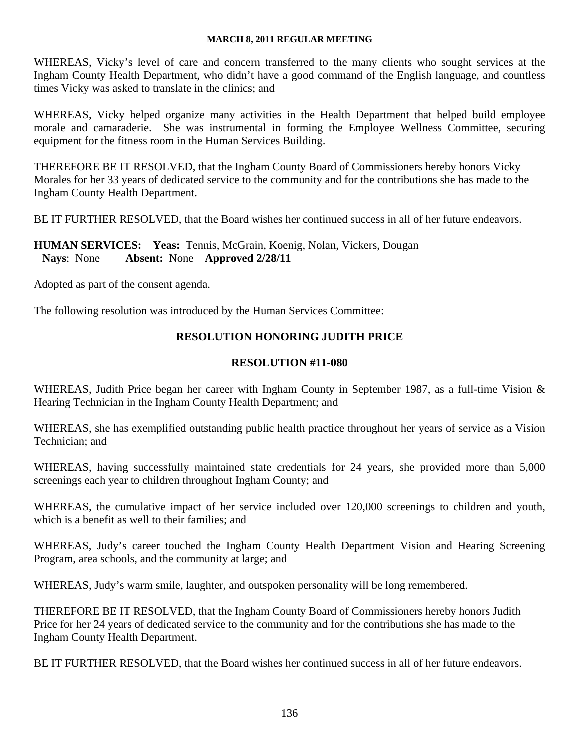WHEREAS, Vicky's level of care and concern transferred to the many clients who sought services at the Ingham County Health Department, who didn't have a good command of the English language, and countless times Vicky was asked to translate in the clinics; and

WHEREAS, Vicky helped organize many activities in the Health Department that helped build employee morale and camaraderie. She was instrumental in forming the Employee Wellness Committee, securing equipment for the fitness room in the Human Services Building.

THEREFORE BE IT RESOLVED, that the Ingham County Board of Commissioners hereby honors Vicky Morales for her 33 years of dedicated service to the community and for the contributions she has made to the Ingham County Health Department.

BE IT FURTHER RESOLVED, that the Board wishes her continued success in all of her future endeavors.

**HUMAN SERVICES: Yeas:** Tennis, McGrain, Koenig, Nolan, Vickers, Dougan
**Nays**: None **Absent:** None **Approved 2/28/11**

Adopted as part of the consent agenda.

The following resolution was introduced by the Human Services Committee:

## RESOLUTION HONORING JUDITH PRICE

## RESOLUTION #11-080

WHEREAS, Judith Price began her career with Ingham County in September 1987, as a full-time Vision & Hearing Technician in the Ingham County Health Department; and

WHEREAS, she has exemplified outstanding public health practice throughout her years of service as a Vision Technician; and

WHEREAS, having successfully maintained state credentials for 24 years, she provided more than 5,000 screenings each year to children throughout Ingham County; and

WHEREAS, the cumulative impact of her service included over 120,000 screenings to children and youth, which is a benefit as well to their families; and

WHEREAS, Judy's career touched the Ingham County Health Department Vision and Hearing Screening Program, area schools, and the community at large; and

WHEREAS, Judy's warm smile, laughter, and outspoken personality will be long remembered.

THEREFORE BE IT RESOLVED, that the Ingham County Board of Commissioners hereby honors Judith Price for her 24 years of dedicated service to the community and for the contributions she has made to the Ingham County Health Department.

BE IT FURTHER RESOLVED, that the Board wishes her continued success in all of her future endeavors.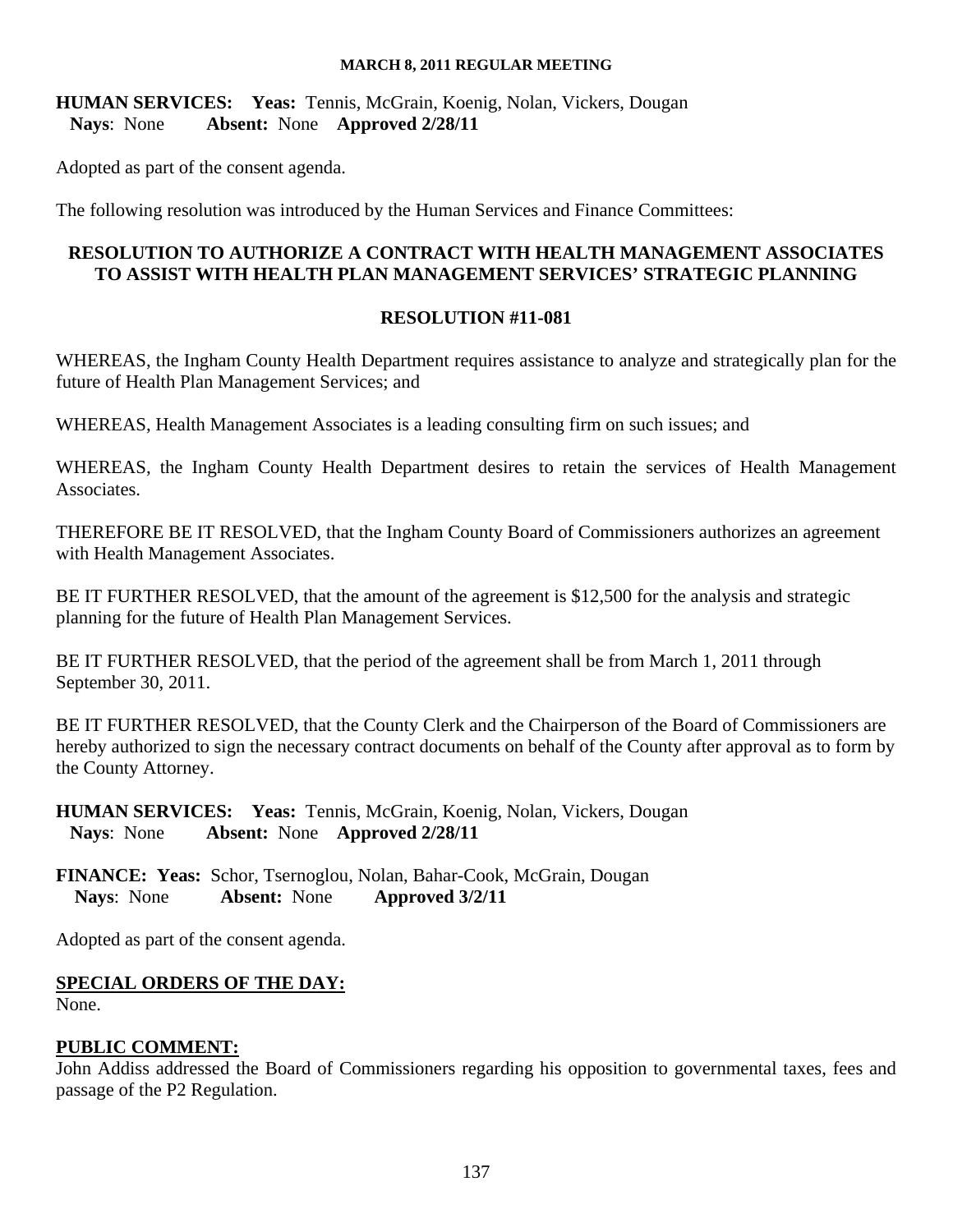**HUMAN SERVICES: Yeas:** Tennis, McGrain, Koenig, Nolan, Vickers, Dougan
**Nays**: None **Absent:** None **Approved 2/28/11**

Adopted as part of the consent agenda.

The following resolution was introduced by the Human Services and Finance Committees:

**RESOLUTION TO AUTHORIZE A CONTRACT WITH HEALTH MANAGEMENT ASSOCIATES TO ASSIST WITH HEALTH PLAN MANAGEMENT SERVICES' STRATEGIC PLANNING**

**RESOLUTION #11-081**

WHEREAS, the Ingham County Health Department requires assistance to analyze and strategically plan for the future of Health Plan Management Services; and

WHEREAS, Health Management Associates is a leading consulting firm on such issues; and

WHEREAS, the Ingham County Health Department desires to retain the services of Health Management Associates.

THEREFORE BE IT RESOLVED, that the Ingham County Board of Commissioners authorizes an agreement with Health Management Associates.

BE IT FURTHER RESOLVED, that the amount of the agreement is $12,500 for the analysis and strategic planning for the future of Health Plan Management Services.

BE IT FURTHER RESOLVED, that the period of the agreement shall be from March 1, 2011 through September 30, 2011.

BE IT FURTHER RESOLVED, that the County Clerk and the Chairperson of the Board of Commissioners are hereby authorized to sign the necessary contract documents on behalf of the County after approval as to form by the County Attorney.

**HUMAN SERVICES: Yeas:** Tennis, McGrain, Koenig, Nolan, Vickers, Dougan
**Nays**: None **Absent:** None **Approved 2/28/11**

**FINANCE: Yeas:** Schor, Tsernoglou, Nolan, Bahar-Cook, McGrain, Dougan
**Nays**: None **Absent:** None **Approved 3/2/11**

Adopted as part of the consent agenda.

**SPECIAL ORDERS OF THE DAY:**
None.

**PUBLIC COMMENT:**
John Addiss addressed the Board of Commissioners regarding his opposition to governmental taxes, fees and passage of the P2 Regulation.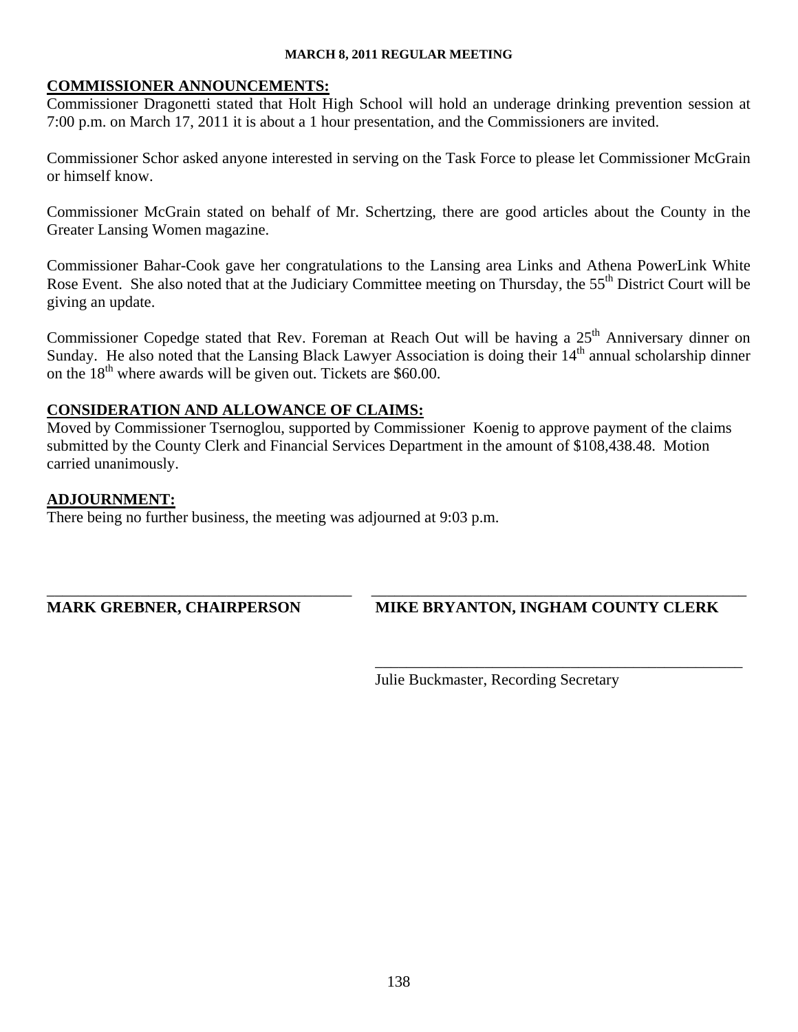## COMMISSIONER ANNOUNCEMENTS:

Commissioner Dragonetti stated that Holt High School will hold an underage drinking prevention session at 7:00 p.m. on March 17, 2011 it is about a 1 hour presentation, and the Commissioners are invited.

Commissioner Schor asked anyone interested in serving on the Task Force to please let Commissioner McGrain or himself know.

Commissioner McGrain stated on behalf of Mr. Schertzing, there are good articles about the County in the Greater Lansing Women magazine.

Commissioner Bahar-Cook gave her congratulations to the Lansing area Links and Athena PowerLink White Rose Event. She also noted that at the Judiciary Committee meeting on Thursday, the 55th District Court will be giving an update.

Commissioner Copedge stated that Rev. Foreman at Reach Out will be having a 25th Anniversary dinner on Sunday. He also noted that the Lansing Black Lawyer Association is doing their 14th annual scholarship dinner on the 18th where awards will be given out. Tickets are $60.00.

## CONSIDERATION AND ALLOWANCE OF CLAIMS:

Moved by Commissioner Tsernoglou, supported by Commissioner Koenig to approve payment of the claims submitted by the County Clerk and Financial Services Department in the amount of $108,438.48. Motion carried unanimously.

## ADJOURNMENT:

There being no further business, the meeting was adjourned at 9:03 p.m.

\_\_\_\_\_\_\_\_\_\_\_\_\_\_\_\_\_\_\_\_\_\_\_\_\_\_\_\_\_\_\_\_\_\_\_\_\_\_\_\_
**MARK GREBNER, CHAIRPERSON**

\_\_\_\_\_\_\_\_\_\_\_\_\_\_\_\_\_\_\_\_\_\_\_\_\_\_\_\_\_\_\_\_\_\_\_\_\_\_\_\_
**MIKE BRYANTON, INGHAM COUNTY CLERK**

\_\_\_\_\_\_\_\_\_\_\_\_\_\_\_\_\_\_\_\_\_\_\_\_\_\_\_\_\_\_\_\_\_\_\_\_\_\_\_\_
Julie Buckmaster, Recording Secretary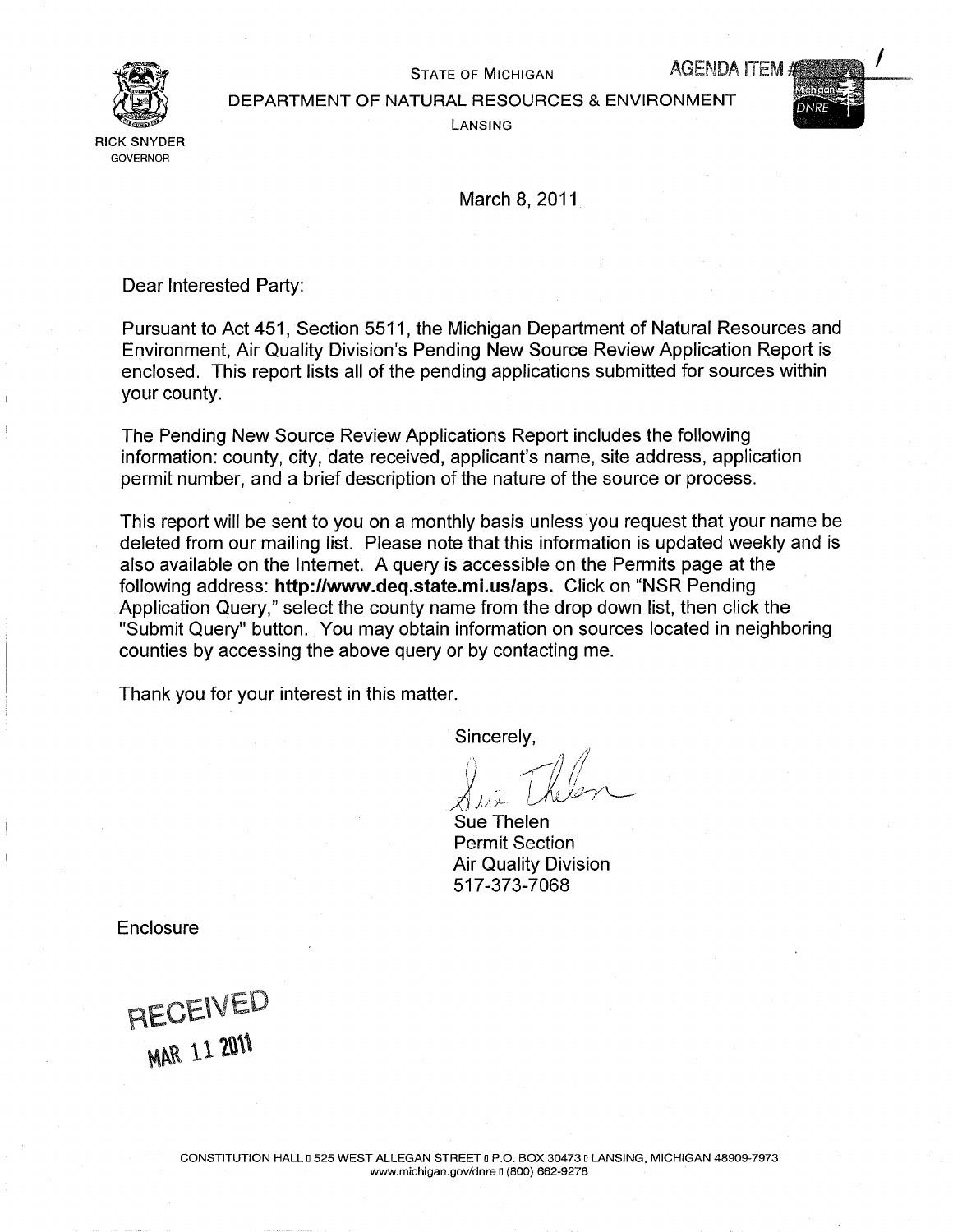STATE OF MICHIGAN

AGENDA ITEM # 1

DEPARTMENT OF NATURAL RESOURCES & ENVIRONMENT

LANSING

RICK SNYDER
GOVERNOR

March 8, 2011

Dear Interested Party:

Pursuant to Act 451, Section 5511, the Michigan Department of Natural Resources and Environment, Air Quality Division's Pending New Source Review Application Report is enclosed. This report lists all of the pending applications submitted for sources within your county.

The Pending New Source Review Applications Report includes the following information: county, city, date received, applicant's name, site address, application permit number, and a brief description of the nature of the source or process.

This report will be sent to you on a monthly basis unless you request that your name be deleted from our mailing list. Please note that this information is updated weekly and is also available on the Internet. A query is accessible on the Permits page at the following address: **http://www.deq.state.mi.us/aps.** Click on "NSR Pending Application Query," select the county name from the drop down list, then click the "Submit Query" button. You may obtain information on sources located in neighboring counties by accessing the above query or by contacting me.

Thank you for your interest in this matter.

Sincerely,

Sue Thelen
Permit Section
Air Quality Division
517-373-7068

Enclosure

RECEIVED
MAR 11 2011

CONSTITUTION HALL • 525 WEST ALLEGAN STREET • P.O. BOX 30473 • LANSING, MICHIGAN 48909-7973
www.michigan.gov/dnre • (800) 662-9278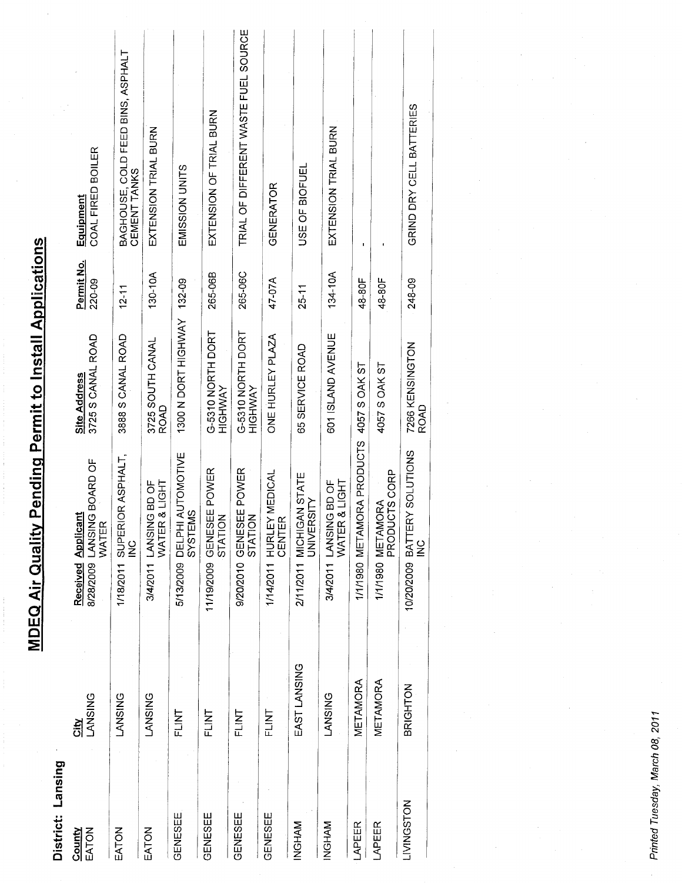# MDEQ Air Quality Pending Permit to Install Applications

**District: Lansing**

| County | City | Received | Applicant | Site Address | Permit No. | Equipment |
|---|---|---|---|---|---|---|
| EATON | LANSING | 8/28/2009 | LANSING BOARD OF WATER | 3725 S CANAL ROAD | 220-09 | COAL FIRED BOILER |
| EATON | LANSING | 1/18/2011 | SUPERIOR ASPHALT, INC | 3888 S CANAL ROAD | 12-11 | BAGHOUSE, COLD FEED BINS, ASPHALT CEMENT TANKS |
| EATON | LANSING | 3/4/2011 | LANSING BD OF WATER & LIGHT | 3725 SOUTH CANAL ROAD | 130-10A | EXTENSION TRIAL BURN |
| GENESEE | FLINT | 5/13/2009 | DELPHI AUTOMOTIVE SYSTEMS | 1300 N DORT HIGHWAY | 132-09 | EMISSION UNITS |
| GENESEE | FLINT | 11/19/2009 | GENESEE POWER STATION | G-5310 NORTH DORT HIGHWAY | 265-06B | EXTENSION OF TRIAL BURN |
| GENESEE | FLINT | 9/20/2010 | GENESEE POWER STATION | G-5310 NORTH DORT HIGHWAY | 265-06C | TRIAL OF DIFFERENT WASTE FUEL SOURCE |
| GENESEE | FLINT | 1/14/2011 | HURLEY MEDICAL CENTER | ONE HURLEY PLAZA | 47-07A | GENERATOR |
| INGHAM | EAST LANSING | 2/11/2011 | MICHIGAN STATE UNIVERSITY | 65 SERVICE ROAD | 25-11 | USE OF BIOFUEL |
| INGHAM | LANSING | 3/4/2011 | LANSING BD OF WATER & LIGHT | 601 ISLAND AVENUE | 134-10A | EXTENSION TRIAL BURN |
| LAPEER | METAMORA | 1/1/1980 | METAMORA PRODUCTS | 4057 S OAK ST | 48-80F | - |
| LAPEER | METAMORA | 1/1/1980 | METAMORA PRODUCTS CORP | 4057 S OAK ST | 48-80F | - |
| LIVINGSTON | BRIGHTON | 10/20/2009 | BATTERY SOLUTIONS INC | 7266 KENSINGTON ROAD | 248-09 | GRIND DRY CELL BATTERIES |

*Printed Tuesday, March 08, 2011*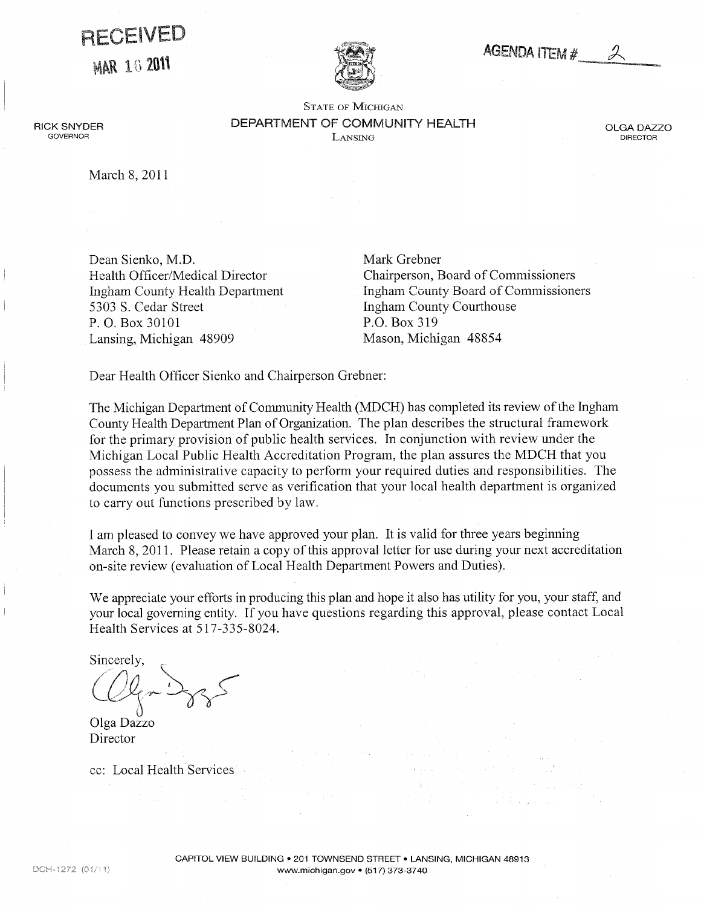RECEIVED

MAR 16 2011

AGENDA ITEM # 2

STATE OF MICHIGAN

DEPARTMENT OF COMMUNITY HEALTH

LANSING

RICK SNYDER
GOVERNOR

OLGA DAZZO
DIRECTOR

March 8, 2011

Dean Sienko, M.D.
Health Officer/Medical Director
Ingham County Health Department
5303 S. Cedar Street
P. O. Box 30101
Lansing, Michigan 48909

Mark Grebner
Chairperson, Board of Commissioners
Ingham County Board of Commissioners
Ingham County Courthouse
P.O. Box 319
Mason, Michigan 48854

Dear Health Officer Sienko and Chairperson Grebner:

The Michigan Department of Community Health (MDCH) has completed its review of the Ingham County Health Department Plan of Organization. The plan describes the structural framework for the primary provision of public health services. In conjunction with review under the Michigan Local Public Health Accreditation Program, the plan assures the MDCH that you possess the administrative capacity to perform your required duties and responsibilities. The documents you submitted serve as verification that your local health department is organized to carry out functions prescribed by law.

I am pleased to convey we have approved your plan. It is valid for three years beginning March 8, 2011. Please retain a copy of this approval letter for use during your next accreditation on-site review (evaluation of Local Health Department Powers and Duties).

We appreciate your efforts in producing this plan and hope it also has utility for you, your staff, and your local governing entity. If you have questions regarding this approval, please contact Local Health Services at 517-335-8024.

Sincerely,

Olga Dazzo
Director

cc: Local Health Services

CAPITOL VIEW BUILDING • 201 TOWNSEND STREET • LANSING, MICHIGAN 48913
www.michigan.gov • (517) 373-3740

DCH-1272 (01/11)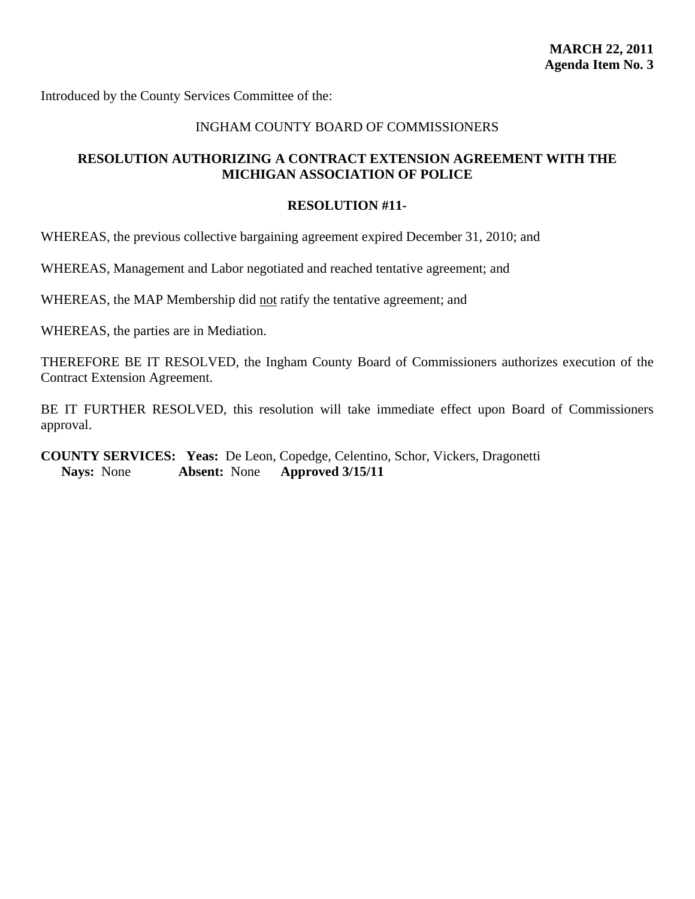**MARCH 22, 2011**
**Agenda Item No. 3**

Introduced by the County Services Committee of the:

INGHAM COUNTY BOARD OF COMMISSIONERS

**RESOLUTION AUTHORIZING A CONTRACT EXTENSION AGREEMENT WITH THE MICHIGAN ASSOCIATION OF POLICE**

**RESOLUTION #11-**

WHEREAS, the previous collective bargaining agreement expired December 31, 2010; and

WHEREAS, Management and Labor negotiated and reached tentative agreement; and

WHEREAS, the MAP Membership did <u>not</u> ratify the tentative agreement; and

WHEREAS, the parties are in Mediation.

THEREFORE BE IT RESOLVED, the Ingham County Board of Commissioners authorizes execution of the Contract Extension Agreement.

BE IT FURTHER RESOLVED, this resolution will take immediate effect upon Board of Commissioners approval.

**COUNTY SERVICES:** **Yeas:** De Leon, Copedge, Celentino, Schor, Vickers, Dragonetti
**Nays:** None **Absent:** None **Approved 3/15/11**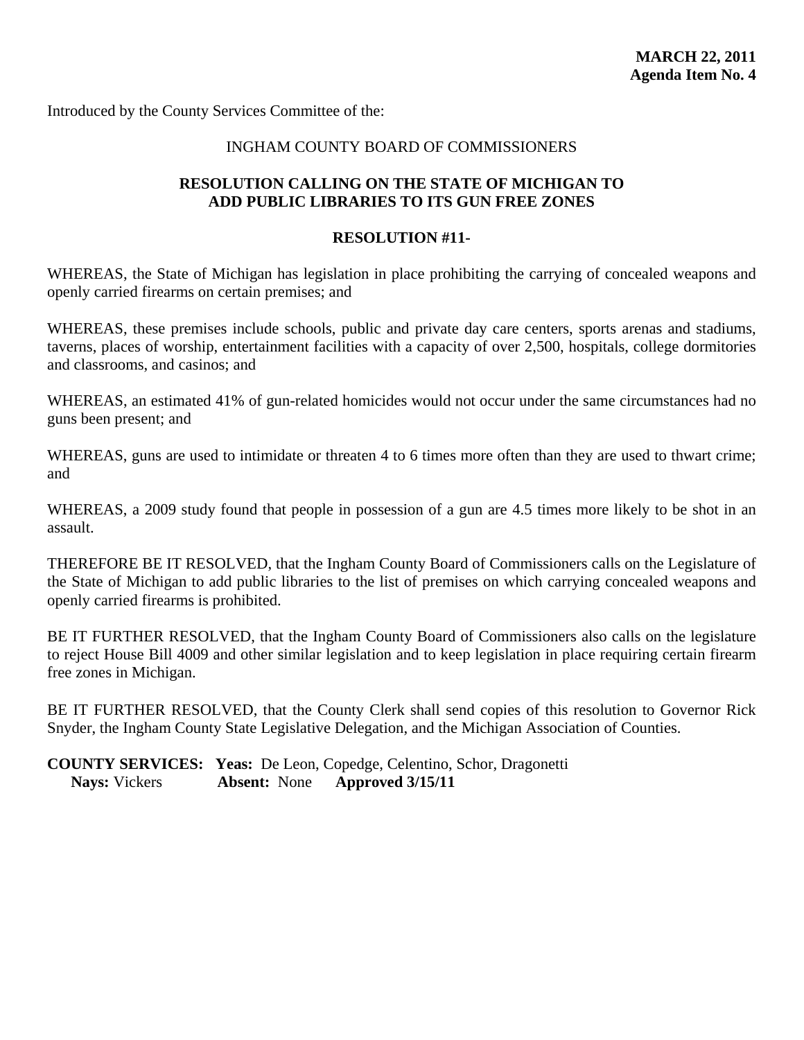**MARCH 22, 2011**
**Agenda Item No. 4**

Introduced by the County Services Committee of the:

INGHAM COUNTY BOARD OF COMMISSIONERS

## RESOLUTION CALLING ON THE STATE OF MICHIGAN TO ADD PUBLIC LIBRARIES TO ITS GUN FREE ZONES

**RESOLUTION #11-**

WHEREAS, the State of Michigan has legislation in place prohibiting the carrying of concealed weapons and openly carried firearms on certain premises; and

WHEREAS, these premises include schools, public and private day care centers, sports arenas and stadiums, taverns, places of worship, entertainment facilities with a capacity of over 2,500, hospitals, college dormitories and classrooms, and casinos; and

WHEREAS, an estimated 41% of gun-related homicides would not occur under the same circumstances had no guns been present; and

WHEREAS, guns are used to intimidate or threaten 4 to 6 times more often than they are used to thwart crime; and

WHEREAS, a 2009 study found that people in possession of a gun are 4.5 times more likely to be shot in an assault.

THEREFORE BE IT RESOLVED, that the Ingham County Board of Commissioners calls on the Legislature of the State of Michigan to add public libraries to the list of premises on which carrying concealed weapons and openly carried firearms is prohibited.

BE IT FURTHER RESOLVED, that the Ingham County Board of Commissioners also calls on the legislature to reject House Bill 4009 and other similar legislation and to keep legislation in place requiring certain firearm free zones in Michigan.

BE IT FURTHER RESOLVED, that the County Clerk shall send copies of this resolution to Governor Rick Snyder, the Ingham County State Legislative Delegation, and the Michigan Association of Counties.

**COUNTY SERVICES:** **Yeas:** De Leon, Copedge, Celentino, Schor, Dragonetti
**Nays:** Vickers **Absent:** None **Approved 3/15/11**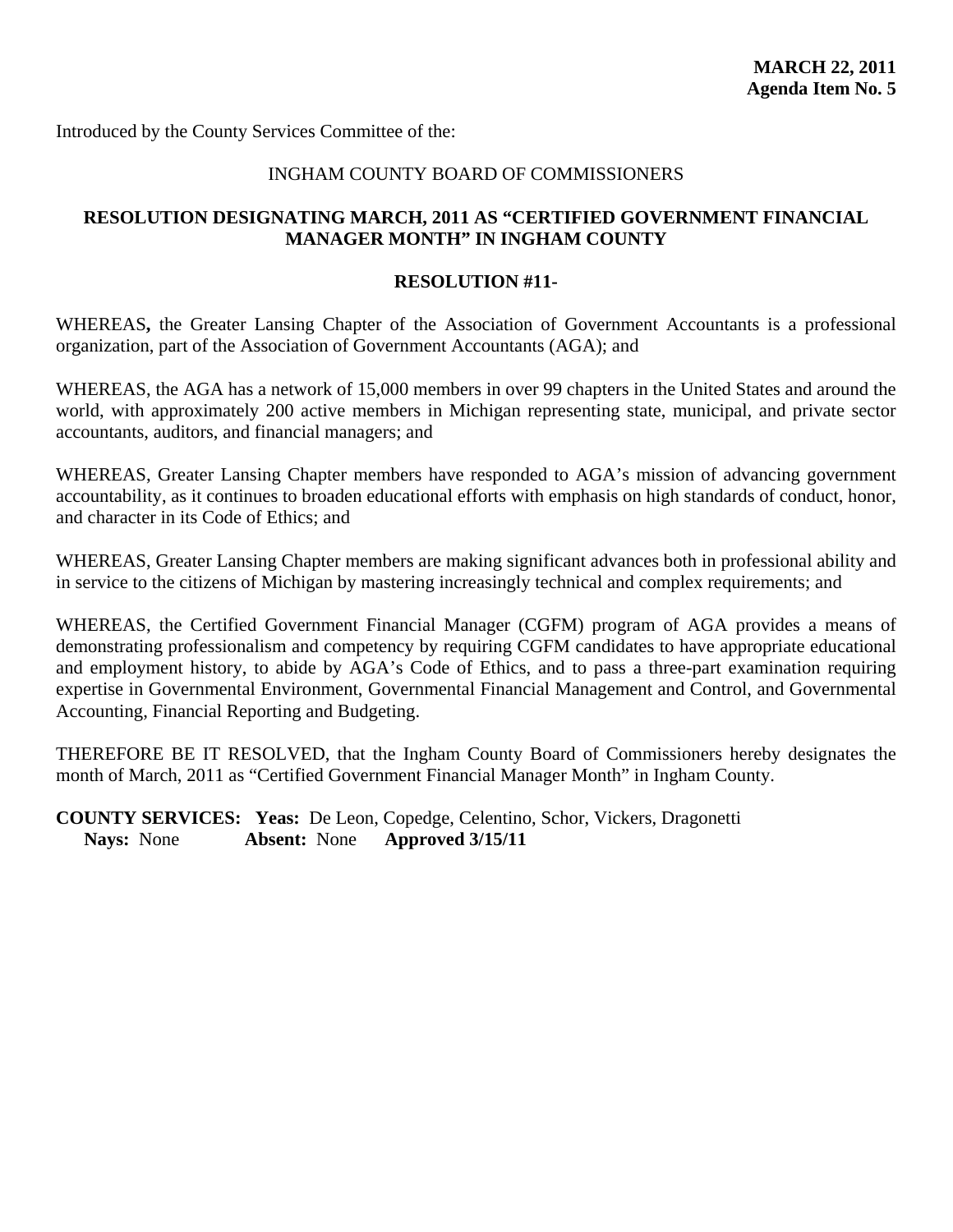**MARCH 22, 2011**
**Agenda Item No. 5**

Introduced by the County Services Committee of the:

INGHAM COUNTY BOARD OF COMMISSIONERS

**RESOLUTION DESIGNATING MARCH, 2011 AS "CERTIFIED GOVERNMENT FINANCIAL MANAGER MONTH" IN INGHAM COUNTY**

**RESOLUTION #11-**

WHEREAS**,** the Greater Lansing Chapter of the Association of Government Accountants is a professional organization, part of the Association of Government Accountants (AGA); and

WHEREAS, the AGA has a network of 15,000 members in over 99 chapters in the United States and around the world, with approximately 200 active members in Michigan representing state, municipal, and private sector accountants, auditors, and financial managers; and

WHEREAS, Greater Lansing Chapter members have responded to AGA's mission of advancing government accountability, as it continues to broaden educational efforts with emphasis on high standards of conduct, honor, and character in its Code of Ethics; and

WHEREAS, Greater Lansing Chapter members are making significant advances both in professional ability and in service to the citizens of Michigan by mastering increasingly technical and complex requirements; and

WHEREAS, the Certified Government Financial Manager (CGFM) program of AGA provides a means of demonstrating professionalism and competency by requiring CGFM candidates to have appropriate educational and employment history, to abide by AGA's Code of Ethics, and to pass a three-part examination requiring expertise in Governmental Environment, Governmental Financial Management and Control, and Governmental Accounting, Financial Reporting and Budgeting.

THEREFORE BE IT RESOLVED, that the Ingham County Board of Commissioners hereby designates the month of March, 2011 as "Certified Government Financial Manager Month" in Ingham County.

**COUNTY SERVICES: Yeas:** De Leon, Copedge, Celentino, Schor, Vickers, Dragonetti
**Nays:** None **Absent:** None **Approved 3/15/11**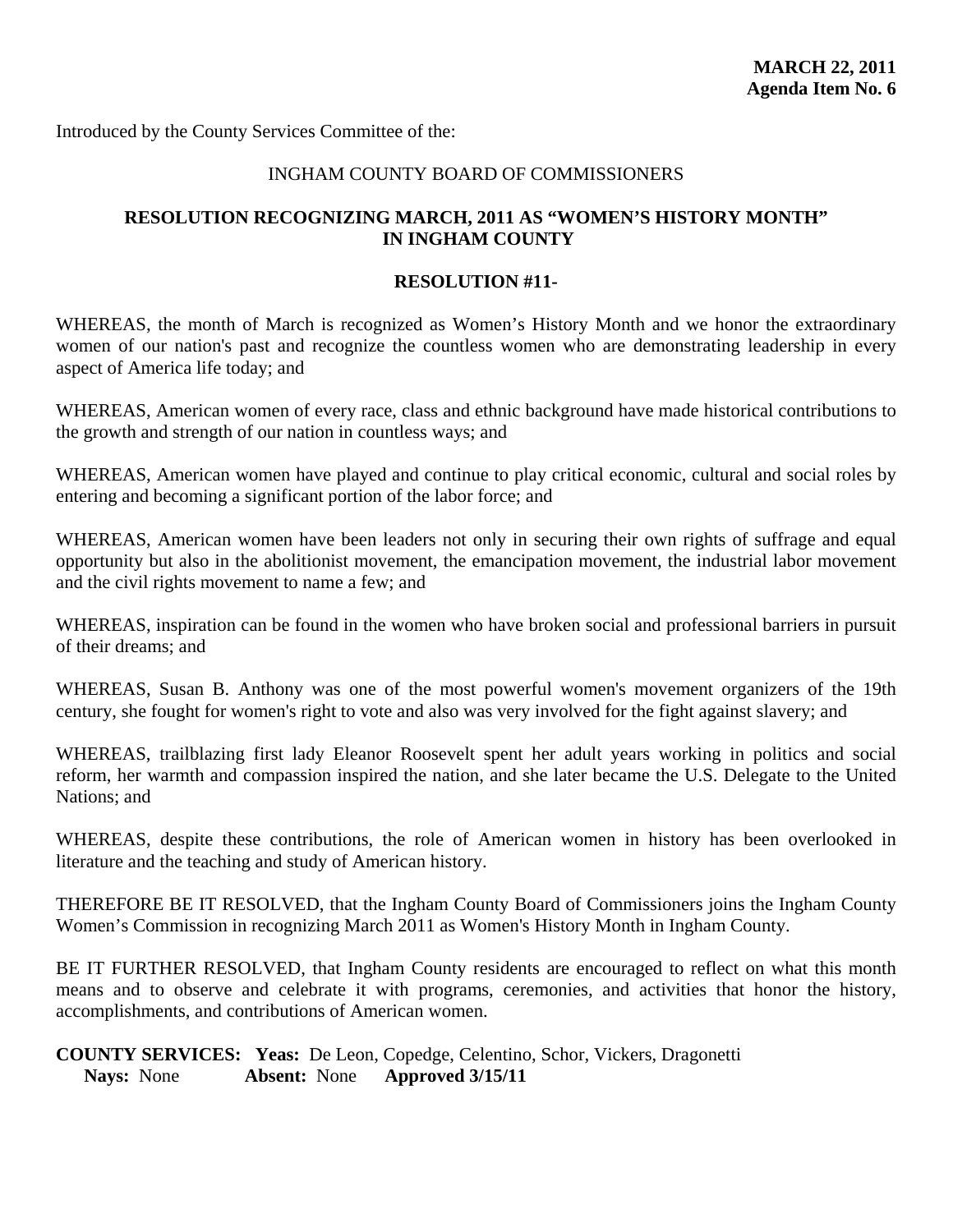**MARCH 22, 2011**
**Agenda Item No. 6**

Introduced by the County Services Committee of the:

INGHAM COUNTY BOARD OF COMMISSIONERS

**RESOLUTION RECOGNIZING MARCH, 2011 AS "WOMEN'S HISTORY MONTH" IN INGHAM COUNTY**

**RESOLUTION #11-**

WHEREAS, the month of March is recognized as Women's History Month and we honor the extraordinary women of our nation's past and recognize the countless women who are demonstrating leadership in every aspect of America life today; and

WHEREAS, American women of every race, class and ethnic background have made historical contributions to the growth and strength of our nation in countless ways; and

WHEREAS, American women have played and continue to play critical economic, cultural and social roles by entering and becoming a significant portion of the labor force; and

WHEREAS, American women have been leaders not only in securing their own rights of suffrage and equal opportunity but also in the abolitionist movement, the emancipation movement, the industrial labor movement and the civil rights movement to name a few; and

WHEREAS, inspiration can be found in the women who have broken social and professional barriers in pursuit of their dreams; and

WHEREAS, Susan B. Anthony was one of the most powerful women's movement organizers of the 19th century, she fought for women's right to vote and also was very involved for the fight against slavery; and

WHEREAS, trailblazing first lady Eleanor Roosevelt spent her adult years working in politics and social reform, her warmth and compassion inspired the nation, and she later became the U.S. Delegate to the United Nations; and

WHEREAS, despite these contributions, the role of American women in history has been overlooked in literature and the teaching and study of American history.

THEREFORE BE IT RESOLVED, that the Ingham County Board of Commissioners joins the Ingham County Women's Commission in recognizing March 2011 as Women's History Month in Ingham County.

BE IT FURTHER RESOLVED, that Ingham County residents are encouraged to reflect on what this month means and to observe and celebrate it with programs, ceremonies, and activities that honor the history, accomplishments, and contributions of American women.

**COUNTY SERVICES: Yeas:** De Leon, Copedge, Celentino, Schor, Vickers, Dragonetti
**Nays:** None **Absent:** None **Approved 3/15/11**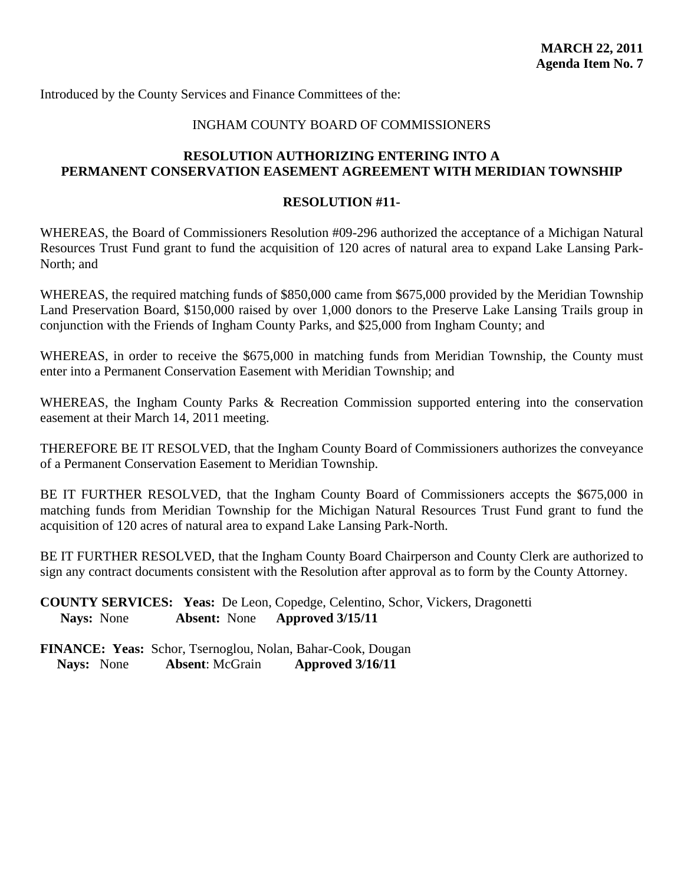**MARCH 22, 2011**
**Agenda Item No. 7**

Introduced by the County Services and Finance Committees of the:

INGHAM COUNTY BOARD OF COMMISSIONERS

**RESOLUTION AUTHORIZING ENTERING INTO A PERMANENT CONSERVATION EASEMENT AGREEMENT WITH MERIDIAN TOWNSHIP**

**RESOLUTION #11-**

WHEREAS, the Board of Commissioners Resolution #09-296 authorized the acceptance of a Michigan Natural Resources Trust Fund grant to fund the acquisition of 120 acres of natural area to expand Lake Lansing Park-North; and

WHEREAS, the required matching funds of $850,000 came from $675,000 provided by the Meridian Township Land Preservation Board, $150,000 raised by over 1,000 donors to the Preserve Lake Lansing Trails group in conjunction with the Friends of Ingham County Parks, and $25,000 from Ingham County; and

WHEREAS, in order to receive the $675,000 in matching funds from Meridian Township, the County must enter into a Permanent Conservation Easement with Meridian Township; and

WHEREAS, the Ingham County Parks & Recreation Commission supported entering into the conservation easement at their March 14, 2011 meeting.

THEREFORE BE IT RESOLVED, that the Ingham County Board of Commissioners authorizes the conveyance of a Permanent Conservation Easement to Meridian Township.

BE IT FURTHER RESOLVED, that the Ingham County Board of Commissioners accepts the $675,000 in matching funds from Meridian Township for the Michigan Natural Resources Trust Fund grant to fund the acquisition of 120 acres of natural area to expand Lake Lansing Park-North.

BE IT FURTHER RESOLVED, that the Ingham County Board Chairperson and County Clerk are authorized to sign any contract documents consistent with the Resolution after approval as to form by the County Attorney.

**COUNTY SERVICES: Yeas:** De Leon, Copedge, Celentino, Schor, Vickers, Dragonetti
**Nays:** None **Absent:** None **Approved 3/15/11**

**FINANCE: Yeas:** Schor, Tsernoglou, Nolan, Bahar-Cook, Dougan
**Nays:** None **Absent**: McGrain **Approved 3/16/11**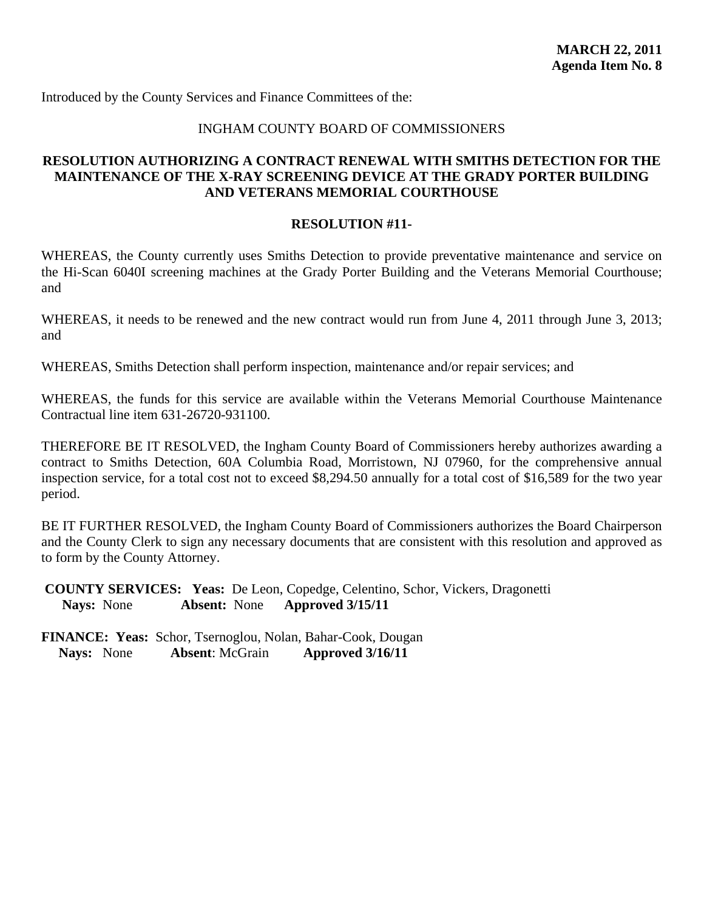**MARCH 22, 2011**
**Agenda Item No. 8**

Introduced by the County Services and Finance Committees of the:

INGHAM COUNTY BOARD OF COMMISSIONERS

**RESOLUTION AUTHORIZING A CONTRACT RENEWAL WITH SMITHS DETECTION FOR THE MAINTENANCE OF THE X-RAY SCREENING DEVICE AT THE GRADY PORTER BUILDING AND VETERANS MEMORIAL COURTHOUSE**

**RESOLUTION #11-**

WHEREAS, the County currently uses Smiths Detection to provide preventative maintenance and service on the Hi-Scan 6040I screening machines at the Grady Porter Building and the Veterans Memorial Courthouse; and

WHEREAS, it needs to be renewed and the new contract would run from June 4, 2011 through June 3, 2013; and

WHEREAS, Smiths Detection shall perform inspection, maintenance and/or repair services; and

WHEREAS, the funds for this service are available within the Veterans Memorial Courthouse Maintenance Contractual line item 631-26720-931100.

THEREFORE BE IT RESOLVED, the Ingham County Board of Commissioners hereby authorizes awarding a contract to Smiths Detection, 60A Columbia Road, Morristown, NJ 07960, for the comprehensive annual inspection service, for a total cost not to exceed $8,294.50 annually for a total cost of $16,589 for the two year period.

BE IT FURTHER RESOLVED, the Ingham County Board of Commissioners authorizes the Board Chairperson and the County Clerk to sign any necessary documents that are consistent with this resolution and approved as to form by the County Attorney.

**COUNTY SERVICES: Yeas:** De Leon, Copedge, Celentino, Schor, Vickers, Dragonetti
**Nays:** None **Absent:** None **Approved 3/15/11**

**FINANCE: Yeas:** Schor, Tsernoglou, Nolan, Bahar-Cook, Dougan
**Nays:** None **Absent**: McGrain **Approved 3/16/11**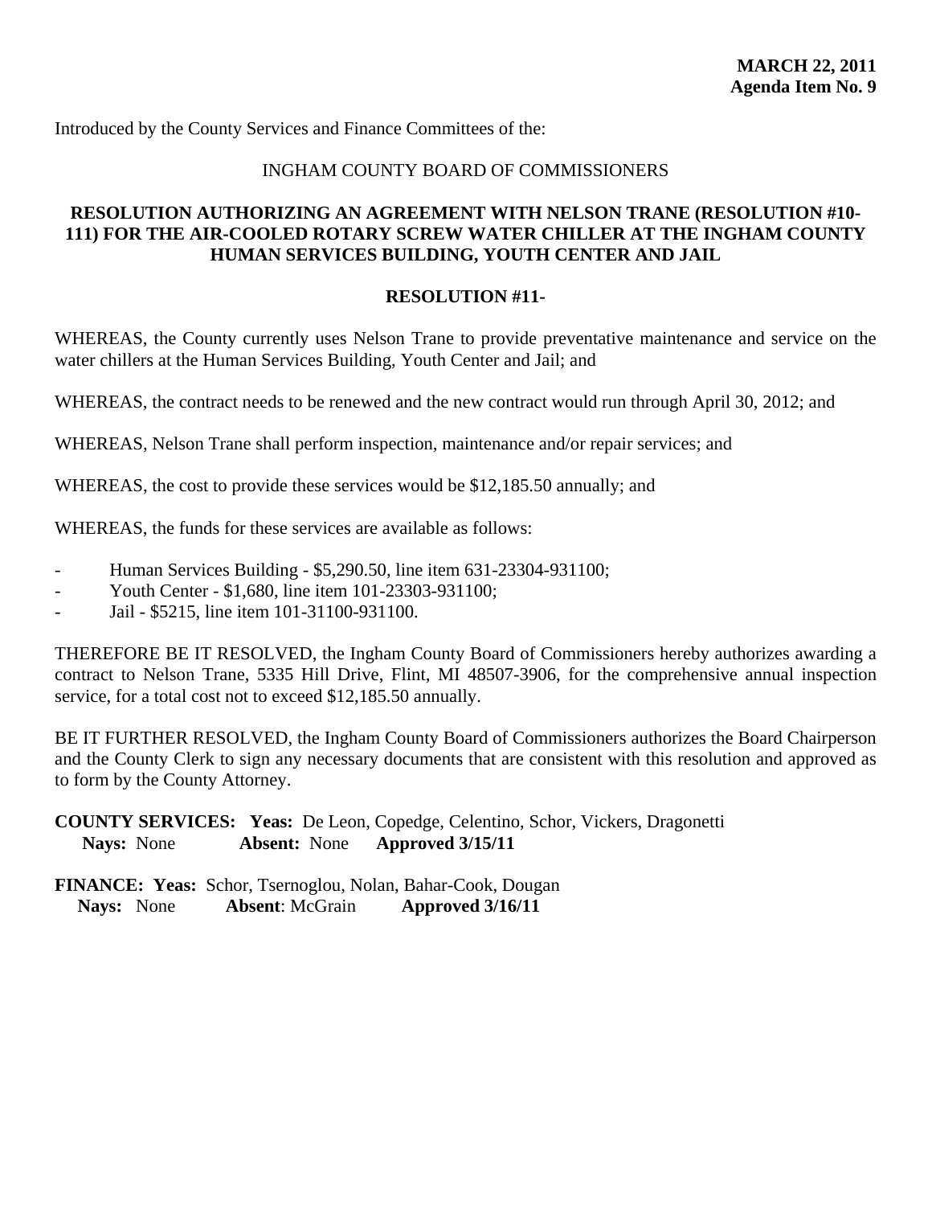**MARCH 22, 2011**
**Agenda Item No. 9**

Introduced by the County Services and Finance Committees of the:

INGHAM COUNTY BOARD OF COMMISSIONERS

**RESOLUTION AUTHORIZING AN AGREEMENT WITH NELSON TRANE (RESOLUTION #10-111) FOR THE AIR-COOLED ROTARY SCREW WATER CHILLER AT THE INGHAM COUNTY HUMAN SERVICES BUILDING, YOUTH CENTER AND JAIL**

**RESOLUTION #11-**

WHEREAS, the County currently uses Nelson Trane to provide preventative maintenance and service on the water chillers at the Human Services Building, Youth Center and Jail; and

WHEREAS, the contract needs to be renewed and the new contract would run through April 30, 2012; and

WHEREAS, Nelson Trane shall perform inspection, maintenance and/or repair services; and

WHEREAS, the cost to provide these services would be $12,185.50 annually; and

WHEREAS, the funds for these services are available as follows:

- Human Services Building - $5,290.50, line item 631-23304-931100;
- Youth Center - $1,680, line item 101-23303-931100;
- Jail - $5215, line item 101-31100-931100.

THEREFORE BE IT RESOLVED, the Ingham County Board of Commissioners hereby authorizes awarding a contract to Nelson Trane, 5335 Hill Drive, Flint, MI 48507-3906, for the comprehensive annual inspection service, for a total cost not to exceed $12,185.50 annually.

BE IT FURTHER RESOLVED, the Ingham County Board of Commissioners authorizes the Board Chairperson and the County Clerk to sign any necessary documents that are consistent with this resolution and approved as to form by the County Attorney.

**COUNTY SERVICES: Yeas:** De Leon, Copedge, Celentino, Schor, Vickers, Dragonetti
**Nays:** None **Absent:** None **Approved 3/15/11**

**FINANCE: Yeas:** Schor, Tsernoglou, Nolan, Bahar-Cook, Dougan
**Nays:** None **Absent**: McGrain **Approved 3/16/11**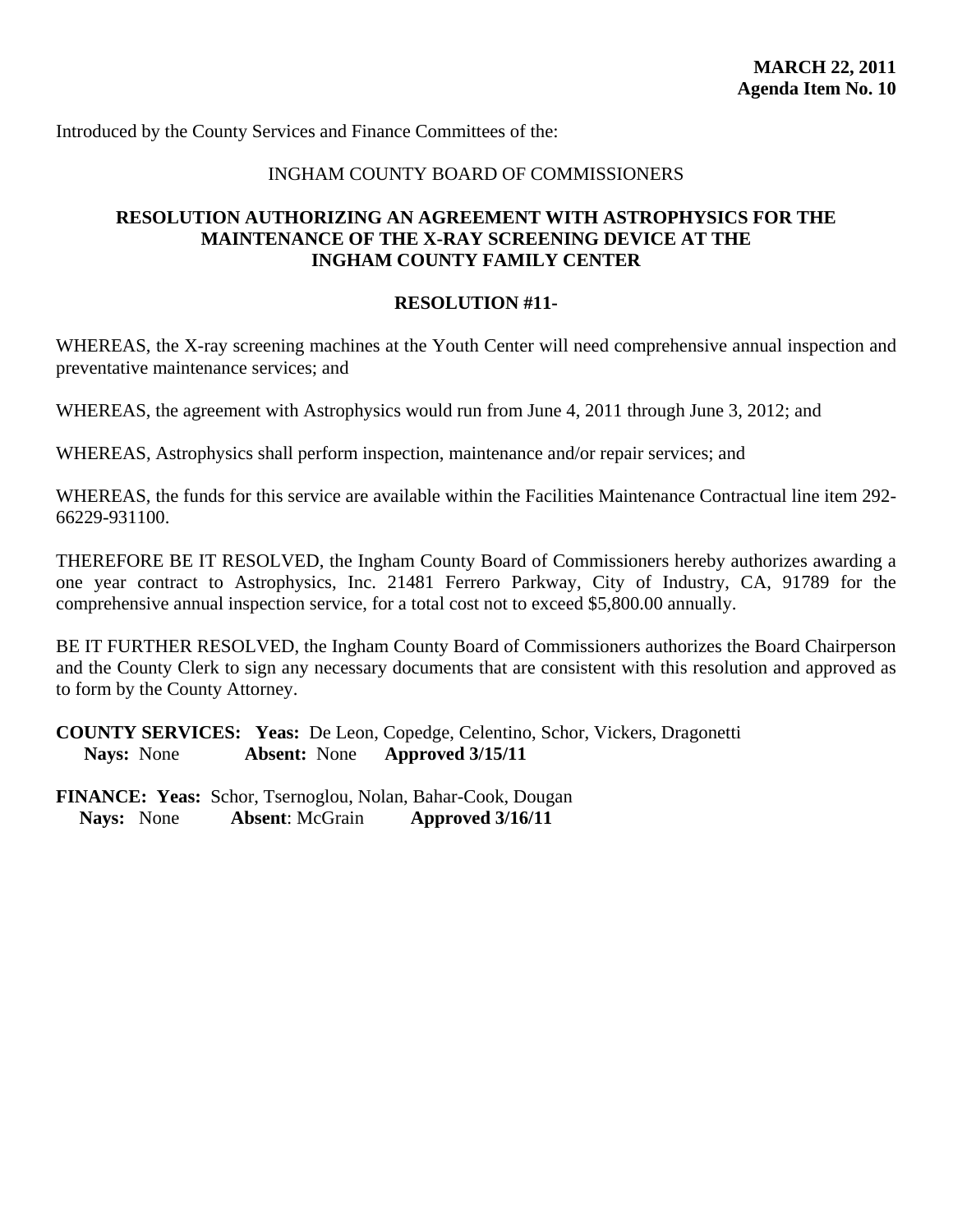**MARCH 22, 2011**
**Agenda Item No. 10**

Introduced by the County Services and Finance Committees of the:

INGHAM COUNTY BOARD OF COMMISSIONERS

## RESOLUTION AUTHORIZING AN AGREEMENT WITH ASTROPHYSICS FOR THE MAINTENANCE OF THE X-RAY SCREENING DEVICE AT THE INGHAM COUNTY FAMILY CENTER

### RESOLUTION #11-

WHEREAS, the X-ray screening machines at the Youth Center will need comprehensive annual inspection and preventative maintenance services; and

WHEREAS, the agreement with Astrophysics would run from June 4, 2011 through June 3, 2012; and

WHEREAS, Astrophysics shall perform inspection, maintenance and/or repair services; and

WHEREAS, the funds for this service are available within the Facilities Maintenance Contractual line item 292-66229-931100.

THEREFORE BE IT RESOLVED, the Ingham County Board of Commissioners hereby authorizes awarding a one year contract to Astrophysics, Inc. 21481 Ferrero Parkway, City of Industry, CA, 91789 for the comprehensive annual inspection service, for a total cost not to exceed $5,800.00 annually.

BE IT FURTHER RESOLVED, the Ingham County Board of Commissioners authorizes the Board Chairperson and the County Clerk to sign any necessary documents that are consistent with this resolution and approved as to form by the County Attorney.

**COUNTY SERVICES: Yeas:** De Leon, Copedge, Celentino, Schor, Vickers, Dragonetti
**Nays:** None **Absent:** None **Approved 3/15/11**

**FINANCE: Yeas:** Schor, Tsernoglou, Nolan, Bahar-Cook, Dougan
**Nays:** None **Absent**: McGrain **Approved 3/16/11**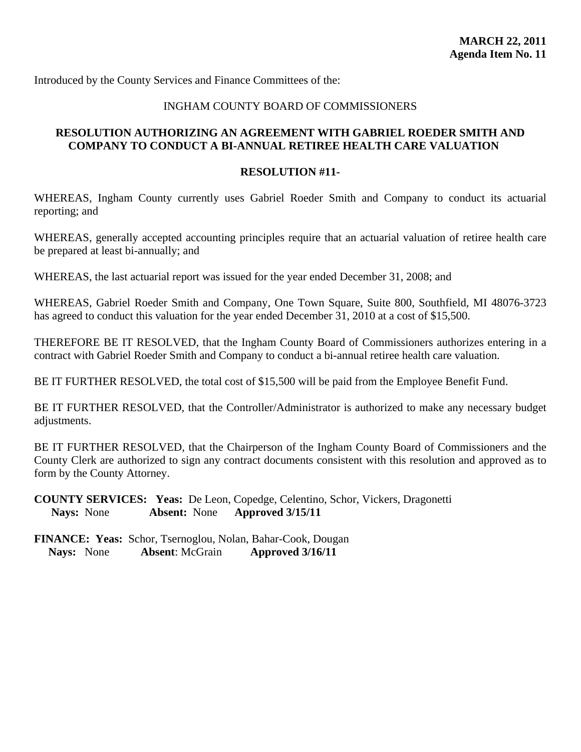**MARCH 22, 2011**
**Agenda Item No. 11**

Introduced by the County Services and Finance Committees of the:

INGHAM COUNTY BOARD OF COMMISSIONERS

## RESOLUTION AUTHORIZING AN AGREEMENT WITH GABRIEL ROEDER SMITH AND COMPANY TO CONDUCT A BI-ANNUAL RETIREE HEALTH CARE VALUATION

### RESOLUTION #11-

WHEREAS, Ingham County currently uses Gabriel Roeder Smith and Company to conduct its actuarial reporting; and

WHEREAS, generally accepted accounting principles require that an actuarial valuation of retiree health care be prepared at least bi-annually; and

WHEREAS, the last actuarial report was issued for the year ended December 31, 2008; and

WHEREAS, Gabriel Roeder Smith and Company, One Town Square, Suite 800, Southfield, MI 48076-3723 has agreed to conduct this valuation for the year ended December 31, 2010 at a cost of $15,500.

THEREFORE BE IT RESOLVED, that the Ingham County Board of Commissioners authorizes entering in a contract with Gabriel Roeder Smith and Company to conduct a bi-annual retiree health care valuation.

BE IT FURTHER RESOLVED, the total cost of $15,500 will be paid from the Employee Benefit Fund.

BE IT FURTHER RESOLVED, that the Controller/Administrator is authorized to make any necessary budget adjustments.

BE IT FURTHER RESOLVED, that the Chairperson of the Ingham County Board of Commissioners and the County Clerk are authorized to sign any contract documents consistent with this resolution and approved as to form by the County Attorney.

**COUNTY SERVICES:** **Yeas:** De Leon, Copedge, Celentino, Schor, Vickers, Dragonetti
**Nays:** None **Absent:** None **Approved 3/15/11**

**FINANCE:** **Yeas:** Schor, Tsernoglou, Nolan, Bahar-Cook, Dougan
**Nays:** None **Absent**: McGrain **Approved 3/16/11**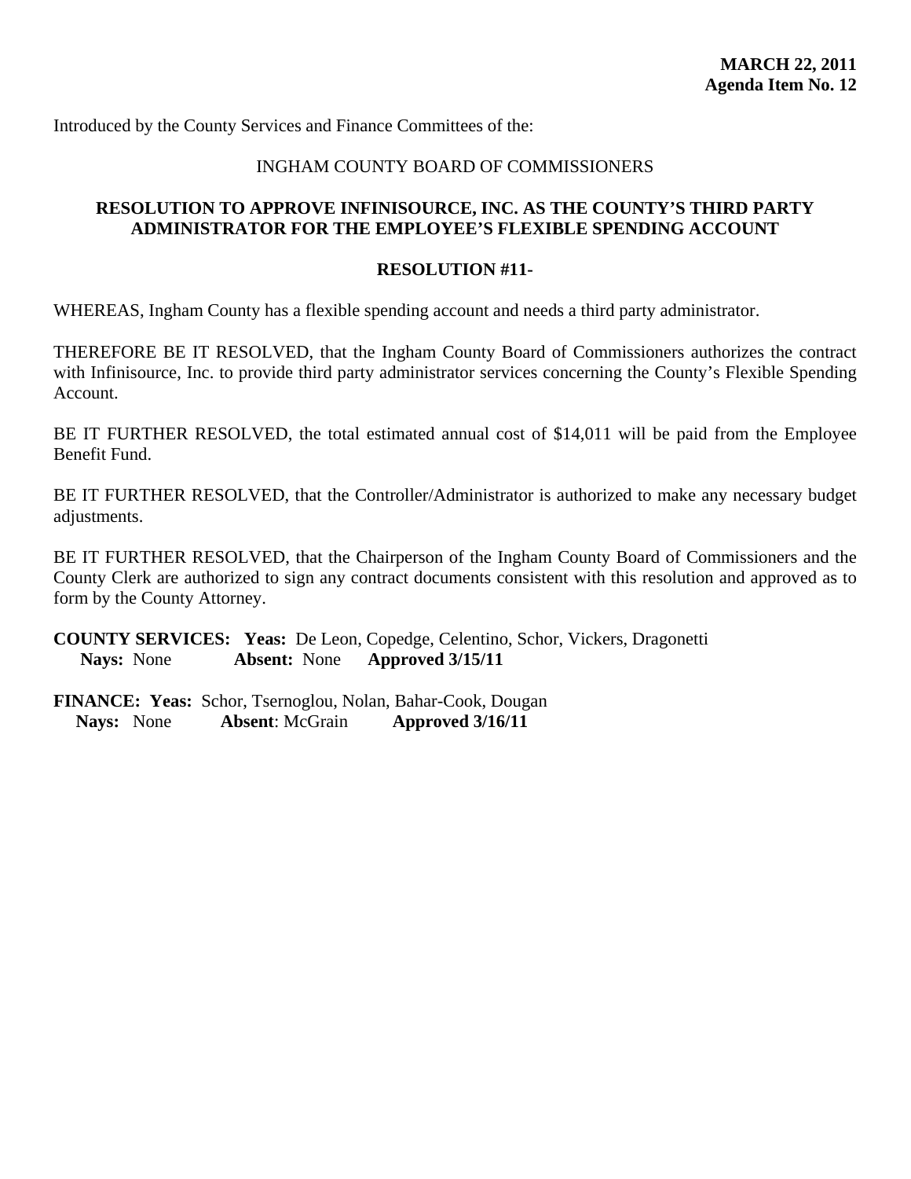**MARCH 22, 2011**
**Agenda Item No. 12**

Introduced by the County Services and Finance Committees of the:

INGHAM COUNTY BOARD OF COMMISSIONERS

**RESOLUTION TO APPROVE INFINISOURCE, INC. AS THE COUNTY'S THIRD PARTY ADMINISTRATOR FOR THE EMPLOYEE'S FLEXIBLE SPENDING ACCOUNT**

**RESOLUTION #11-**

WHEREAS, Ingham County has a flexible spending account and needs a third party administrator.

THEREFORE BE IT RESOLVED, that the Ingham County Board of Commissioners authorizes the contract with Infinisource, Inc. to provide third party administrator services concerning the County's Flexible Spending Account.

BE IT FURTHER RESOLVED, the total estimated annual cost of $14,011 will be paid from the Employee Benefit Fund.

BE IT FURTHER RESOLVED, that the Controller/Administrator is authorized to make any necessary budget adjustments.

BE IT FURTHER RESOLVED, that the Chairperson of the Ingham County Board of Commissioners and the County Clerk are authorized to sign any contract documents consistent with this resolution and approved as to form by the County Attorney.

**COUNTY SERVICES:** **Yeas:** De Leon, Copedge, Celentino, Schor, Vickers, Dragonetti
**Nays:** None **Absent:** None **Approved 3/15/11**

**FINANCE:** **Yeas:** Schor, Tsernoglou, Nolan, Bahar-Cook, Dougan
**Nays:** None **Absent**: McGrain **Approved 3/16/11**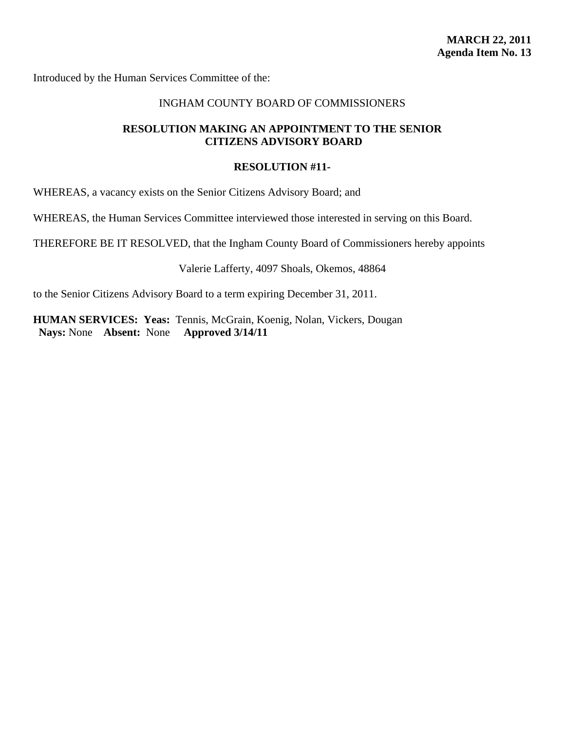**MARCH 22, 2011**
**Agenda Item No. 13**

Introduced by the Human Services Committee of the:

INGHAM COUNTY BOARD OF COMMISSIONERS

**RESOLUTION MAKING AN APPOINTMENT TO THE SENIOR CITIZENS ADVISORY BOARD**

**RESOLUTION #11-**

WHEREAS, a vacancy exists on the Senior Citizens Advisory Board; and

WHEREAS, the Human Services Committee interviewed those interested in serving on this Board.

THEREFORE BE IT RESOLVED, that the Ingham County Board of Commissioners hereby appoints

Valerie Lafferty, 4097 Shoals, Okemos, 48864

to the Senior Citizens Advisory Board to a term expiring December 31, 2011.

**HUMAN SERVICES: Yeas:** Tennis, McGrain, Koenig, Nolan, Vickers, Dougan
**Nays:** None **Absent:** None **Approved 3/14/11**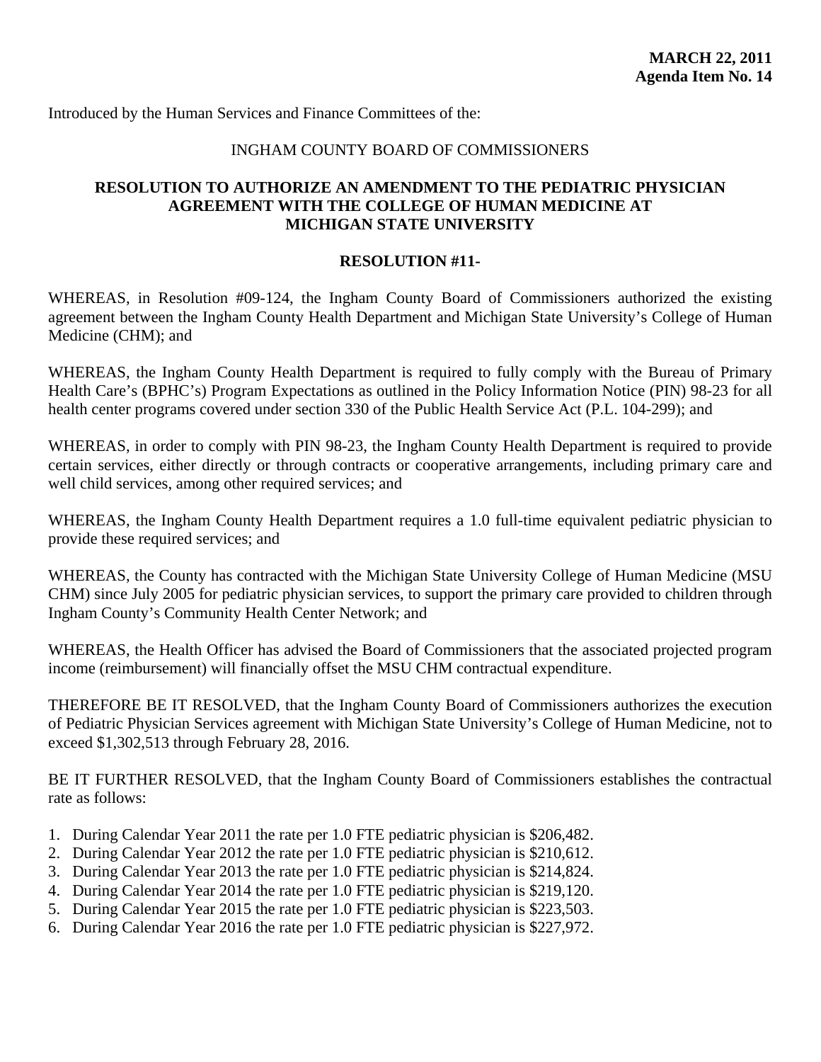**MARCH 22, 2011**
**Agenda Item No. 14**

Introduced by the Human Services and Finance Committees of the:

INGHAM COUNTY BOARD OF COMMISSIONERS

**RESOLUTION TO AUTHORIZE AN AMENDMENT TO THE PEDIATRIC PHYSICIAN AGREEMENT WITH THE COLLEGE OF HUMAN MEDICINE AT MICHIGAN STATE UNIVERSITY**

**RESOLUTION #11-**

WHEREAS, in Resolution #09-124, the Ingham County Board of Commissioners authorized the existing agreement between the Ingham County Health Department and Michigan State University's College of Human Medicine (CHM); and

WHEREAS, the Ingham County Health Department is required to fully comply with the Bureau of Primary Health Care's (BPHC's) Program Expectations as outlined in the Policy Information Notice (PIN) 98-23 for all health center programs covered under section 330 of the Public Health Service Act (P.L. 104-299); and

WHEREAS, in order to comply with PIN 98-23, the Ingham County Health Department is required to provide certain services, either directly or through contracts or cooperative arrangements, including primary care and well child services, among other required services; and

WHEREAS, the Ingham County Health Department requires a 1.0 full-time equivalent pediatric physician to provide these required services; and

WHEREAS, the County has contracted with the Michigan State University College of Human Medicine (MSU CHM) since July 2005 for pediatric physician services, to support the primary care provided to children through Ingham County's Community Health Center Network; and

WHEREAS, the Health Officer has advised the Board of Commissioners that the associated projected program income (reimbursement) will financially offset the MSU CHM contractual expenditure.

THEREFORE BE IT RESOLVED, that the Ingham County Board of Commissioners authorizes the execution of Pediatric Physician Services agreement with Michigan State University's College of Human Medicine, not to exceed $1,302,513 through February 28, 2016.

BE IT FURTHER RESOLVED, that the Ingham County Board of Commissioners establishes the contractual rate as follows:

1. During Calendar Year 2011 the rate per 1.0 FTE pediatric physician is $206,482.
2. During Calendar Year 2012 the rate per 1.0 FTE pediatric physician is $210,612.
3. During Calendar Year 2013 the rate per 1.0 FTE pediatric physician is $214,824.
4. During Calendar Year 2014 the rate per 1.0 FTE pediatric physician is $219,120.
5. During Calendar Year 2015 the rate per 1.0 FTE pediatric physician is $223,503.
6. During Calendar Year 2016 the rate per 1.0 FTE pediatric physician is $227,972.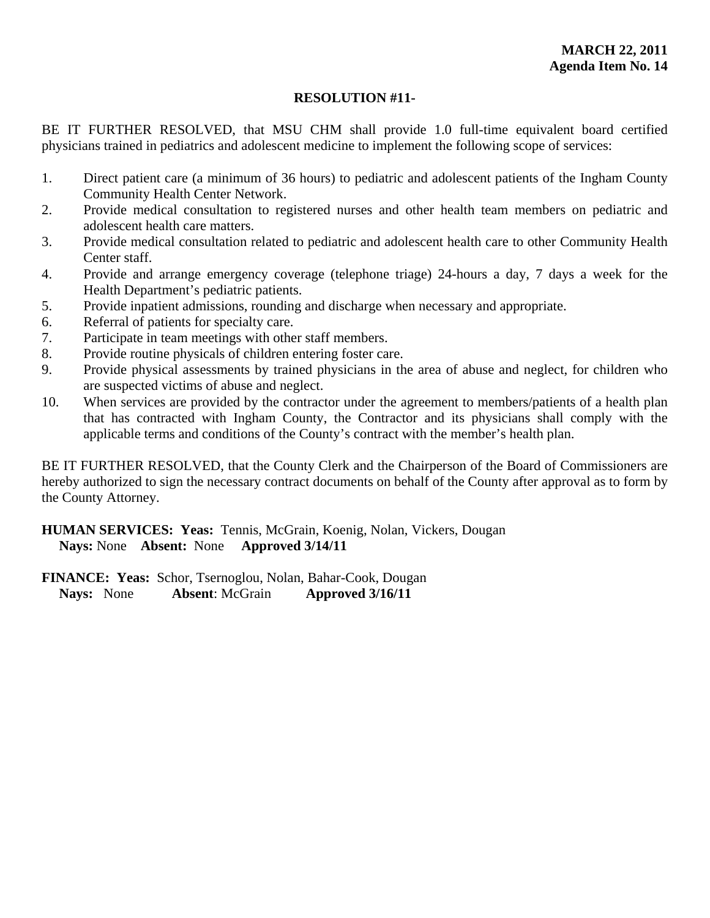**MARCH 22, 2011**
**Agenda Item No. 14**

**RESOLUTION #11-**

BE IT FURTHER RESOLVED, that MSU CHM shall provide 1.0 full-time equivalent board certified physicians trained in pediatrics and adolescent medicine to implement the following scope of services:

1. Direct patient care (a minimum of 36 hours) to pediatric and adolescent patients of the Ingham County Community Health Center Network.
2. Provide medical consultation to registered nurses and other health team members on pediatric and adolescent health care matters.
3. Provide medical consultation related to pediatric and adolescent health care to other Community Health Center staff.
4. Provide and arrange emergency coverage (telephone triage) 24-hours a day, 7 days a week for the Health Department's pediatric patients.
5. Provide inpatient admissions, rounding and discharge when necessary and appropriate.
6. Referral of patients for specialty care.
7. Participate in team meetings with other staff members.
8. Provide routine physicals of children entering foster care.
9. Provide physical assessments by trained physicians in the area of abuse and neglect, for children who are suspected victims of abuse and neglect.
10. When services are provided by the contractor under the agreement to members/patients of a health plan that has contracted with Ingham County, the Contractor and its physicians shall comply with the applicable terms and conditions of the County's contract with the member's health plan.

BE IT FURTHER RESOLVED, that the County Clerk and the Chairperson of the Board of Commissioners are hereby authorized to sign the necessary contract documents on behalf of the County after approval as to form by the County Attorney.

**HUMAN SERVICES: Yeas:** Tennis, McGrain, Koenig, Nolan, Vickers, Dougan
**Nays:** None **Absent:** None **Approved 3/14/11**

**FINANCE: Yeas:** Schor, Tsernoglou, Nolan, Bahar-Cook, Dougan
**Nays:** None **Absent**: McGrain **Approved 3/16/11**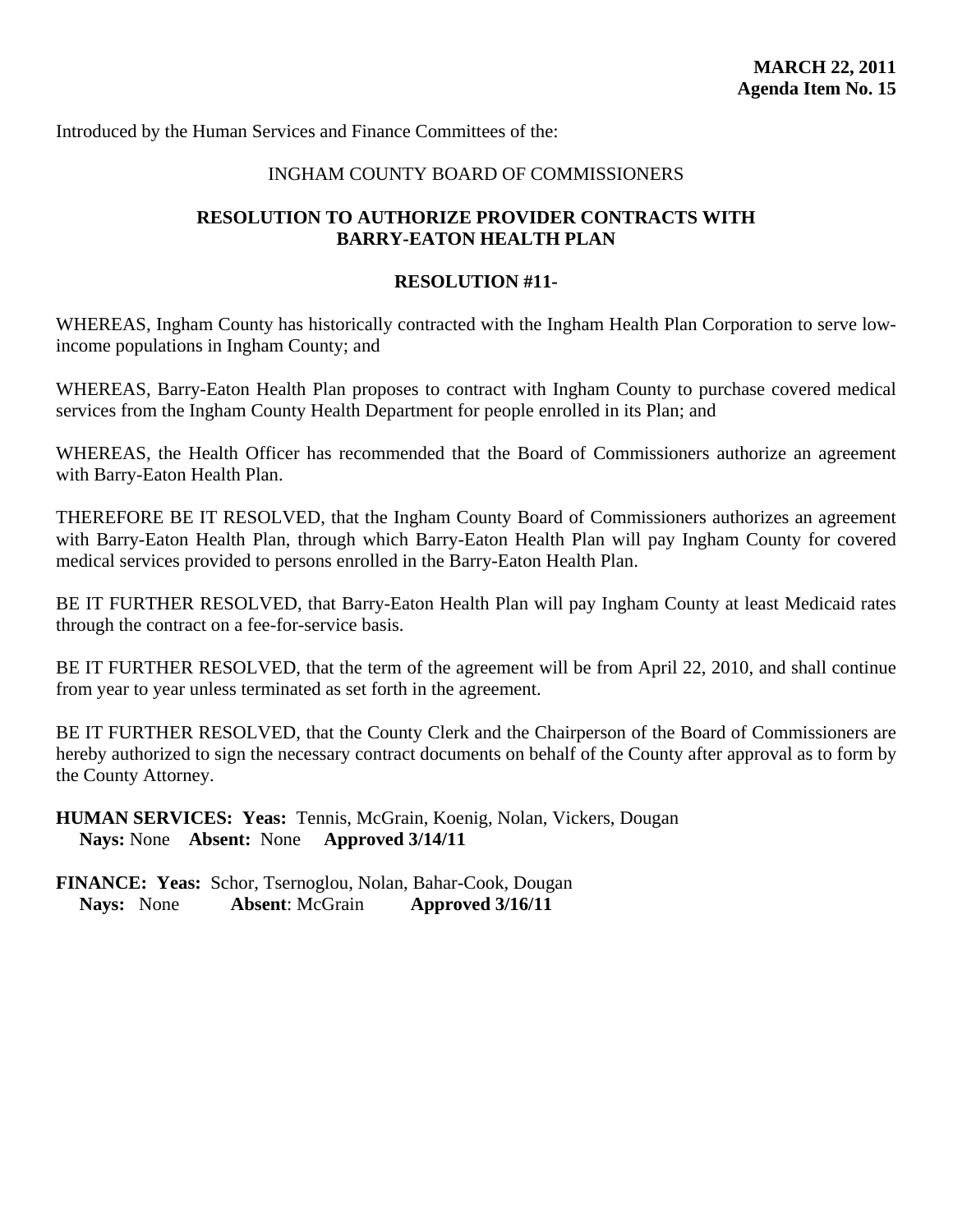**MARCH 22, 2011**
**Agenda Item No. 15**

Introduced by the Human Services and Finance Committees of the:

INGHAM COUNTY BOARD OF COMMISSIONERS

## RESOLUTION TO AUTHORIZE PROVIDER CONTRACTS WITH BARRY-EATON HEALTH PLAN

**RESOLUTION #11-**

WHEREAS, Ingham County has historically contracted with the Ingham Health Plan Corporation to serve low-income populations in Ingham County; and

WHEREAS, Barry-Eaton Health Plan proposes to contract with Ingham County to purchase covered medical services from the Ingham County Health Department for people enrolled in its Plan; and

WHEREAS, the Health Officer has recommended that the Board of Commissioners authorize an agreement with Barry-Eaton Health Plan.

THEREFORE BE IT RESOLVED, that the Ingham County Board of Commissioners authorizes an agreement with Barry-Eaton Health Plan, through which Barry-Eaton Health Plan will pay Ingham County for covered medical services provided to persons enrolled in the Barry-Eaton Health Plan.

BE IT FURTHER RESOLVED, that Barry-Eaton Health Plan will pay Ingham County at least Medicaid rates through the contract on a fee-for-service basis.

BE IT FURTHER RESOLVED, that the term of the agreement will be from April 22, 2010, and shall continue from year to year unless terminated as set forth in the agreement.

BE IT FURTHER RESOLVED, that the County Clerk and the Chairperson of the Board of Commissioners are hereby authorized to sign the necessary contract documents on behalf of the County after approval as to form by the County Attorney.

**HUMAN SERVICES: Yeas:** Tennis, McGrain, Koenig, Nolan, Vickers, Dougan
**Nays:** None **Absent:** None **Approved 3/14/11**

**FINANCE: Yeas:** Schor, Tsernoglou, Nolan, Bahar-Cook, Dougan
**Nays:** None **Absent**: McGrain **Approved 3/16/11**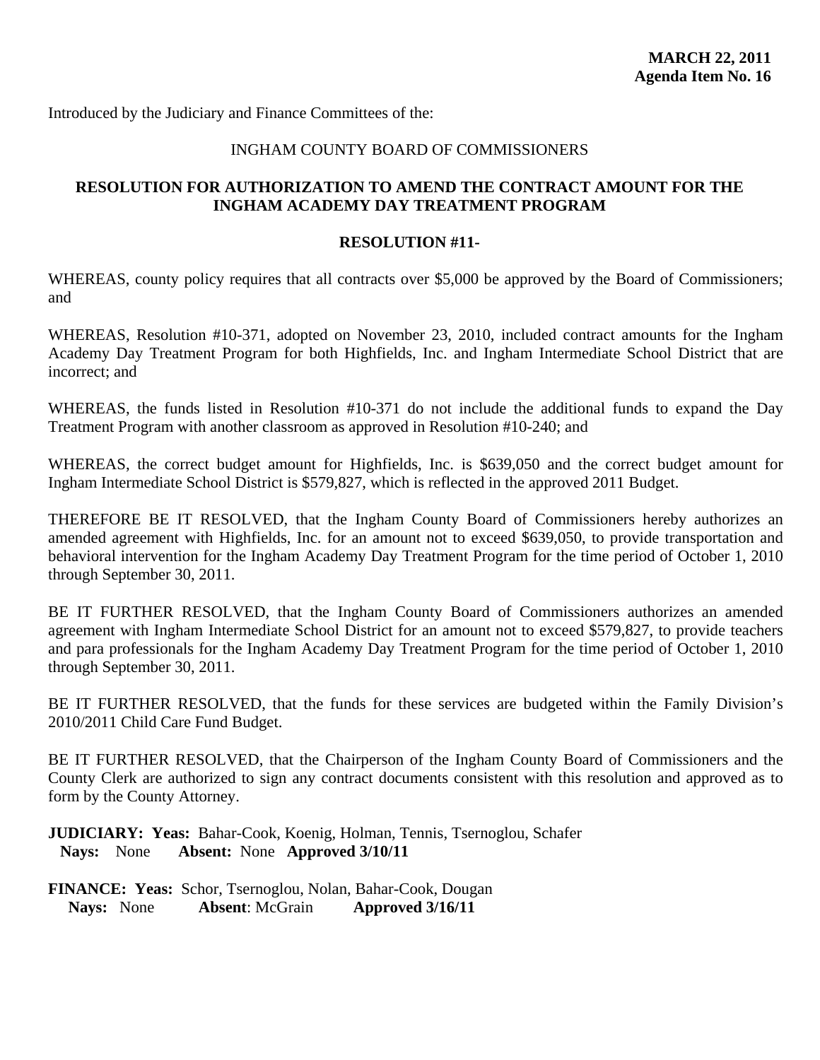**MARCH 22, 2011**
**Agenda Item No. 16**

Introduced by the Judiciary and Finance Committees of the:

INGHAM COUNTY BOARD OF COMMISSIONERS

**RESOLUTION FOR AUTHORIZATION TO AMEND THE CONTRACT AMOUNT FOR THE INGHAM ACADEMY DAY TREATMENT PROGRAM**

**RESOLUTION #11-**

WHEREAS, county policy requires that all contracts over $5,000 be approved by the Board of Commissioners; and

WHEREAS, Resolution #10-371, adopted on November 23, 2010, included contract amounts for the Ingham Academy Day Treatment Program for both Highfields, Inc. and Ingham Intermediate School District that are incorrect; and

WHEREAS, the funds listed in Resolution #10-371 do not include the additional funds to expand the Day Treatment Program with another classroom as approved in Resolution #10-240; and

WHEREAS, the correct budget amount for Highfields, Inc. is $639,050 and the correct budget amount for Ingham Intermediate School District is $579,827, which is reflected in the approved 2011 Budget.

THEREFORE BE IT RESOLVED, that the Ingham County Board of Commissioners hereby authorizes an amended agreement with Highfields, Inc. for an amount not to exceed $639,050, to provide transportation and behavioral intervention for the Ingham Academy Day Treatment Program for the time period of October 1, 2010 through September 30, 2011.

BE IT FURTHER RESOLVED, that the Ingham County Board of Commissioners authorizes an amended agreement with Ingham Intermediate School District for an amount not to exceed $579,827, to provide teachers and para professionals for the Ingham Academy Day Treatment Program for the time period of October 1, 2010 through September 30, 2011.

BE IT FURTHER RESOLVED, that the funds for these services are budgeted within the Family Division's 2010/2011 Child Care Fund Budget.

BE IT FURTHER RESOLVED, that the Chairperson of the Ingham County Board of Commissioners and the County Clerk are authorized to sign any contract documents consistent with this resolution and approved as to form by the County Attorney.

**JUDICIARY: Yeas:** Bahar-Cook, Koenig, Holman, Tennis, Tsernoglou, Schafer
**Nays:** None **Absent:** None **Approved 3/10/11**

**FINANCE: Yeas:** Schor, Tsernoglou, Nolan, Bahar-Cook, Dougan
**Nays:** None **Absent**: McGrain **Approved 3/16/11**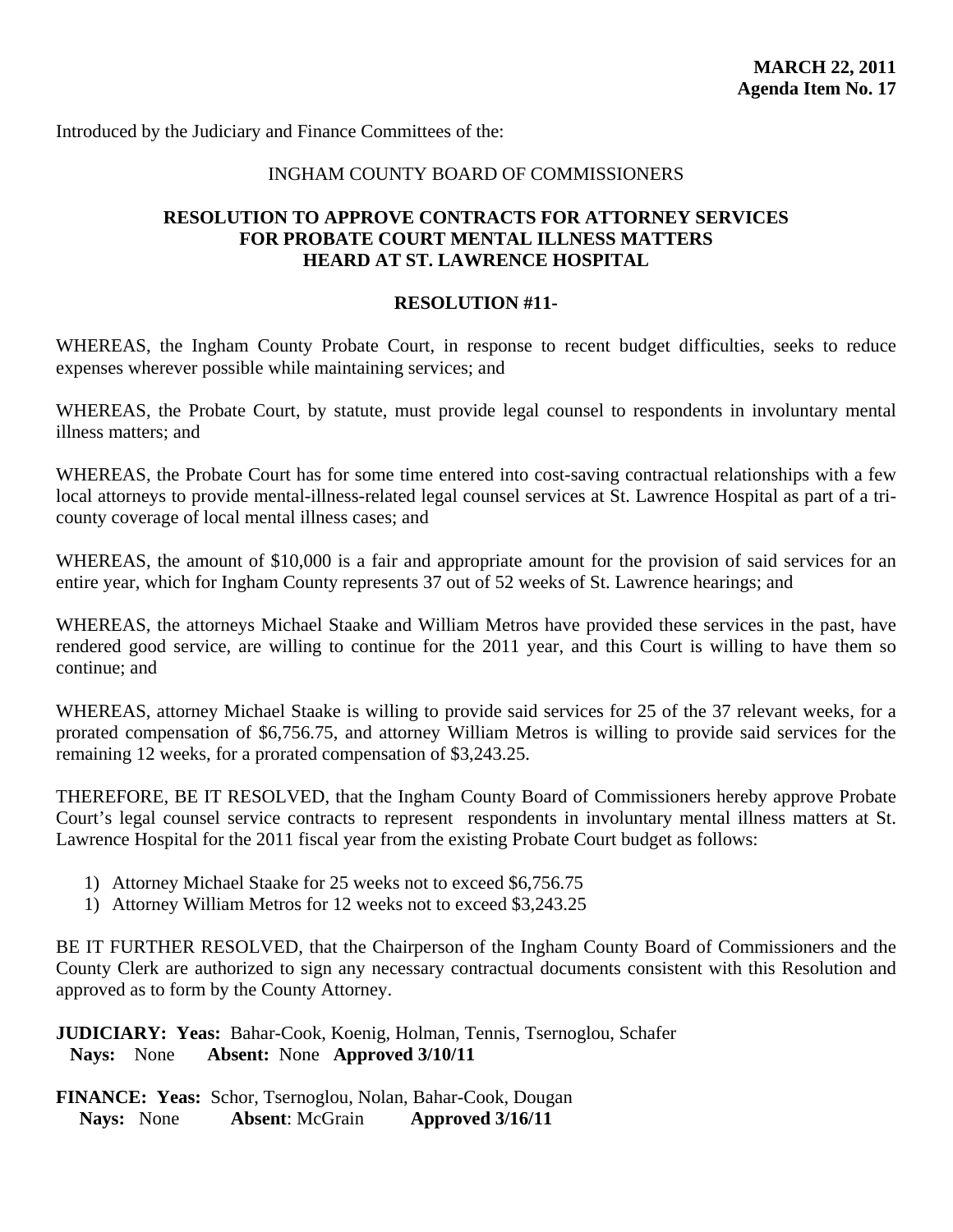**MARCH 22, 2011**
**Agenda Item No. 17**

Introduced by the Judiciary and Finance Committees of the:

INGHAM COUNTY BOARD OF COMMISSIONERS

## RESOLUTION TO APPROVE CONTRACTS FOR ATTORNEY SERVICES FOR PROBATE COURT MENTAL ILLNESS MATTERS HEARD AT ST. LAWRENCE HOSPITAL

**RESOLUTION #11-**

WHEREAS, the Ingham County Probate Court, in response to recent budget difficulties, seeks to reduce expenses wherever possible while maintaining services; and

WHEREAS, the Probate Court, by statute, must provide legal counsel to respondents in involuntary mental illness matters; and

WHEREAS, the Probate Court has for some time entered into cost-saving contractual relationships with a few local attorneys to provide mental-illness-related legal counsel services at St. Lawrence Hospital as part of a tri-county coverage of local mental illness cases; and

WHEREAS, the amount of $10,000 is a fair and appropriate amount for the provision of said services for an entire year, which for Ingham County represents 37 out of 52 weeks of St. Lawrence hearings; and

WHEREAS, the attorneys Michael Staake and William Metros have provided these services in the past, have rendered good service, are willing to continue for the 2011 year, and this Court is willing to have them so continue; and

WHEREAS, attorney Michael Staake is willing to provide said services for 25 of the 37 relevant weeks, for a prorated compensation of $6,756.75, and attorney William Metros is willing to provide said services for the remaining 12 weeks, for a prorated compensation of $3,243.25.

THEREFORE, BE IT RESOLVED, that the Ingham County Board of Commissioners hereby approve Probate Court's legal counsel service contracts to represent respondents in involuntary mental illness matters at St. Lawrence Hospital for the 2011 fiscal year from the existing Probate Court budget as follows:

1) Attorney Michael Staake for 25 weeks not to exceed $6,756.75
1) Attorney William Metros for 12 weeks not to exceed $3,243.25

BE IT FURTHER RESOLVED, that the Chairperson of the Ingham County Board of Commissioners and the County Clerk are authorized to sign any necessary contractual documents consistent with this Resolution and approved as to form by the County Attorney.

**JUDICIARY: Yeas:** Bahar-Cook, Koenig, Holman, Tennis, Tsernoglou, Schafer
**Nays:** None **Absent:** None **Approved 3/10/11**

**FINANCE: Yeas:** Schor, Tsernoglou, Nolan, Bahar-Cook, Dougan
**Nays:** None **Absent**: McGrain **Approved 3/16/11**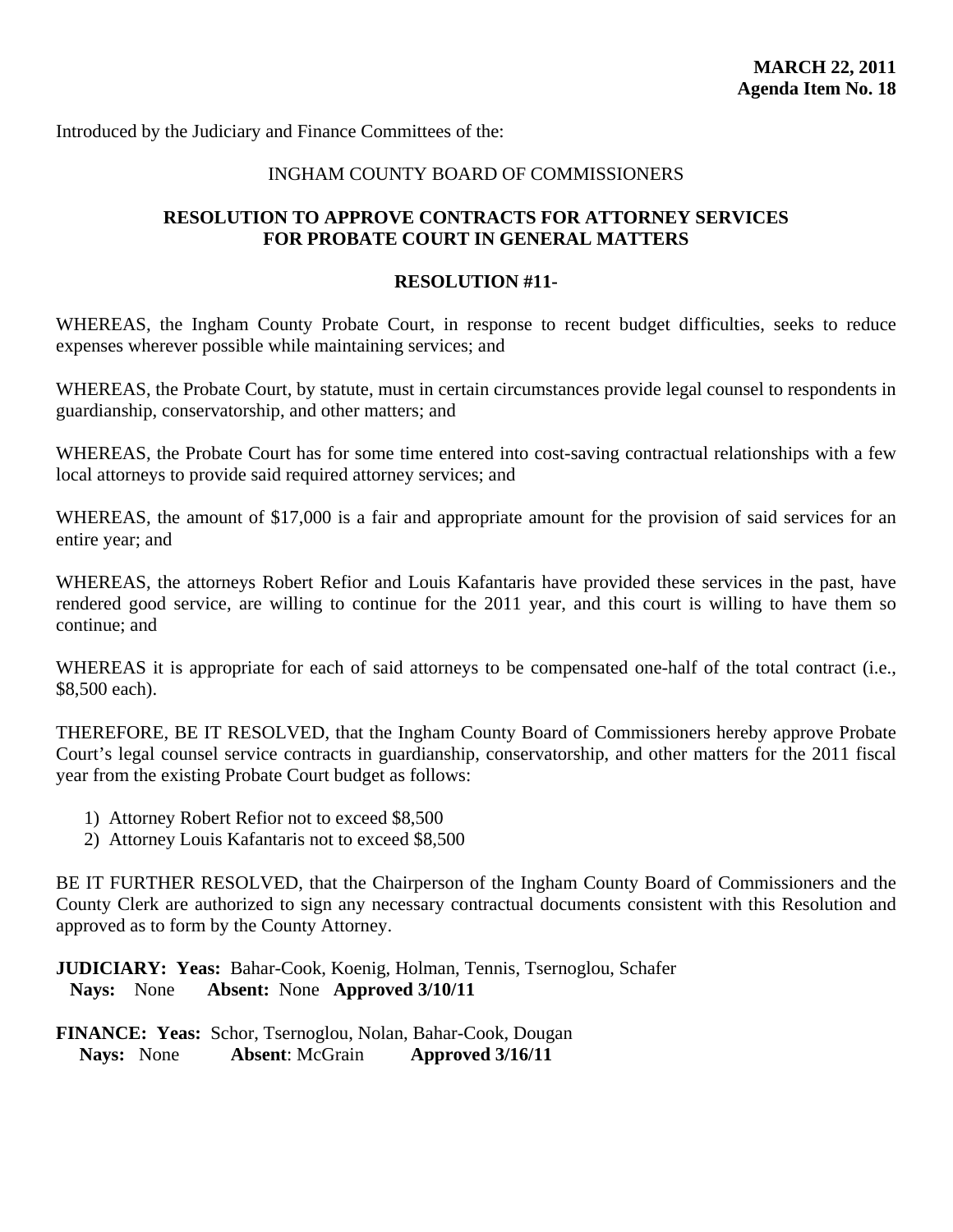**MARCH 22, 2011**
**Agenda Item No. 18**

Introduced by the Judiciary and Finance Committees of the:

INGHAM COUNTY BOARD OF COMMISSIONERS

## RESOLUTION TO APPROVE CONTRACTS FOR ATTORNEY SERVICES FOR PROBATE COURT IN GENERAL MATTERS

### RESOLUTION #11-

WHEREAS, the Ingham County Probate Court, in response to recent budget difficulties, seeks to reduce expenses wherever possible while maintaining services; and

WHEREAS, the Probate Court, by statute, must in certain circumstances provide legal counsel to respondents in guardianship, conservatorship, and other matters; and

WHEREAS, the Probate Court has for some time entered into cost-saving contractual relationships with a few local attorneys to provide said required attorney services; and

WHEREAS, the amount of $17,000 is a fair and appropriate amount for the provision of said services for an entire year; and

WHEREAS, the attorneys Robert Refior and Louis Kafantaris have provided these services in the past, have rendered good service, are willing to continue for the 2011 year, and this court is willing to have them so continue; and

WHEREAS it is appropriate for each of said attorneys to be compensated one-half of the total contract (i.e., $8,500 each).

THEREFORE, BE IT RESOLVED, that the Ingham County Board of Commissioners hereby approve Probate Court's legal counsel service contracts in guardianship, conservatorship, and other matters for the 2011 fiscal year from the existing Probate Court budget as follows:

1) Attorney Robert Refior not to exceed $8,500
2) Attorney Louis Kafantaris not to exceed $8,500

BE IT FURTHER RESOLVED, that the Chairperson of the Ingham County Board of Commissioners and the County Clerk are authorized to sign any necessary contractual documents consistent with this Resolution and approved as to form by the County Attorney.

**JUDICIARY: Yeas:** Bahar-Cook, Koenig, Holman, Tennis, Tsernoglou, Schafer
**Nays:** None **Absent:** None **Approved 3/10/11**

**FINANCE: Yeas:** Schor, Tsernoglou, Nolan, Bahar-Cook, Dougan
**Nays:** None **Absent**: McGrain **Approved 3/16/11**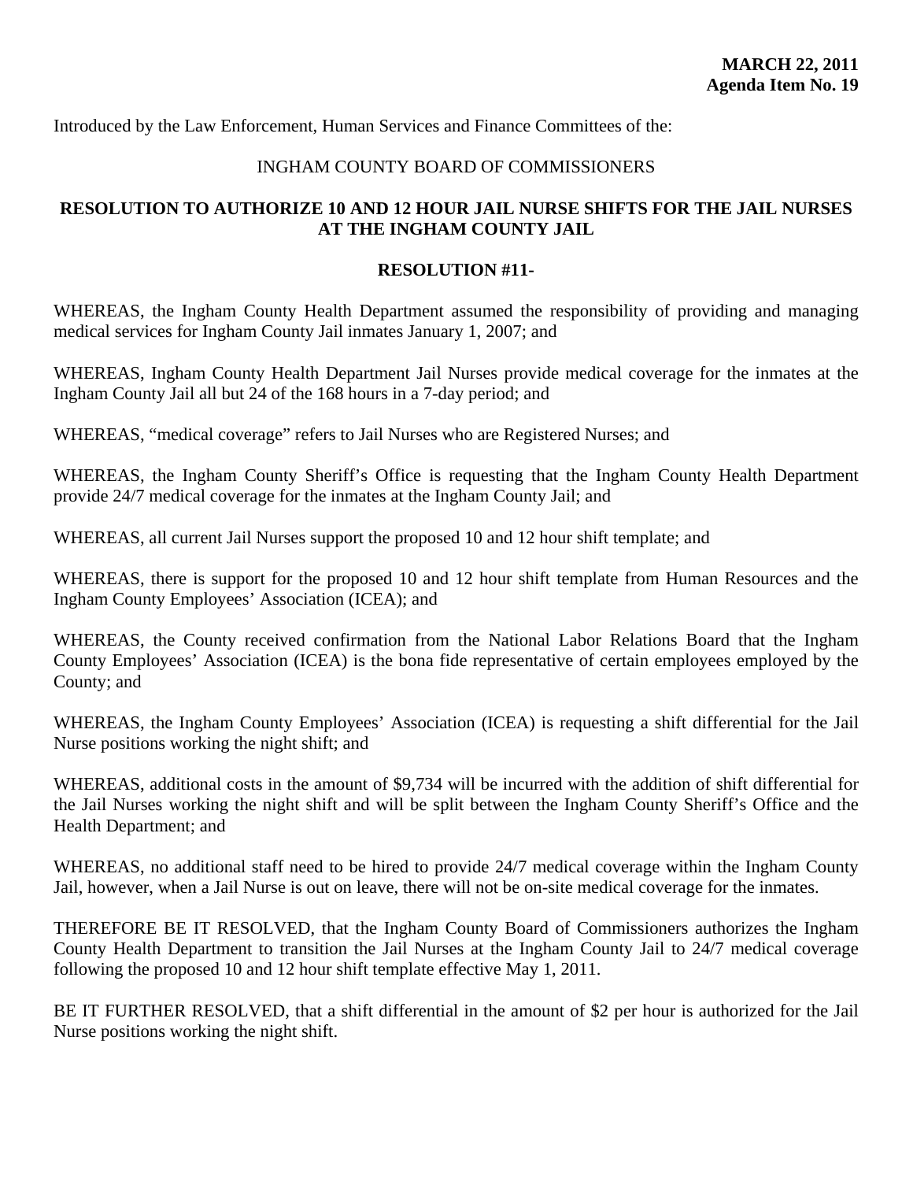**MARCH 22, 2011**
**Agenda Item No. 19**

Introduced by the Law Enforcement, Human Services and Finance Committees of the:

INGHAM COUNTY BOARD OF COMMISSIONERS

**RESOLUTION TO AUTHORIZE 10 AND 12 HOUR JAIL NURSE SHIFTS FOR THE JAIL NURSES AT THE INGHAM COUNTY JAIL**

**RESOLUTION #11-**

WHEREAS, the Ingham County Health Department assumed the responsibility of providing and managing medical services for Ingham County Jail inmates January 1, 2007; and

WHEREAS, Ingham County Health Department Jail Nurses provide medical coverage for the inmates at the Ingham County Jail all but 24 of the 168 hours in a 7-day period; and

WHEREAS, "medical coverage" refers to Jail Nurses who are Registered Nurses; and

WHEREAS, the Ingham County Sheriff's Office is requesting that the Ingham County Health Department provide 24/7 medical coverage for the inmates at the Ingham County Jail; and

WHEREAS, all current Jail Nurses support the proposed 10 and 12 hour shift template; and

WHEREAS, there is support for the proposed 10 and 12 hour shift template from Human Resources and the Ingham County Employees' Association (ICEA); and

WHEREAS, the County received confirmation from the National Labor Relations Board that the Ingham County Employees' Association (ICEA) is the bona fide representative of certain employees employed by the County; and

WHEREAS, the Ingham County Employees' Association (ICEA) is requesting a shift differential for the Jail Nurse positions working the night shift; and

WHEREAS, additional costs in the amount of $9,734 will be incurred with the addition of shift differential for the Jail Nurses working the night shift and will be split between the Ingham County Sheriff's Office and the Health Department; and

WHEREAS, no additional staff need to be hired to provide 24/7 medical coverage within the Ingham County Jail, however, when a Jail Nurse is out on leave, there will not be on-site medical coverage for the inmates.

THEREFORE BE IT RESOLVED, that the Ingham County Board of Commissioners authorizes the Ingham County Health Department to transition the Jail Nurses at the Ingham County Jail to 24/7 medical coverage following the proposed 10 and 12 hour shift template effective May 1, 2011.

BE IT FURTHER RESOLVED, that a shift differential in the amount of $2 per hour is authorized for the Jail Nurse positions working the night shift.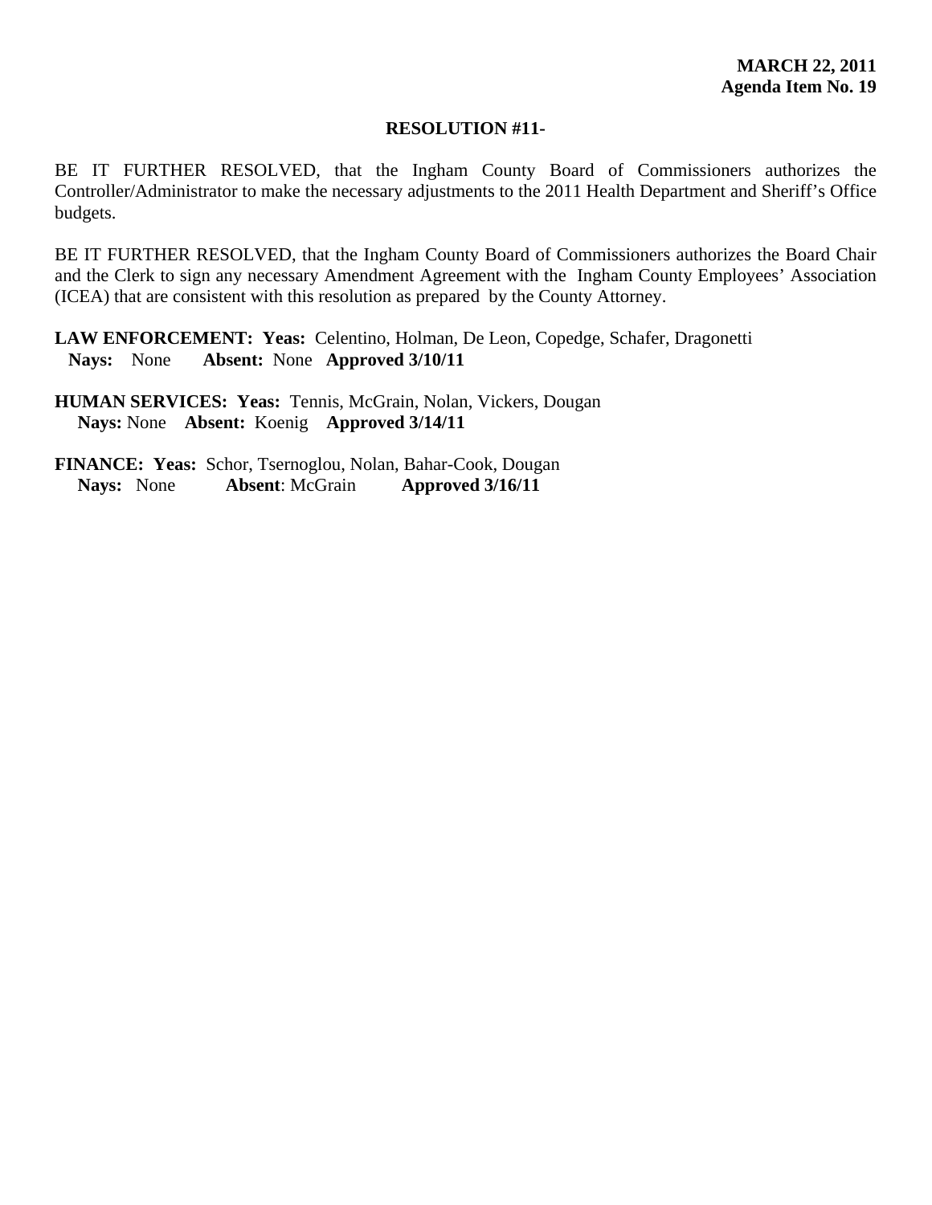**MARCH 22, 2011**
**Agenda Item No. 19**

**RESOLUTION #11-**

BE IT FURTHER RESOLVED, that the Ingham County Board of Commissioners authorizes the Controller/Administrator to make the necessary adjustments to the 2011 Health Department and Sheriff's Office budgets.

BE IT FURTHER RESOLVED, that the Ingham County Board of Commissioners authorizes the Board Chair and the Clerk to sign any necessary Amendment Agreement with the Ingham County Employees' Association (ICEA) that are consistent with this resolution as prepared by the County Attorney.

**LAW ENFORCEMENT: Yeas:** Celentino, Holman, De Leon, Copedge, Schafer, Dragonetti
**Nays:** None **Absent:** None **Approved 3/10/11**

**HUMAN SERVICES: Yeas:** Tennis, McGrain, Nolan, Vickers, Dougan
**Nays:** None **Absent:** Koenig **Approved 3/14/11**

**FINANCE: Yeas:** Schor, Tsernoglou, Nolan, Bahar-Cook, Dougan
**Nays:** None **Absent**: McGrain **Approved 3/16/11**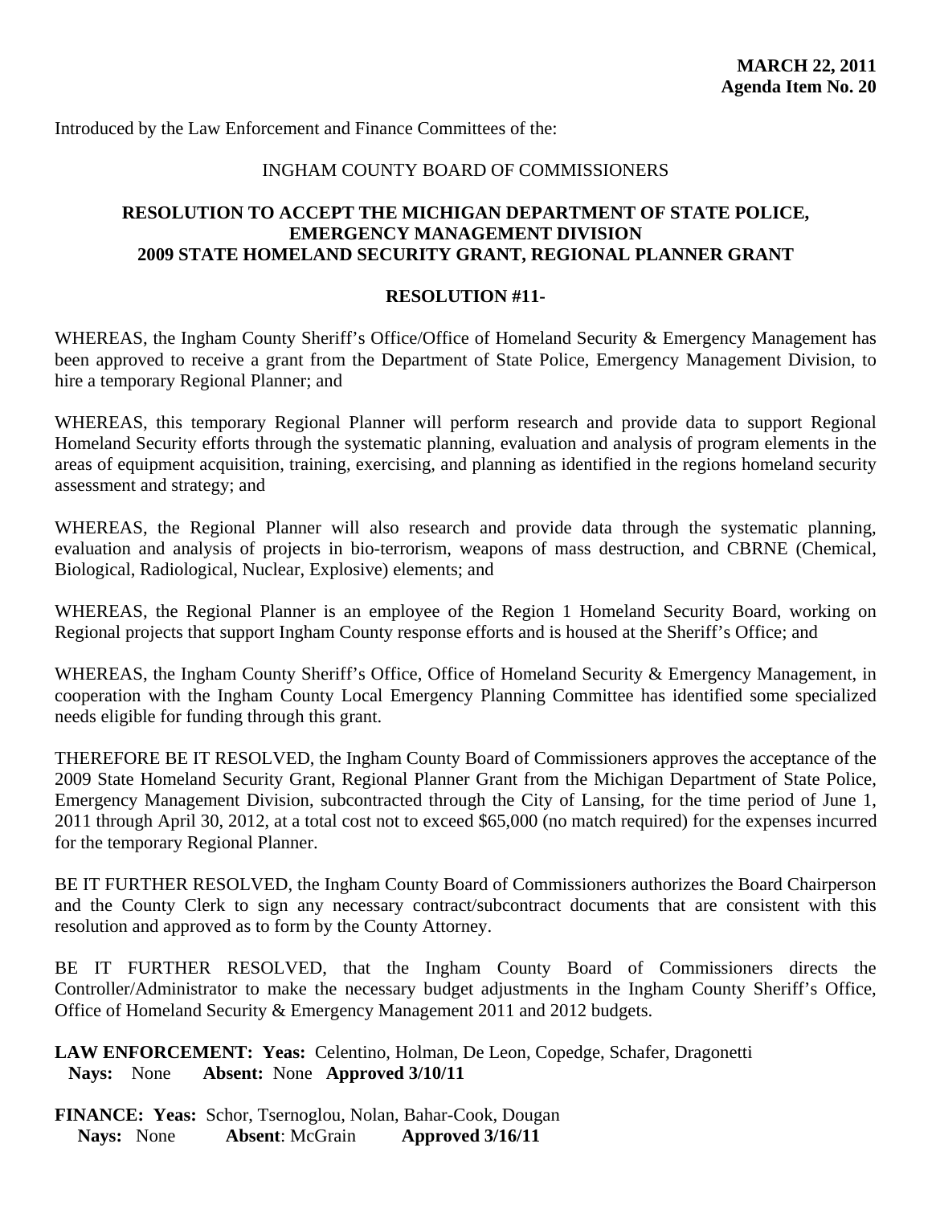**MARCH 22, 2011**
**Agenda Item No. 20**

Introduced by the Law Enforcement and Finance Committees of the:

INGHAM COUNTY BOARD OF COMMISSIONERS

## RESOLUTION TO ACCEPT THE MICHIGAN DEPARTMENT OF STATE POLICE, EMERGENCY MANAGEMENT DIVISION 2009 STATE HOMELAND SECURITY GRANT, REGIONAL PLANNER GRANT

**RESOLUTION #11-**

WHEREAS, the Ingham County Sheriff's Office/Office of Homeland Security & Emergency Management has been approved to receive a grant from the Department of State Police, Emergency Management Division, to hire a temporary Regional Planner; and

WHEREAS, this temporary Regional Planner will perform research and provide data to support Regional Homeland Security efforts through the systematic planning, evaluation and analysis of program elements in the areas of equipment acquisition, training, exercising, and planning as identified in the regions homeland security assessment and strategy; and

WHEREAS, the Regional Planner will also research and provide data through the systematic planning, evaluation and analysis of projects in bio-terrorism, weapons of mass destruction, and CBRNE (Chemical, Biological, Radiological, Nuclear, Explosive) elements; and

WHEREAS, the Regional Planner is an employee of the Region 1 Homeland Security Board, working on Regional projects that support Ingham County response efforts and is housed at the Sheriff's Office; and

WHEREAS, the Ingham County Sheriff's Office, Office of Homeland Security & Emergency Management, in cooperation with the Ingham County Local Emergency Planning Committee has identified some specialized needs eligible for funding through this grant.

THEREFORE BE IT RESOLVED, the Ingham County Board of Commissioners approves the acceptance of the 2009 State Homeland Security Grant, Regional Planner Grant from the Michigan Department of State Police, Emergency Management Division, subcontracted through the City of Lansing, for the time period of June 1, 2011 through April 30, 2012, at a total cost not to exceed $65,000 (no match required) for the expenses incurred for the temporary Regional Planner.

BE IT FURTHER RESOLVED, the Ingham County Board of Commissioners authorizes the Board Chairperson and the County Clerk to sign any necessary contract/subcontract documents that are consistent with this resolution and approved as to form by the County Attorney.

BE IT FURTHER RESOLVED, that the Ingham County Board of Commissioners directs the Controller/Administrator to make the necessary budget adjustments in the Ingham County Sheriff's Office, Office of Homeland Security & Emergency Management 2011 and 2012 budgets.

**LAW ENFORCEMENT: Yeas:** Celentino, Holman, De Leon, Copedge, Schafer, Dragonetti
**Nays:** None **Absent:** None **Approved 3/10/11**

**FINANCE: Yeas:** Schor, Tsernoglou, Nolan, Bahar-Cook, Dougan
**Nays:** None **Absent**: McGrain **Approved 3/16/11**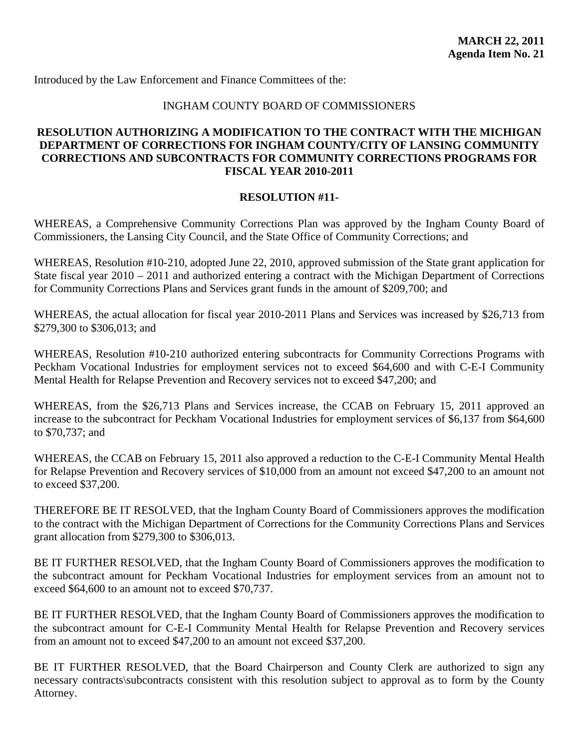**MARCH 22, 2011**
**Agenda Item No. 21**

Introduced by the Law Enforcement and Finance Committees of the:

INGHAM COUNTY BOARD OF COMMISSIONERS

**RESOLUTION AUTHORIZING A MODIFICATION TO THE CONTRACT WITH THE MICHIGAN DEPARTMENT OF CORRECTIONS FOR INGHAM COUNTY/CITY OF LANSING COMMUNITY CORRECTIONS AND SUBCONTRACTS FOR COMMUNITY CORRECTIONS PROGRAMS FOR FISCAL YEAR 2010-2011**

**RESOLUTION #11-**

WHEREAS, a Comprehensive Community Corrections Plan was approved by the Ingham County Board of Commissioners, the Lansing City Council, and the State Office of Community Corrections; and

WHEREAS, Resolution #10-210, adopted June 22, 2010, approved submission of the State grant application for State fiscal year 2010 – 2011 and authorized entering a contract with the Michigan Department of Corrections for Community Corrections Plans and Services grant funds in the amount of $209,700; and

WHEREAS, the actual allocation for fiscal year 2010-2011 Plans and Services was increased by $26,713 from $279,300 to $306,013; and

WHEREAS, Resolution #10-210 authorized entering subcontracts for Community Corrections Programs with Peckham Vocational Industries for employment services not to exceed $64,600 and with C-E-I Community Mental Health for Relapse Prevention and Recovery services not to exceed $47,200; and

WHEREAS, from the $26,713 Plans and Services increase, the CCAB on February 15, 2011 approved an increase to the subcontract for Peckham Vocational Industries for employment services of $6,137 from $64,600 to $70,737; and

WHEREAS, the CCAB on February 15, 2011 also approved a reduction to the C-E-I Community Mental Health for Relapse Prevention and Recovery services of $10,000 from an amount not exceed $47,200 to an amount not to exceed $37,200.

THEREFORE BE IT RESOLVED, that the Ingham County Board of Commissioners approves the modification to the contract with the Michigan Department of Corrections for the Community Corrections Plans and Services grant allocation from $279,300 to $306,013.

BE IT FURTHER RESOLVED, that the Ingham County Board of Commissioners approves the modification to the subcontract amount for Peckham Vocational Industries for employment services from an amount not to exceed $64,600 to an amount not to exceed $70,737.

BE IT FURTHER RESOLVED, that the Ingham County Board of Commissioners approves the modification to the subcontract amount for C-E-I Community Mental Health for Relapse Prevention and Recovery services from an amount not to exceed $47,200 to an amount not exceed $37,200.

BE IT FURTHER RESOLVED, that the Board Chairperson and County Clerk are authorized to sign any necessary contracts\subcontracts consistent with this resolution subject to approval as to form by the County Attorney.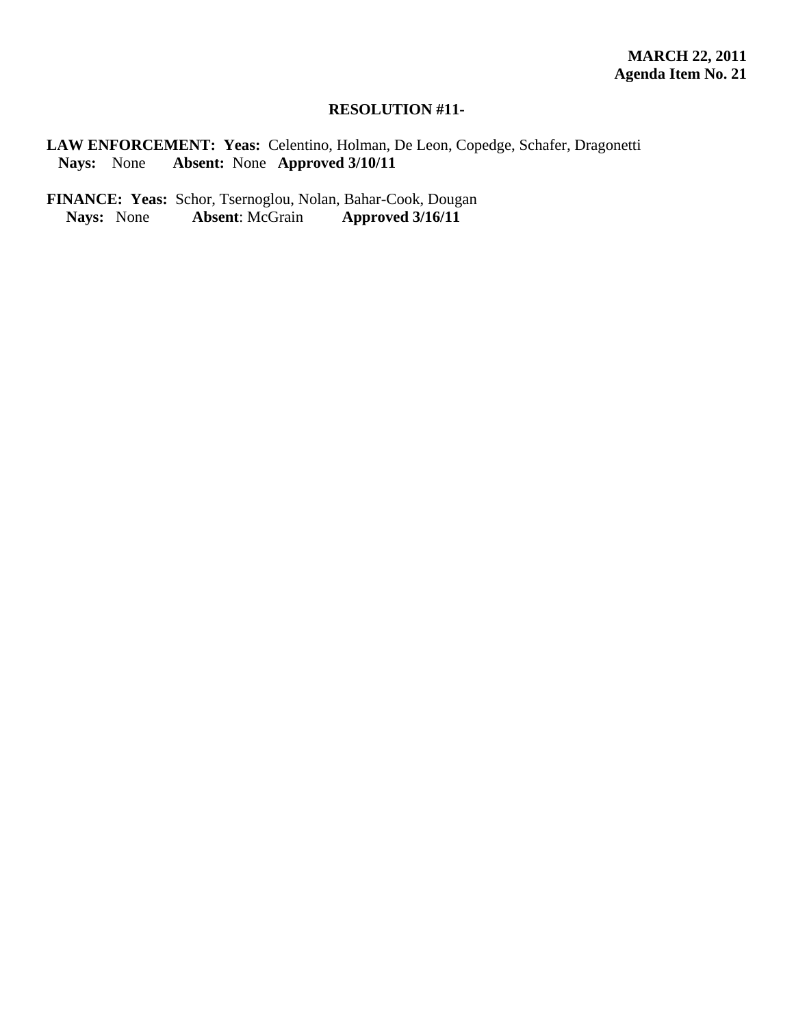**MARCH 22, 2011**
**Agenda Item No. 21**

**RESOLUTION #11-**

**LAW ENFORCEMENT: Yeas:** Celentino, Holman, De Leon, Copedge, Schafer, Dragonetti
**Nays:** None **Absent:** None **Approved 3/10/11**

**FINANCE: Yeas:** Schor, Tsernoglou, Nolan, Bahar-Cook, Dougan
**Nays:** None **Absent**: McGrain **Approved 3/16/11**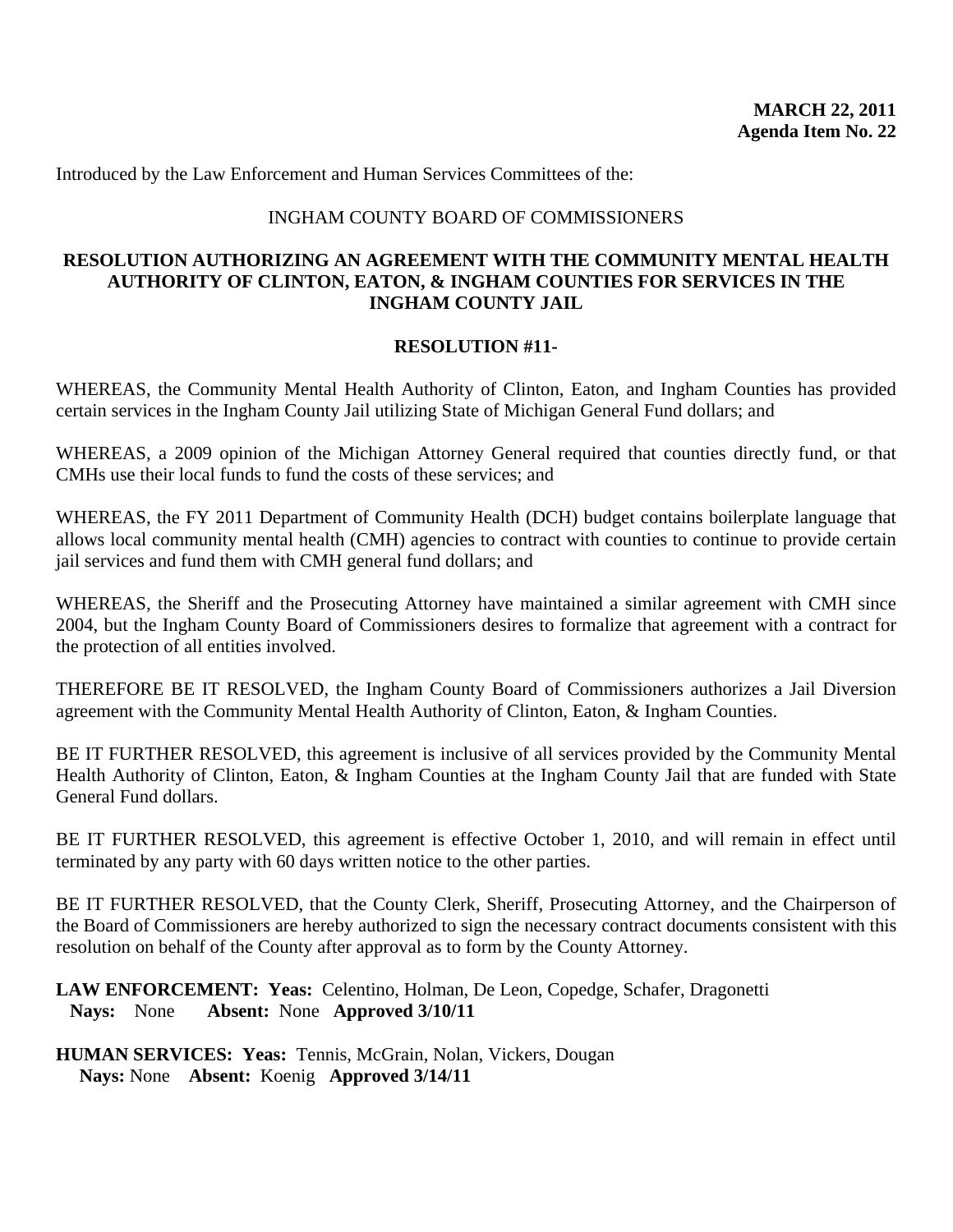**MARCH 22, 2011**
**Agenda Item No. 22**

Introduced by the Law Enforcement and Human Services Committees of the:

INGHAM COUNTY BOARD OF COMMISSIONERS

## RESOLUTION AUTHORIZING AN AGREEMENT WITH THE COMMUNITY MENTAL HEALTH AUTHORITY OF CLINTON, EATON, & INGHAM COUNTIES FOR SERVICES IN THE INGHAM COUNTY JAIL

**RESOLUTION #11-**

WHEREAS, the Community Mental Health Authority of Clinton, Eaton, and Ingham Counties has provided certain services in the Ingham County Jail utilizing State of Michigan General Fund dollars; and

WHEREAS, a 2009 opinion of the Michigan Attorney General required that counties directly fund, or that CMHs use their local funds to fund the costs of these services; and

WHEREAS, the FY 2011 Department of Community Health (DCH) budget contains boilerplate language that allows local community mental health (CMH) agencies to contract with counties to continue to provide certain jail services and fund them with CMH general fund dollars; and

WHEREAS, the Sheriff and the Prosecuting Attorney have maintained a similar agreement with CMH since 2004, but the Ingham County Board of Commissioners desires to formalize that agreement with a contract for the protection of all entities involved.

THEREFORE BE IT RESOLVED, the Ingham County Board of Commissioners authorizes a Jail Diversion agreement with the Community Mental Health Authority of Clinton, Eaton, & Ingham Counties.

BE IT FURTHER RESOLVED, this agreement is inclusive of all services provided by the Community Mental Health Authority of Clinton, Eaton, & Ingham Counties at the Ingham County Jail that are funded with State General Fund dollars.

BE IT FURTHER RESOLVED, this agreement is effective October 1, 2010, and will remain in effect until terminated by any party with 60 days written notice to the other parties.

BE IT FURTHER RESOLVED, that the County Clerk, Sheriff, Prosecuting Attorney, and the Chairperson of the Board of Commissioners are hereby authorized to sign the necessary contract documents consistent with this resolution on behalf of the County after approval as to form by the County Attorney.

**LAW ENFORCEMENT: Yeas:** Celentino, Holman, De Leon, Copedge, Schafer, Dragonetti
**Nays:** None **Absent:** None **Approved 3/10/11**

**HUMAN SERVICES: Yeas:** Tennis, McGrain, Nolan, Vickers, Dougan
**Nays:** None **Absent:** Koenig **Approved 3/14/11**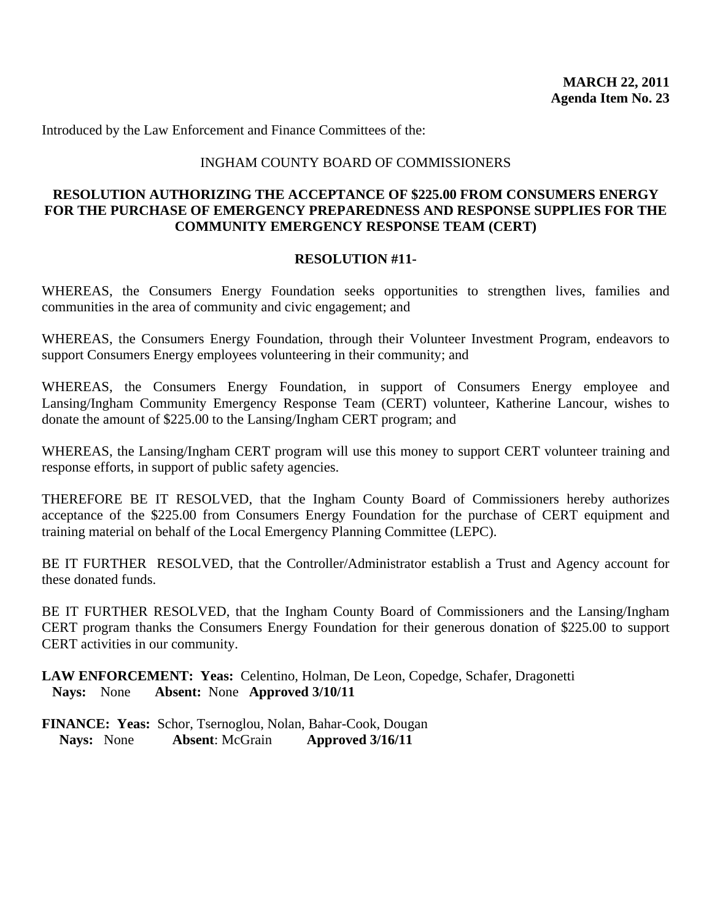**MARCH 22, 2011**
**Agenda Item No. 23**

Introduced by the Law Enforcement and Finance Committees of the:

INGHAM COUNTY BOARD OF COMMISSIONERS

**RESOLUTION AUTHORIZING THE ACCEPTANCE OF $225.00 FROM CONSUMERS ENERGY FOR THE PURCHASE OF EMERGENCY PREPAREDNESS AND RESPONSE SUPPLIES FOR THE COMMUNITY EMERGENCY RESPONSE TEAM (CERT)**

**RESOLUTION #11-**

WHEREAS, the Consumers Energy Foundation seeks opportunities to strengthen lives, families and communities in the area of community and civic engagement; and

WHEREAS, the Consumers Energy Foundation, through their Volunteer Investment Program, endeavors to support Consumers Energy employees volunteering in their community; and

WHEREAS, the Consumers Energy Foundation, in support of Consumers Energy employee and Lansing/Ingham Community Emergency Response Team (CERT) volunteer, Katherine Lancour, wishes to donate the amount of $225.00 to the Lansing/Ingham CERT program; and

WHEREAS, the Lansing/Ingham CERT program will use this money to support CERT volunteer training and response efforts, in support of public safety agencies.

THEREFORE BE IT RESOLVED, that the Ingham County Board of Commissioners hereby authorizes acceptance of the $225.00 from Consumers Energy Foundation for the purchase of CERT equipment and training material on behalf of the Local Emergency Planning Committee (LEPC).

BE IT FURTHER RESOLVED, that the Controller/Administrator establish a Trust and Agency account for these donated funds.

BE IT FURTHER RESOLVED, that the Ingham County Board of Commissioners and the Lansing/Ingham CERT program thanks the Consumers Energy Foundation for their generous donation of $225.00 to support CERT activities in our community.

**LAW ENFORCEMENT: Yeas:** Celentino, Holman, De Leon, Copedge, Schafer, Dragonetti
**Nays:** None **Absent:** None **Approved 3/10/11**

**FINANCE: Yeas:** Schor, Tsernoglou, Nolan, Bahar-Cook, Dougan
**Nays:** None **Absent**: McGrain **Approved 3/16/11**